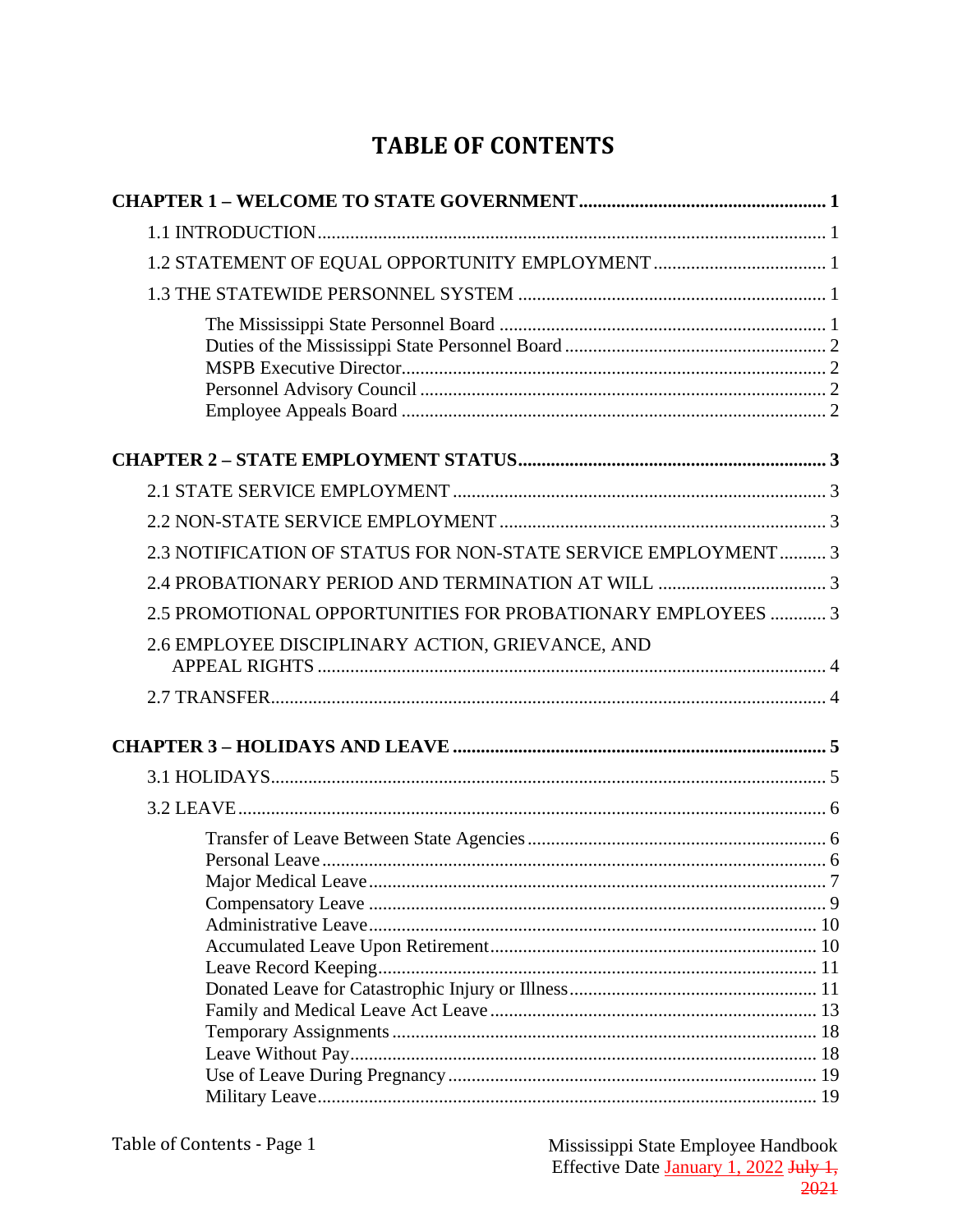# TABLE OF CONTENTS

**CHAPTER 1 – WELCOME TO STATE GOVERNMENT** .......... 1

1.1 INTRODUCTION .......... 1

1.2 STATEMENT OF EQUAL OPPORTUNITY EMPLOYMENT .......... 1

1.3 THE STATEWIDE PERSONNEL SYSTEM .......... 1

- The Mississippi State Personnel Board .......... 1
- Duties of the Mississippi State Personnel Board .......... 2
- MSPB Executive Director .......... 2
- Personnel Advisory Council .......... 2
- Employee Appeals Board .......... 2

**CHAPTER 2 – STATE EMPLOYMENT STATUS** .......... 3

2.1 STATE SERVICE EMPLOYMENT .......... 3

2.2 NON-STATE SERVICE EMPLOYMENT .......... 3

2.3 NOTIFICATION OF STATUS FOR NON-STATE SERVICE EMPLOYMENT .......... 3

2.4 PROBATIONARY PERIOD AND TERMINATION AT WILL .......... 3

2.5 PROMOTIONAL OPPORTUNITIES FOR PROBATIONARY EMPLOYEES .......... 3

2.6 EMPLOYEE DISCIPLINARY ACTION, GRIEVANCE, AND APPEAL RIGHTS .......... 4

2.7 TRANSFER .......... 4

**CHAPTER 3 – HOLIDAYS AND LEAVE** .......... 5

3.1 HOLIDAYS .......... 5

3.2 LEAVE .......... 6

- Transfer of Leave Between State Agencies .......... 6
- Personal Leave .......... 6
- Major Medical Leave .......... 7
- Compensatory Leave .......... 9
- Administrative Leave .......... 10
- Accumulated Leave Upon Retirement .......... 10
- Leave Record Keeping .......... 11
- Donated Leave for Catastrophic Injury or Illness .......... 11
- Family and Medical Leave Act Leave .......... 13
- Temporary Assignments .......... 18
- Leave Without Pay .......... 18
- Use of Leave During Pregnancy .......... 19
- Military Leave .......... 19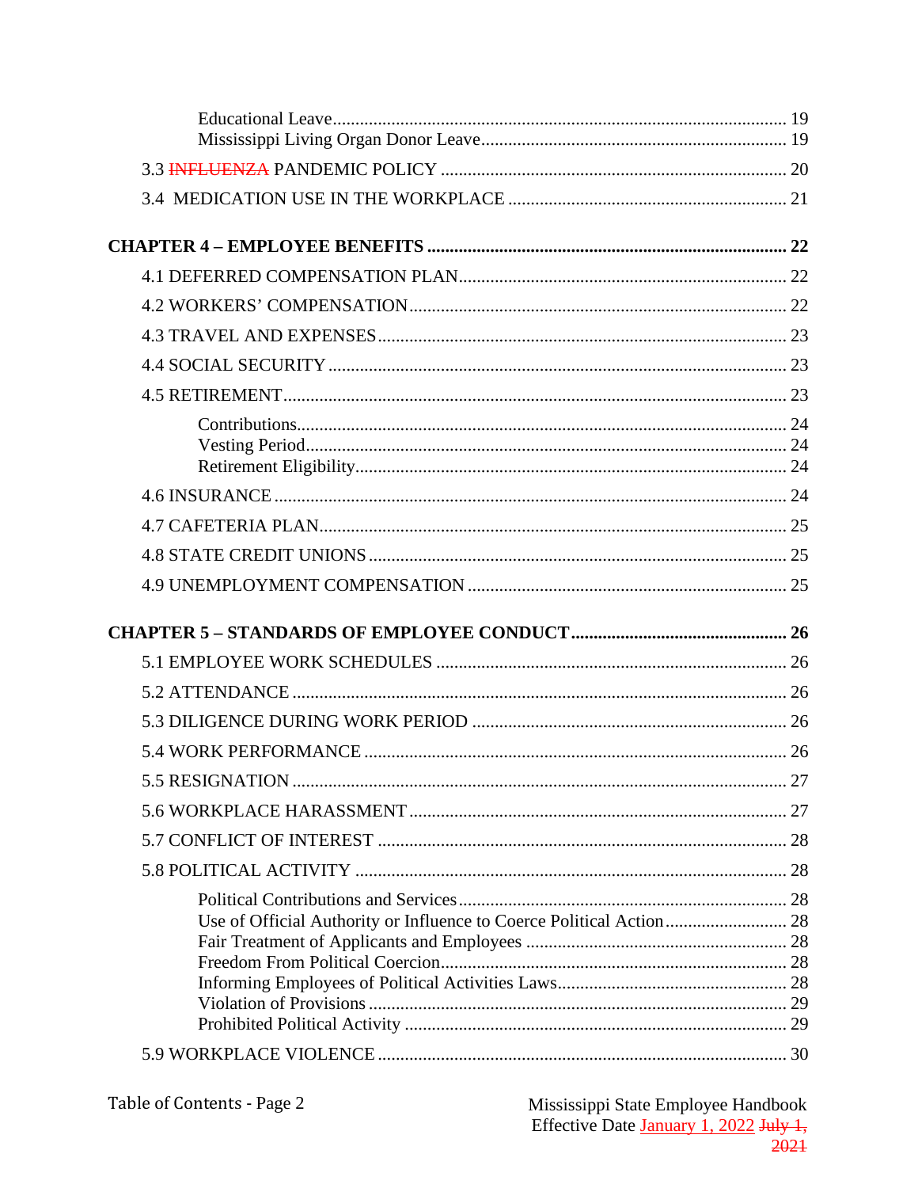Educational Leave ..... 19
Mississippi Living Organ Donor Leave ..... 19

3.3 ~~INFLUENZA~~ PANDEMIC POLICY ..... 20

3.4 MEDICATION USE IN THE WORKPLACE ..... 21

**CHAPTER 4 – EMPLOYEE BENEFITS ..... 22**

4.1 DEFERRED COMPENSATION PLAN ..... 22

4.2 WORKERS' COMPENSATION ..... 22

4.3 TRAVEL AND EXPENSES ..... 23

4.4 SOCIAL SECURITY ..... 23

4.5 RETIREMENT ..... 23

Contributions ..... 24
Vesting Period ..... 24
Retirement Eligibility ..... 24

4.6 INSURANCE ..... 24

4.7 CAFETERIA PLAN ..... 25

4.8 STATE CREDIT UNIONS ..... 25

4.9 UNEMPLOYMENT COMPENSATION ..... 25

**CHAPTER 5 – STANDARDS OF EMPLOYEE CONDUCT ..... 26**

5.1 EMPLOYEE WORK SCHEDULES ..... 26

5.2 ATTENDANCE ..... 26

5.3 DILIGENCE DURING WORK PERIOD ..... 26

5.4 WORK PERFORMANCE ..... 26

5.5 RESIGNATION ..... 27

5.6 WORKPLACE HARASSMENT ..... 27

5.7 CONFLICT OF INTEREST ..... 28

5.8 POLITICAL ACTIVITY ..... 28

Political Contributions and Services ..... 28
Use of Official Authority or Influence to Coerce Political Action ..... 28
Fair Treatment of Applicants and Employees ..... 28
Freedom From Political Coercion ..... 28
Informing Employees of Political Activities Laws ..... 28
Violation of Provisions ..... 29
Prohibited Political Activity ..... 29

5.9 WORKPLACE VIOLENCE ..... 30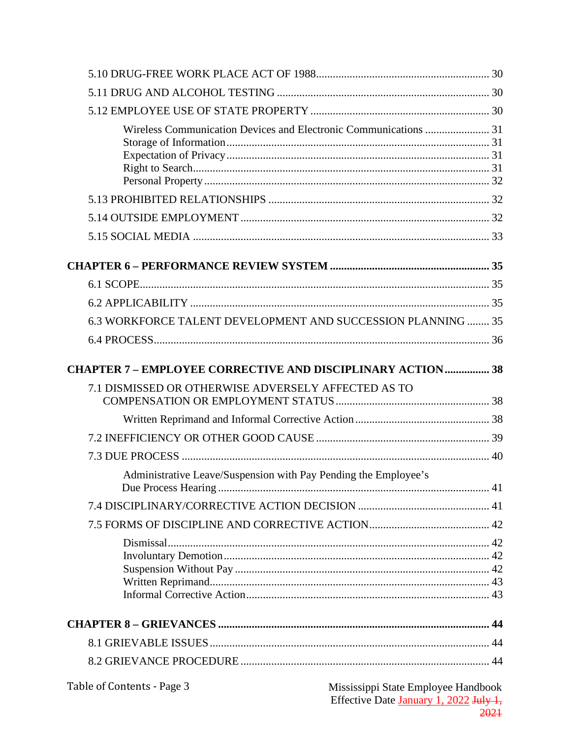5.10 DRUG-FREE WORK PLACE ACT OF 1988 .......... 30

5.11 DRUG AND ALCOHOL TESTING .......... 30

5.12 EMPLOYEE USE OF STATE PROPERTY .......... 30

- Wireless Communication Devices and Electronic Communications .......... 31
- Storage of Information .......... 31
- Expectation of Privacy .......... 31
- Right to Search .......... 31
- Personal Property .......... 32

5.13 PROHIBITED RELATIONSHIPS .......... 32

5.14 OUTSIDE EMPLOYMENT .......... 32

5.15 SOCIAL MEDIA .......... 33

**CHAPTER 6 – PERFORMANCE REVIEW SYSTEM .......... 35**

6.1 SCOPE .......... 35

6.2 APPLICABILITY .......... 35

6.3 WORKFORCE TALENT DEVELOPMENT AND SUCCESSION PLANNING .......... 35

6.4 PROCESS .......... 36

**CHAPTER 7 – EMPLOYEE CORRECTIVE AND DISCIPLINARY ACTION .......... 38**

7.1 DISMISSED OR OTHERWISE ADVERSELY AFFECTED AS TO COMPENSATION OR EMPLOYMENT STATUS .......... 38

- Written Reprimand and Informal Corrective Action .......... 38

7.2 INEFFICIENCY OR OTHER GOOD CAUSE .......... 39

7.3 DUE PROCESS .......... 40

- Administrative Leave/Suspension with Pay Pending the Employee's Due Process Hearing .......... 41

7.4 DISCIPLINARY/CORRECTIVE ACTION DECISION .......... 41

7.5 FORMS OF DISCIPLINE AND CORRECTIVE ACTION .......... 42

- Dismissal .......... 42
- Involuntary Demotion .......... 42
- Suspension Without Pay .......... 42
- Written Reprimand .......... 43
- Informal Corrective Action .......... 43

**CHAPTER 8 – GRIEVANCES .......... 44**

8.1 GRIEVABLE ISSUES .......... 44

8.2 GRIEVANCE PROCEDURE .......... 44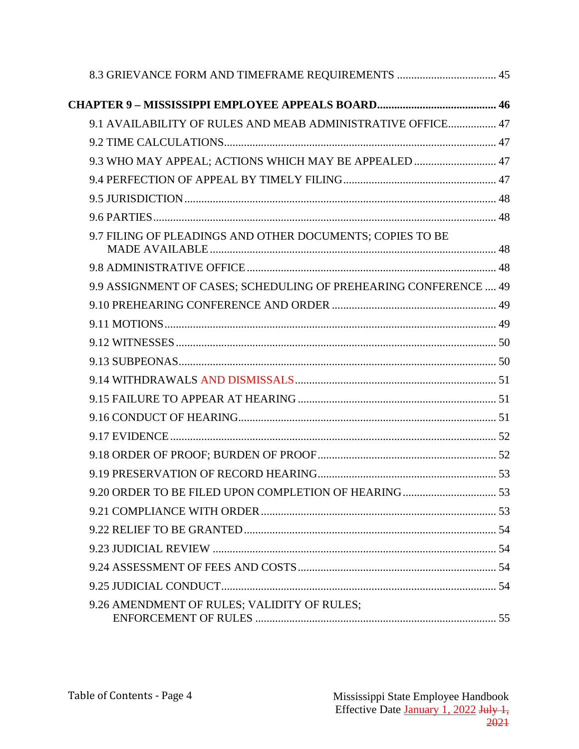8.3 GRIEVANCE FORM AND TIMEFRAME REQUIREMENTS ................................... 45

**CHAPTER 9 – MISSISSIPPI EMPLOYEE APPEALS BOARD.......................................... 46**

9.1 AVAILABILITY OF RULES AND MEAB ADMINISTRATIVE OFFICE................. 47

9.2 TIME CALCULATIONS............................................................................................ 47

9.3 WHO MAY APPEAL; ACTIONS WHICH MAY BE APPEALED ............................ 47

9.4 PERFECTION OF APPEAL BY TIMELY FILING..................................................... 47

9.5 JURISDICTION.......................................................................................................... 48

9.6 PARTIES..................................................................................................................... 48

9.7 FILING OF PLEADINGS AND OTHER DOCUMENTS; COPIES TO BE MADE AVAILABLE ..................................................................................................... 48

9.8 ADMINISTRATIVE OFFICE ..................................................................................... 48

9.9 ASSIGNMENT OF CASES; SCHEDULING OF PREHEARING CONFERENCE .... 49

9.10 PREHEARING CONFERENCE AND ORDER ......................................................... 49

9.11 MOTIONS.................................................................................................................. 49

9.12 WITNESSES .............................................................................................................. 50

9.13 SUBPEONAS.............................................................................................................. 50

9.14 WITHDRAWALS AND DISMISSALS...................................................................... 51

9.15 FAILURE TO APPEAR AT HEARING .................................................................... 51

9.16 CONDUCT OF HEARING.......................................................................................... 51

9.17 EVIDENCE ................................................................................................................. 52

9.18 ORDER OF PROOF; BURDEN OF PROOF.............................................................. 52

9.19 PRESERVATION OF RECORD HEARING.............................................................. 53

9.20 ORDER TO BE FILED UPON COMPLETION OF HEARING ................................ 53

9.21 COMPLIANCE WITH ORDER .................................................................................. 53

9.22 RELIEF TO BE GRANTED ........................................................................................ 54

9.23 JUDICIAL REVIEW ................................................................................................... 54

9.24 ASSESSMENT OF FEES AND COSTS..................................................................... 54

9.25 JUDICIAL CONDUCT................................................................................................ 54

9.26 AMENDMENT OF RULES; VALIDITY OF RULES; ENFORCEMENT OF RULES ..................................................................................... 55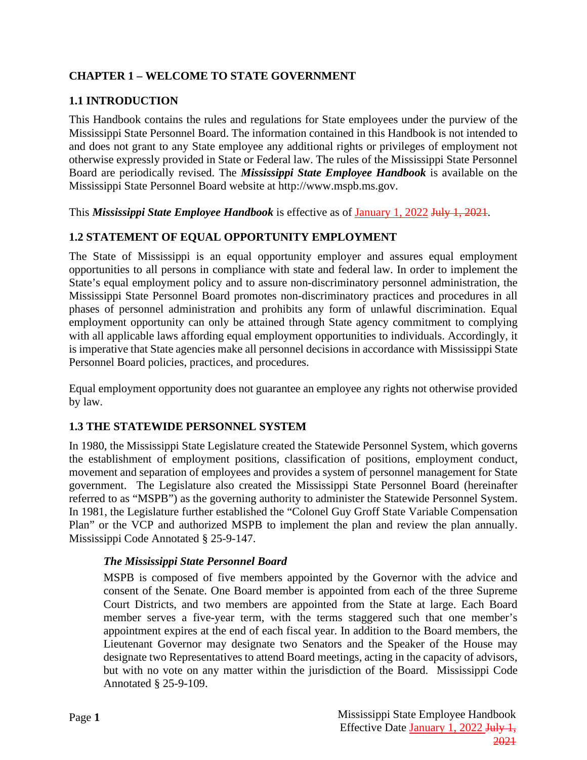## CHAPTER 1 – WELCOME TO STATE GOVERNMENT

### 1.1 INTRODUCTION

This Handbook contains the rules and regulations for State employees under the purview of the Mississippi State Personnel Board. The information contained in this Handbook is not intended to and does not grant to any State employee any additional rights or privileges of employment not otherwise expressly provided in State or Federal law. The rules of the Mississippi State Personnel Board are periodically revised. The ***Mississippi State Employee Handbook*** is available on the Mississippi State Personnel Board website at http://www.mspb.ms.gov.

This ***Mississippi State Employee Handbook*** is effective as of January 1, 2022 ~~July 1, 2021~~.

### 1.2 STATEMENT OF EQUAL OPPORTUNITY EMPLOYMENT

The State of Mississippi is an equal opportunity employer and assures equal employment opportunities to all persons in compliance with state and federal law. In order to implement the State's equal employment policy and to assure non-discriminatory personnel administration, the Mississippi State Personnel Board promotes non-discriminatory practices and procedures in all phases of personnel administration and prohibits any form of unlawful discrimination. Equal employment opportunity can only be attained through State agency commitment to complying with all applicable laws affording equal employment opportunities to individuals. Accordingly, it is imperative that State agencies make all personnel decisions in accordance with Mississippi State Personnel Board policies, practices, and procedures.

Equal employment opportunity does not guarantee an employee any rights not otherwise provided by law.

### 1.3 THE STATEWIDE PERSONNEL SYSTEM

In 1980, the Mississippi State Legislature created the Statewide Personnel System, which governs the establishment of employment positions, classification of positions, employment conduct, movement and separation of employees and provides a system of personnel management for State government. The Legislature also created the Mississippi State Personnel Board (hereinafter referred to as "MSPB") as the governing authority to administer the Statewide Personnel System. In 1981, the Legislature further established the "Colonel Guy Groff State Variable Compensation Plan" or the VCP and authorized MSPB to implement the plan and review the plan annually. Mississippi Code Annotated § 25-9-147.

***The Mississippi State Personnel Board***

MSPB is composed of five members appointed by the Governor with the advice and consent of the Senate. One Board member is appointed from each of the three Supreme Court Districts, and two members are appointed from the State at large. Each Board member serves a five-year term, with the terms staggered such that one member's appointment expires at the end of each fiscal year. In addition to the Board members, the Lieutenant Governor may designate two Senators and the Speaker of the House may designate two Representatives to attend Board meetings, acting in the capacity of advisors, but with no vote on any matter within the jurisdiction of the Board. Mississippi Code Annotated § 25-9-109.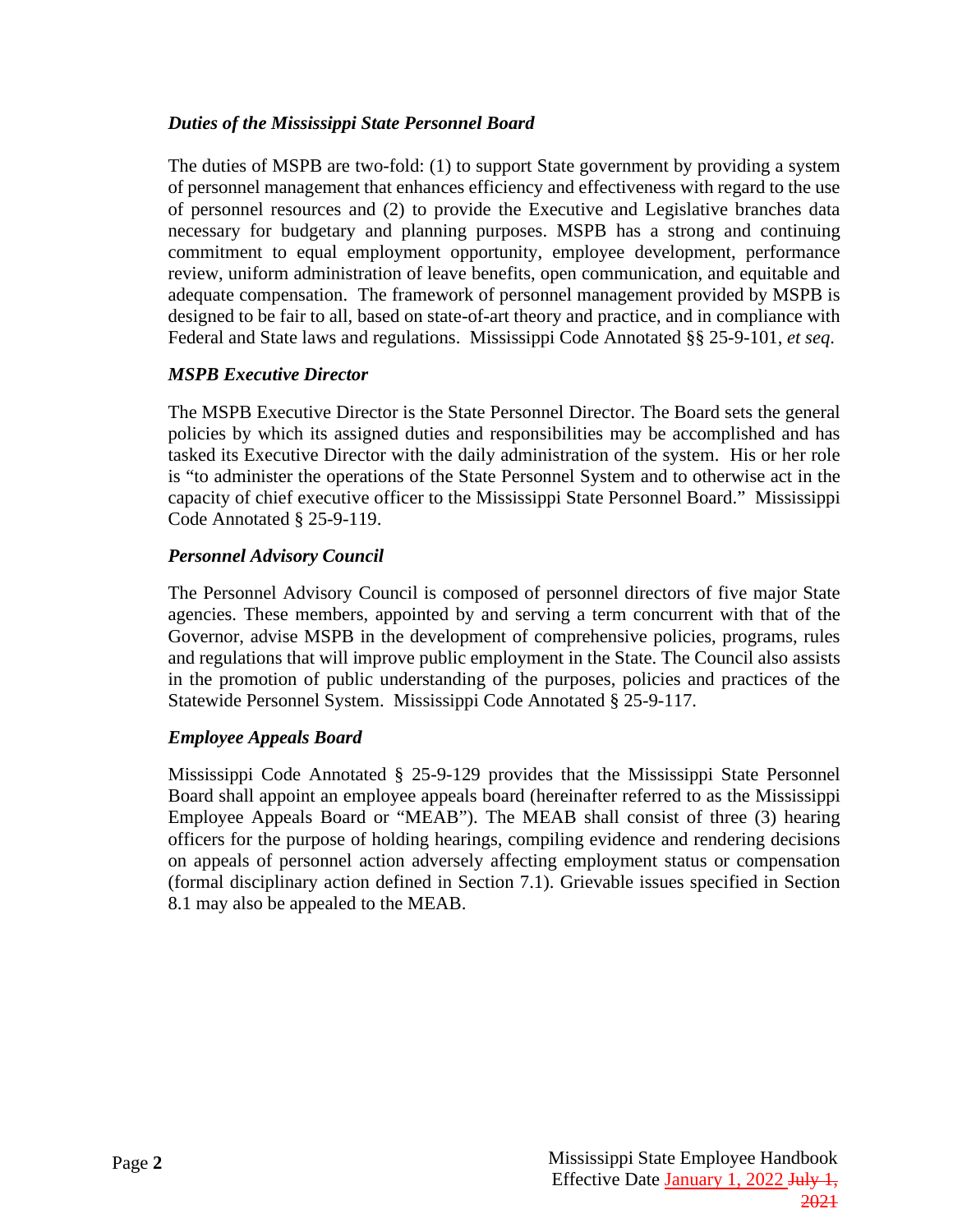### *Duties of the Mississippi State Personnel Board*

The duties of MSPB are two-fold: (1) to support State government by providing a system of personnel management that enhances efficiency and effectiveness with regard to the use of personnel resources and (2) to provide the Executive and Legislative branches data necessary for budgetary and planning purposes. MSPB has a strong and continuing commitment to equal employment opportunity, employee development, performance review, uniform administration of leave benefits, open communication, and equitable and adequate compensation. The framework of personnel management provided by MSPB is designed to be fair to all, based on state-of-art theory and practice, and in compliance with Federal and State laws and regulations. Mississippi Code Annotated §§ 25-9-101, *et seq.*

### *MSPB Executive Director*

The MSPB Executive Director is the State Personnel Director. The Board sets the general policies by which its assigned duties and responsibilities may be accomplished and has tasked its Executive Director with the daily administration of the system. His or her role is "to administer the operations of the State Personnel System and to otherwise act in the capacity of chief executive officer to the Mississippi State Personnel Board." Mississippi Code Annotated § 25-9-119.

### *Personnel Advisory Council*

The Personnel Advisory Council is composed of personnel directors of five major State agencies. These members, appointed by and serving a term concurrent with that of the Governor, advise MSPB in the development of comprehensive policies, programs, rules and regulations that will improve public employment in the State. The Council also assists in the promotion of public understanding of the purposes, policies and practices of the Statewide Personnel System. Mississippi Code Annotated § 25-9-117.

### *Employee Appeals Board*

Mississippi Code Annotated § 25-9-129 provides that the Mississippi State Personnel Board shall appoint an employee appeals board (hereinafter referred to as the Mississippi Employee Appeals Board or "MEAB"). The MEAB shall consist of three (3) hearing officers for the purpose of holding hearings, compiling evidence and rendering decisions on appeals of personnel action adversely affecting employment status or compensation (formal disciplinary action defined in Section 7.1). Grievable issues specified in Section 8.1 may also be appealed to the MEAB.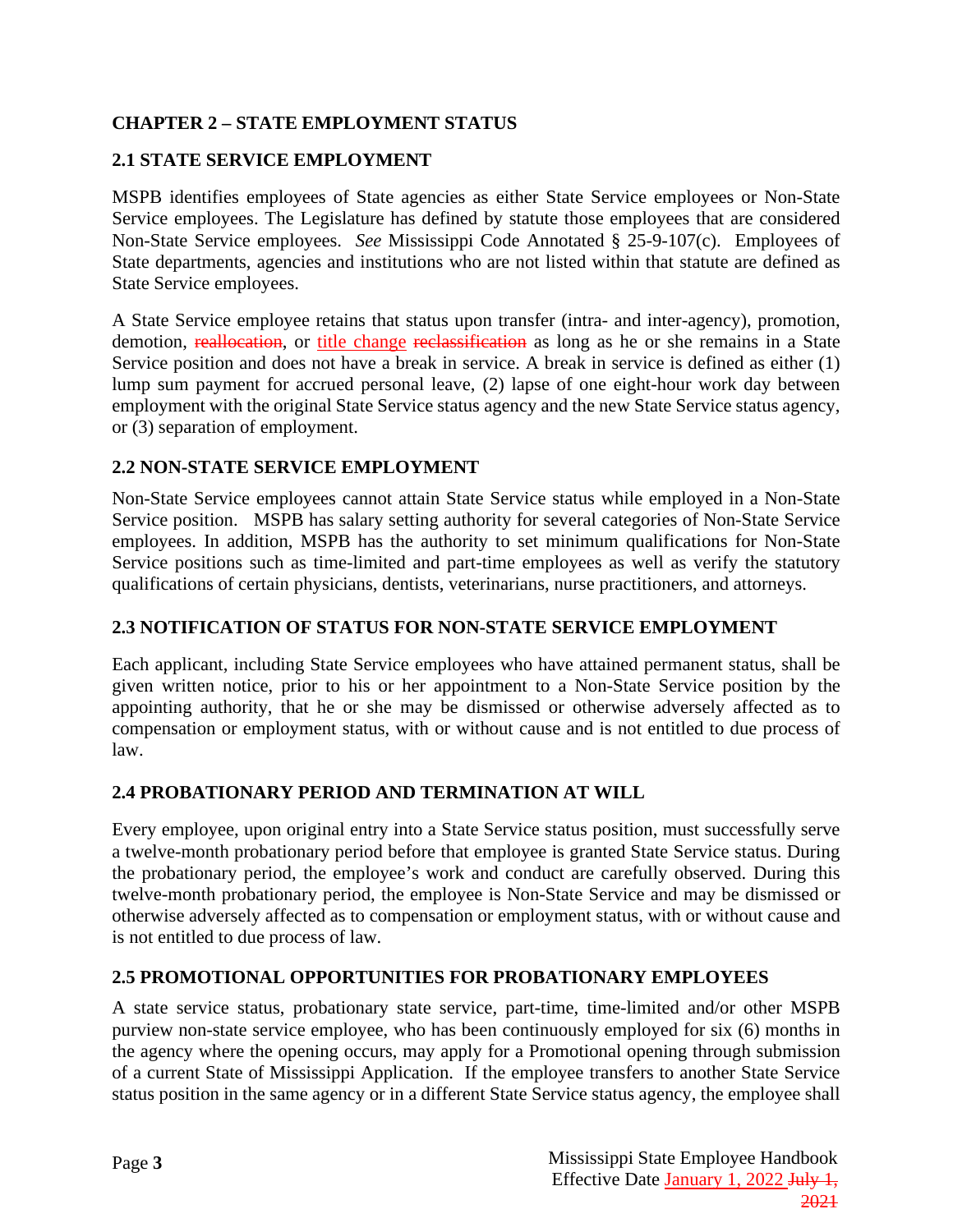## CHAPTER 2 – STATE EMPLOYMENT STATUS

### 2.1 STATE SERVICE EMPLOYMENT

MSPB identifies employees of State agencies as either State Service employees or Non-State Service employees. The Legislature has defined by statute those employees that are considered Non-State Service employees. *See* Mississippi Code Annotated § 25-9-107(c). Employees of State departments, agencies and institutions who are not listed within that statute are defined as State Service employees.

A State Service employee retains that status upon transfer (intra- and inter-agency), promotion, demotion, ~~reallocation~~, or title change ~~reclassification~~ as long as he or she remains in a State Service position and does not have a break in service. A break in service is defined as either (1) lump sum payment for accrued personal leave, (2) lapse of one eight-hour work day between employment with the original State Service status agency and the new State Service status agency, or (3) separation of employment.

### 2.2 NON-STATE SERVICE EMPLOYMENT

Non-State Service employees cannot attain State Service status while employed in a Non-State Service position. MSPB has salary setting authority for several categories of Non-State Service employees. In addition, MSPB has the authority to set minimum qualifications for Non-State Service positions such as time-limited and part-time employees as well as verify the statutory qualifications of certain physicians, dentists, veterinarians, nurse practitioners, and attorneys.

### 2.3 NOTIFICATION OF STATUS FOR NON-STATE SERVICE EMPLOYMENT

Each applicant, including State Service employees who have attained permanent status, shall be given written notice, prior to his or her appointment to a Non-State Service position by the appointing authority, that he or she may be dismissed or otherwise adversely affected as to compensation or employment status, with or without cause and is not entitled to due process of law.

### 2.4 PROBATIONARY PERIOD AND TERMINATION AT WILL

Every employee, upon original entry into a State Service status position, must successfully serve a twelve-month probationary period before that employee is granted State Service status. During the probationary period, the employee's work and conduct are carefully observed. During this twelve-month probationary period, the employee is Non-State Service and may be dismissed or otherwise adversely affected as to compensation or employment status, with or without cause and is not entitled to due process of law.

### 2.5 PROMOTIONAL OPPORTUNITIES FOR PROBATIONARY EMPLOYEES

A state service status, probationary state service, part-time, time-limited and/or other MSPB purview non-state service employee, who has been continuously employed for six (6) months in the agency where the opening occurs, may apply for a Promotional opening through submission of a current State of Mississippi Application. If the employee transfers to another State Service status position in the same agency or in a different State Service status agency, the employee shall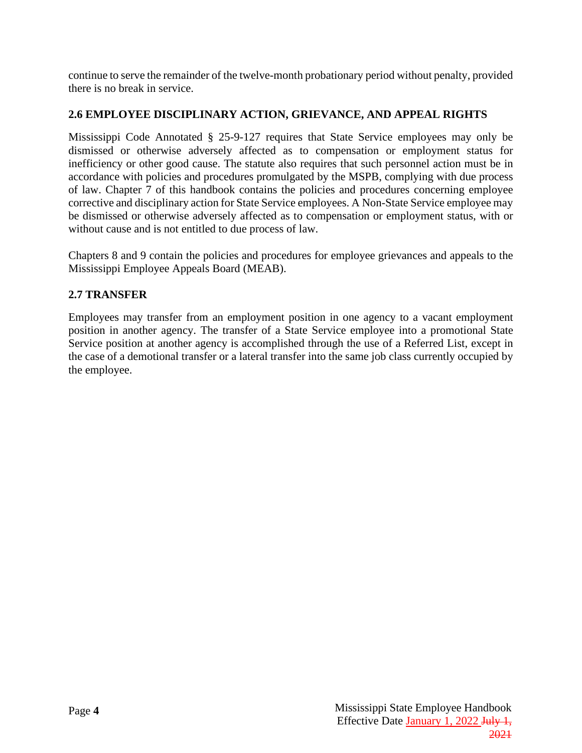continue to serve the remainder of the twelve-month probationary period without penalty, provided there is no break in service.

## 2.6 EMPLOYEE DISCIPLINARY ACTION, GRIEVANCE, AND APPEAL RIGHTS

Mississippi Code Annotated § 25-9-127 requires that State Service employees may only be dismissed or otherwise adversely affected as to compensation or employment status for inefficiency or other good cause. The statute also requires that such personnel action must be in accordance with policies and procedures promulgated by the MSPB, complying with due process of law. Chapter 7 of this handbook contains the policies and procedures concerning employee corrective and disciplinary action for State Service employees. A Non-State Service employee may be dismissed or otherwise adversely affected as to compensation or employment status, with or without cause and is not entitled to due process of law.

Chapters 8 and 9 contain the policies and procedures for employee grievances and appeals to the Mississippi Employee Appeals Board (MEAB).

## 2.7 TRANSFER

Employees may transfer from an employment position in one agency to a vacant employment position in another agency. The transfer of a State Service employee into a promotional State Service position at another agency is accomplished through the use of a Referred List, except in the case of a demotional transfer or a lateral transfer into the same job class currently occupied by the employee.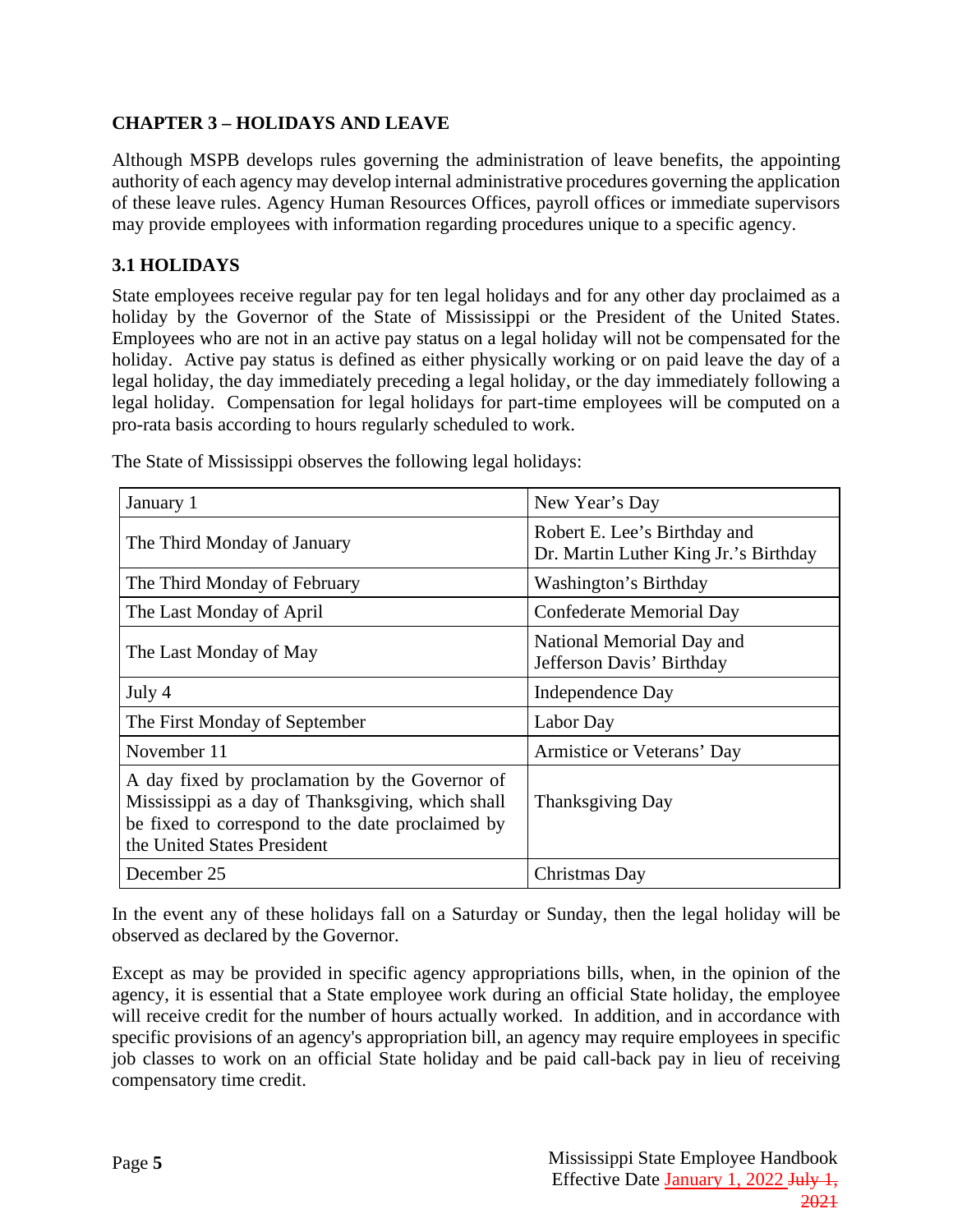## CHAPTER 3 – HOLIDAYS AND LEAVE

Although MSPB develops rules governing the administration of leave benefits, the appointing authority of each agency may develop internal administrative procedures governing the application of these leave rules. Agency Human Resources Offices, payroll offices or immediate supervisors may provide employees with information regarding procedures unique to a specific agency.

### 3.1 HOLIDAYS

State employees receive regular pay for ten legal holidays and for any other day proclaimed as a holiday by the Governor of the State of Mississippi or the President of the United States. Employees who are not in an active pay status on a legal holiday will not be compensated for the holiday. Active pay status is defined as either physically working or on paid leave the day of a legal holiday, the day immediately preceding a legal holiday, or the day immediately following a legal holiday. Compensation for legal holidays for part-time employees will be computed on a pro-rata basis according to hours regularly scheduled to work.

The State of Mississippi observes the following legal holidays:

| Date | Holiday |
|---|---|
| January 1 | New Year's Day |
| The Third Monday of January | Robert E. Lee's Birthday and Dr. Martin Luther King Jr.'s Birthday |
| The Third Monday of February | Washington's Birthday |
| The Last Monday of April | Confederate Memorial Day |
| The Last Monday of May | National Memorial Day and Jefferson Davis' Birthday |
| July 4 | Independence Day |
| The First Monday of September | Labor Day |
| November 11 | Armistice or Veterans' Day |
| A day fixed by proclamation by the Governor of Mississippi as a day of Thanksgiving, which shall be fixed to correspond to the date proclaimed by the United States President | Thanksgiving Day |
| December 25 | Christmas Day |

In the event any of these holidays fall on a Saturday or Sunday, then the legal holiday will be observed as declared by the Governor.

Except as may be provided in specific agency appropriations bills, when, in the opinion of the agency, it is essential that a State employee work during an official State holiday, the employee will receive credit for the number of hours actually worked. In addition, and in accordance with specific provisions of an agency's appropriation bill, an agency may require employees in specific job classes to work on an official State holiday and be paid call-back pay in lieu of receiving compensatory time credit.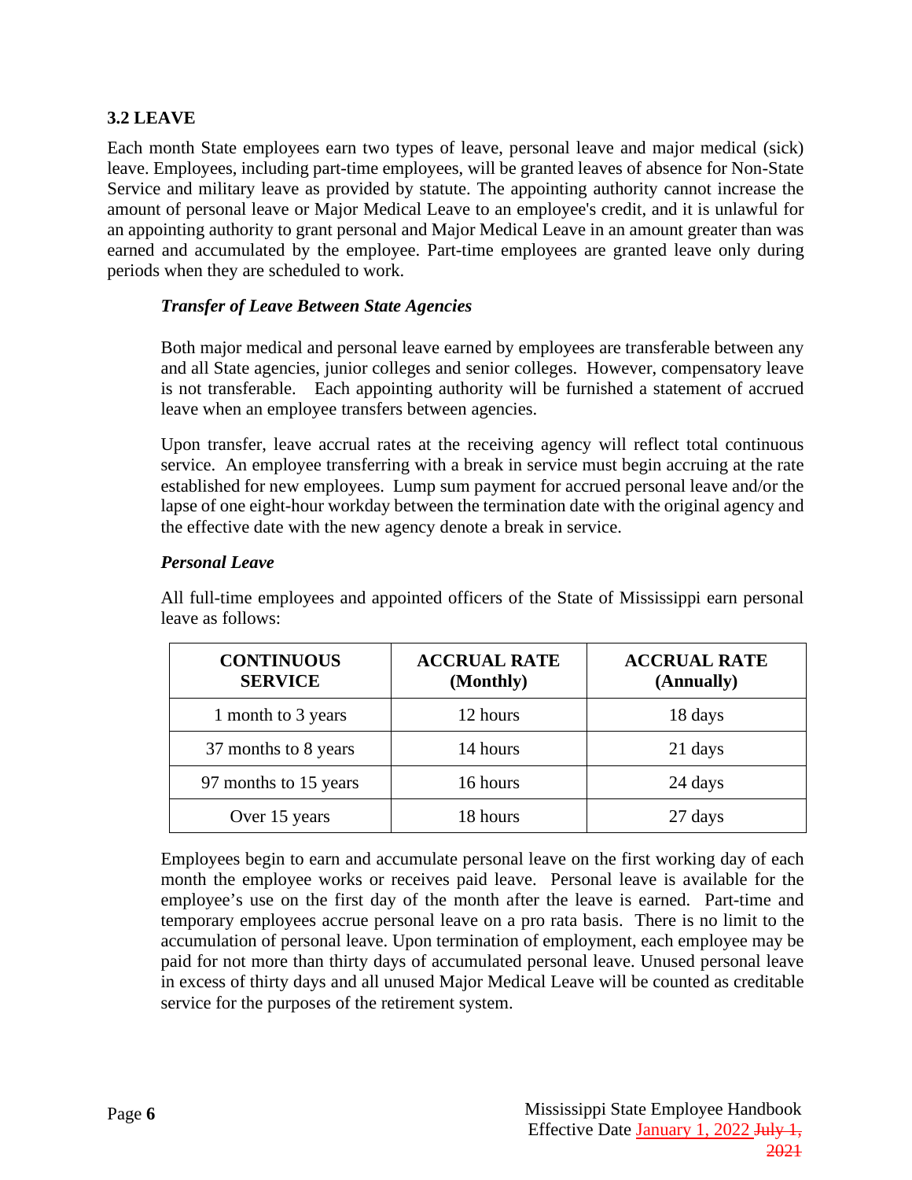## 3.2 LEAVE

Each month State employees earn two types of leave, personal leave and major medical (sick) leave. Employees, including part-time employees, will be granted leaves of absence for Non-State Service and military leave as provided by statute. The appointing authority cannot increase the amount of personal leave or Major Medical Leave to an employee's credit, and it is unlawful for an appointing authority to grant personal and Major Medical Leave in an amount greater than was earned and accumulated by the employee. Part-time employees are granted leave only during periods when they are scheduled to work.

### *Transfer of Leave Between State Agencies*

Both major medical and personal leave earned by employees are transferable between any and all State agencies, junior colleges and senior colleges. However, compensatory leave is not transferable. Each appointing authority will be furnished a statement of accrued leave when an employee transfers between agencies.

Upon transfer, leave accrual rates at the receiving agency will reflect total continuous service. An employee transferring with a break in service must begin accruing at the rate established for new employees. Lump sum payment for accrued personal leave and/or the lapse of one eight-hour workday between the termination date with the original agency and the effective date with the new agency denote a break in service.

### *Personal Leave*

All full-time employees and appointed officers of the State of Mississippi earn personal leave as follows:

| CONTINUOUS SERVICE | ACCRUAL RATE (Monthly) | ACCRUAL RATE (Annually) |
|---|---|---|
| 1 month to 3 years | 12 hours | 18 days |
| 37 months to 8 years | 14 hours | 21 days |
| 97 months to 15 years | 16 hours | 24 days |
| Over 15 years | 18 hours | 27 days |

Employees begin to earn and accumulate personal leave on the first working day of each month the employee works or receives paid leave. Personal leave is available for the employee's use on the first day of the month after the leave is earned. Part-time and temporary employees accrue personal leave on a pro rata basis. There is no limit to the accumulation of personal leave. Upon termination of employment, each employee may be paid for not more than thirty days of accumulated personal leave. Unused personal leave in excess of thirty days and all unused Major Medical Leave will be counted as creditable service for the purposes of the retirement system.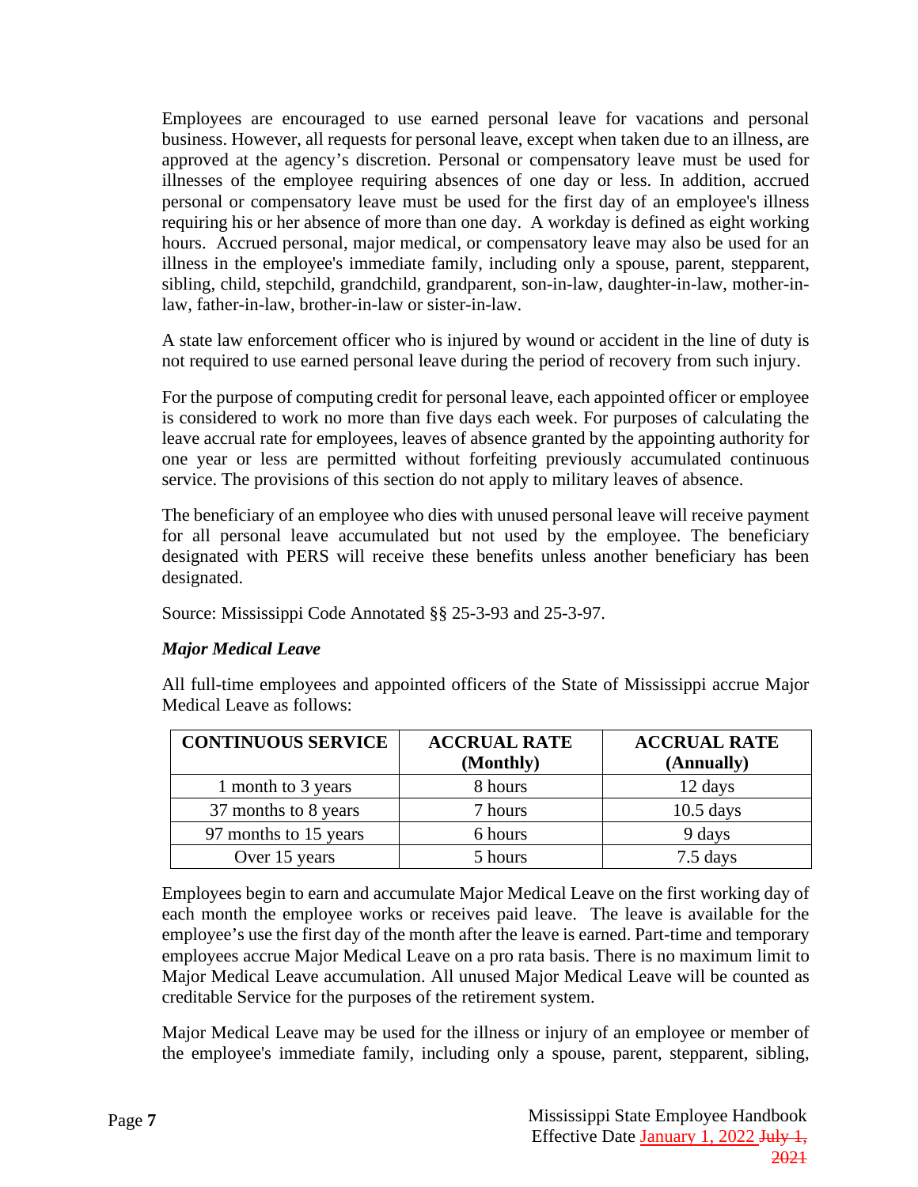Employees are encouraged to use earned personal leave for vacations and personal business. However, all requests for personal leave, except when taken due to an illness, are approved at the agency's discretion. Personal or compensatory leave must be used for illnesses of the employee requiring absences of one day or less. In addition, accrued personal or compensatory leave must be used for the first day of an employee's illness requiring his or her absence of more than one day. A workday is defined as eight working hours. Accrued personal, major medical, or compensatory leave may also be used for an illness in the employee's immediate family, including only a spouse, parent, stepparent, sibling, child, stepchild, grandchild, grandparent, son-in-law, daughter-in-law, mother-in-law, father-in-law, brother-in-law or sister-in-law.

A state law enforcement officer who is injured by wound or accident in the line of duty is not required to use earned personal leave during the period of recovery from such injury.

For the purpose of computing credit for personal leave, each appointed officer or employee is considered to work no more than five days each week. For purposes of calculating the leave accrual rate for employees, leaves of absence granted by the appointing authority for one year or less are permitted without forfeiting previously accumulated continuous service. The provisions of this section do not apply to military leaves of absence.

The beneficiary of an employee who dies with unused personal leave will receive payment for all personal leave accumulated but not used by the employee. The beneficiary designated with PERS will receive these benefits unless another beneficiary has been designated.

Source: Mississippi Code Annotated §§ 25-3-93 and 25-3-97.

***Major Medical Leave***

All full-time employees and appointed officers of the State of Mississippi accrue Major Medical Leave as follows:

| CONTINUOUS SERVICE | ACCRUAL RATE (Monthly) | ACCRUAL RATE (Annually) |
|---|---|---|
| 1 month to 3 years | 8 hours | 12 days |
| 37 months to 8 years | 7 hours | 10.5 days |
| 97 months to 15 years | 6 hours | 9 days |
| Over 15 years | 5 hours | 7.5 days |

Employees begin to earn and accumulate Major Medical Leave on the first working day of each month the employee works or receives paid leave. The leave is available for the employee's use the first day of the month after the leave is earned. Part-time and temporary employees accrue Major Medical Leave on a pro rata basis. There is no maximum limit to Major Medical Leave accumulation. All unused Major Medical Leave will be counted as creditable Service for the purposes of the retirement system.

Major Medical Leave may be used for the illness or injury of an employee or member of the employee's immediate family, including only a spouse, parent, stepparent, sibling,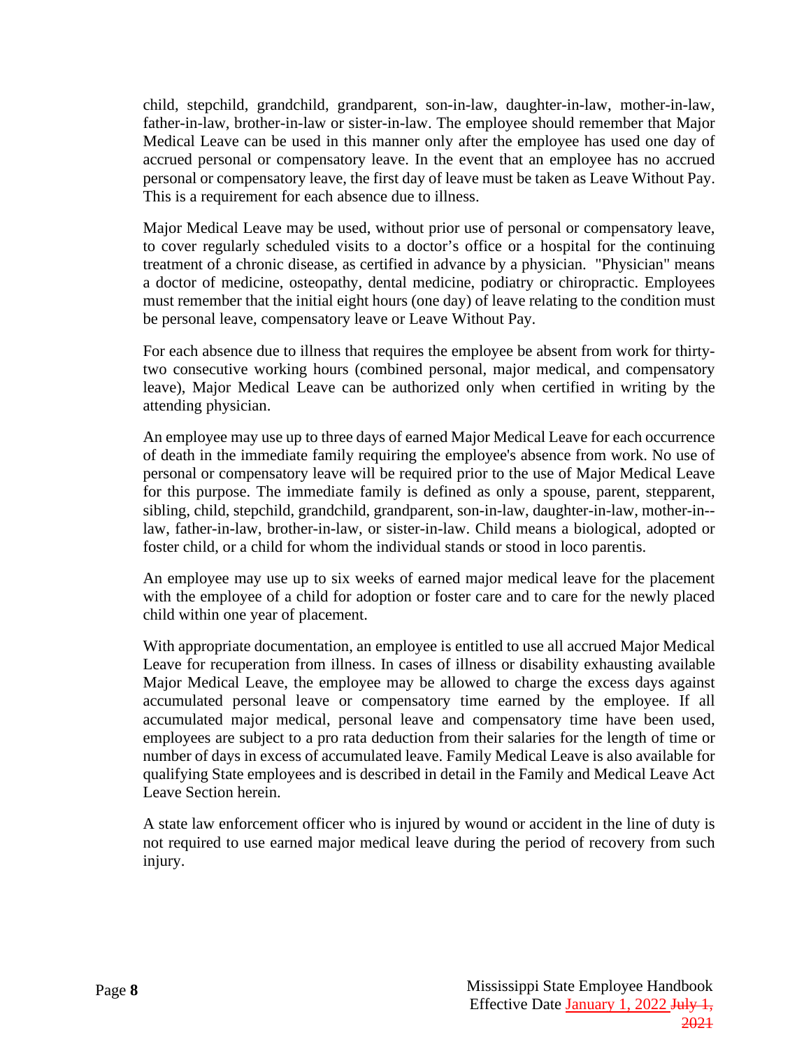child, stepchild, grandchild, grandparent, son-in-law, daughter-in-law, mother-in-law, father-in-law, brother-in-law or sister-in-law. The employee should remember that Major Medical Leave can be used in this manner only after the employee has used one day of accrued personal or compensatory leave. In the event that an employee has no accrued personal or compensatory leave, the first day of leave must be taken as Leave Without Pay. This is a requirement for each absence due to illness.

Major Medical Leave may be used, without prior use of personal or compensatory leave, to cover regularly scheduled visits to a doctor's office or a hospital for the continuing treatment of a chronic disease, as certified in advance by a physician. "Physician" means a doctor of medicine, osteopathy, dental medicine, podiatry or chiropractic. Employees must remember that the initial eight hours (one day) of leave relating to the condition must be personal leave, compensatory leave or Leave Without Pay.

For each absence due to illness that requires the employee be absent from work for thirty-two consecutive working hours (combined personal, major medical, and compensatory leave), Major Medical Leave can be authorized only when certified in writing by the attending physician.

An employee may use up to three days of earned Major Medical Leave for each occurrence of death in the immediate family requiring the employee's absence from work. No use of personal or compensatory leave will be required prior to the use of Major Medical Leave for this purpose. The immediate family is defined as only a spouse, parent, stepparent, sibling, child, stepchild, grandchild, grandparent, son-in-law, daughter-in-law, mother-in--law, father-in-law, brother-in-law, or sister-in-law. Child means a biological, adopted or foster child, or a child for whom the individual stands or stood in loco parentis.

An employee may use up to six weeks of earned major medical leave for the placement with the employee of a child for adoption or foster care and to care for the newly placed child within one year of placement.

With appropriate documentation, an employee is entitled to use all accrued Major Medical Leave for recuperation from illness. In cases of illness or disability exhausting available Major Medical Leave, the employee may be allowed to charge the excess days against accumulated personal leave or compensatory time earned by the employee. If all accumulated major medical, personal leave and compensatory time have been used, employees are subject to a pro rata deduction from their salaries for the length of time or number of days in excess of accumulated leave. Family Medical Leave is also available for qualifying State employees and is described in detail in the Family and Medical Leave Act Leave Section herein.

A state law enforcement officer who is injured by wound or accident in the line of duty is not required to use earned major medical leave during the period of recovery from such injury.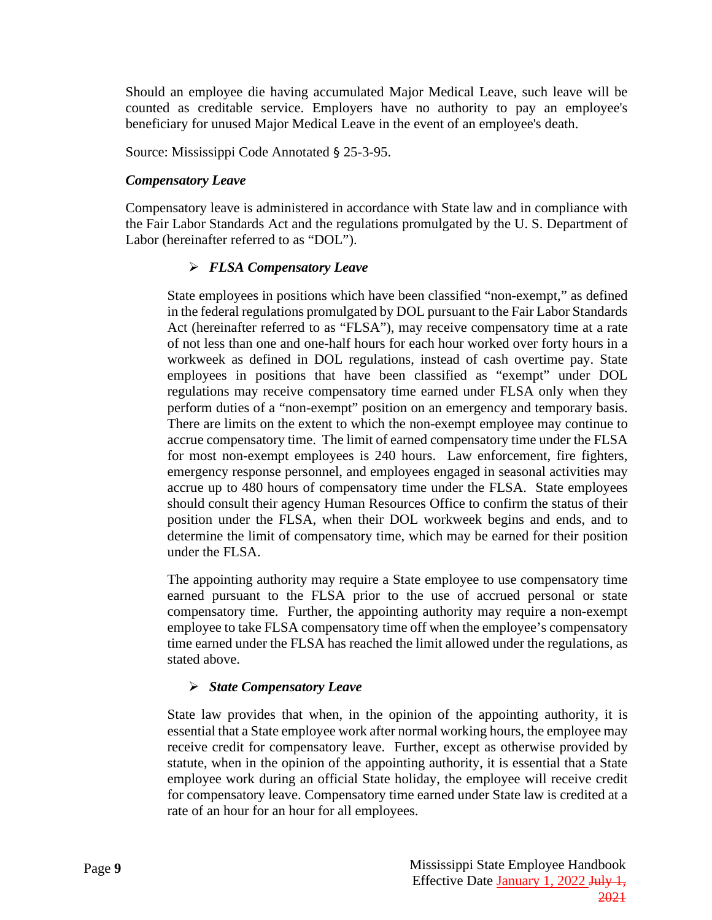Should an employee die having accumulated Major Medical Leave, such leave will be counted as creditable service. Employers have no authority to pay an employee's beneficiary for unused Major Medical Leave in the event of an employee's death.

Source: Mississippi Code Annotated § 25-3-95.

### *Compensatory Leave*

Compensatory leave is administered in accordance with State law and in compliance with the Fair Labor Standards Act and the regulations promulgated by the U. S. Department of Labor (hereinafter referred to as "DOL").

- ***FLSA Compensatory Leave***

State employees in positions which have been classified "non-exempt," as defined in the federal regulations promulgated by DOL pursuant to the Fair Labor Standards Act (hereinafter referred to as "FLSA"), may receive compensatory time at a rate of not less than one and one-half hours for each hour worked over forty hours in a workweek as defined in DOL regulations, instead of cash overtime pay. State employees in positions that have been classified as "exempt" under DOL regulations may receive compensatory time earned under FLSA only when they perform duties of a "non-exempt" position on an emergency and temporary basis. There are limits on the extent to which the non-exempt employee may continue to accrue compensatory time. The limit of earned compensatory time under the FLSA for most non-exempt employees is 240 hours. Law enforcement, fire fighters, emergency response personnel, and employees engaged in seasonal activities may accrue up to 480 hours of compensatory time under the FLSA. State employees should consult their agency Human Resources Office to confirm the status of their position under the FLSA, when their DOL workweek begins and ends, and to determine the limit of compensatory time, which may be earned for their position under the FLSA.

The appointing authority may require a State employee to use compensatory time earned pursuant to the FLSA prior to the use of accrued personal or state compensatory time. Further, the appointing authority may require a non-exempt employee to take FLSA compensatory time off when the employee's compensatory time earned under the FLSA has reached the limit allowed under the regulations, as stated above.

- ***State Compensatory Leave***

State law provides that when, in the opinion of the appointing authority, it is essential that a State employee work after normal working hours, the employee may receive credit for compensatory leave. Further, except as otherwise provided by statute, when in the opinion of the appointing authority, it is essential that a State employee work during an official State holiday, the employee will receive credit for compensatory leave. Compensatory time earned under State law is credited at a rate of an hour for an hour for all employees.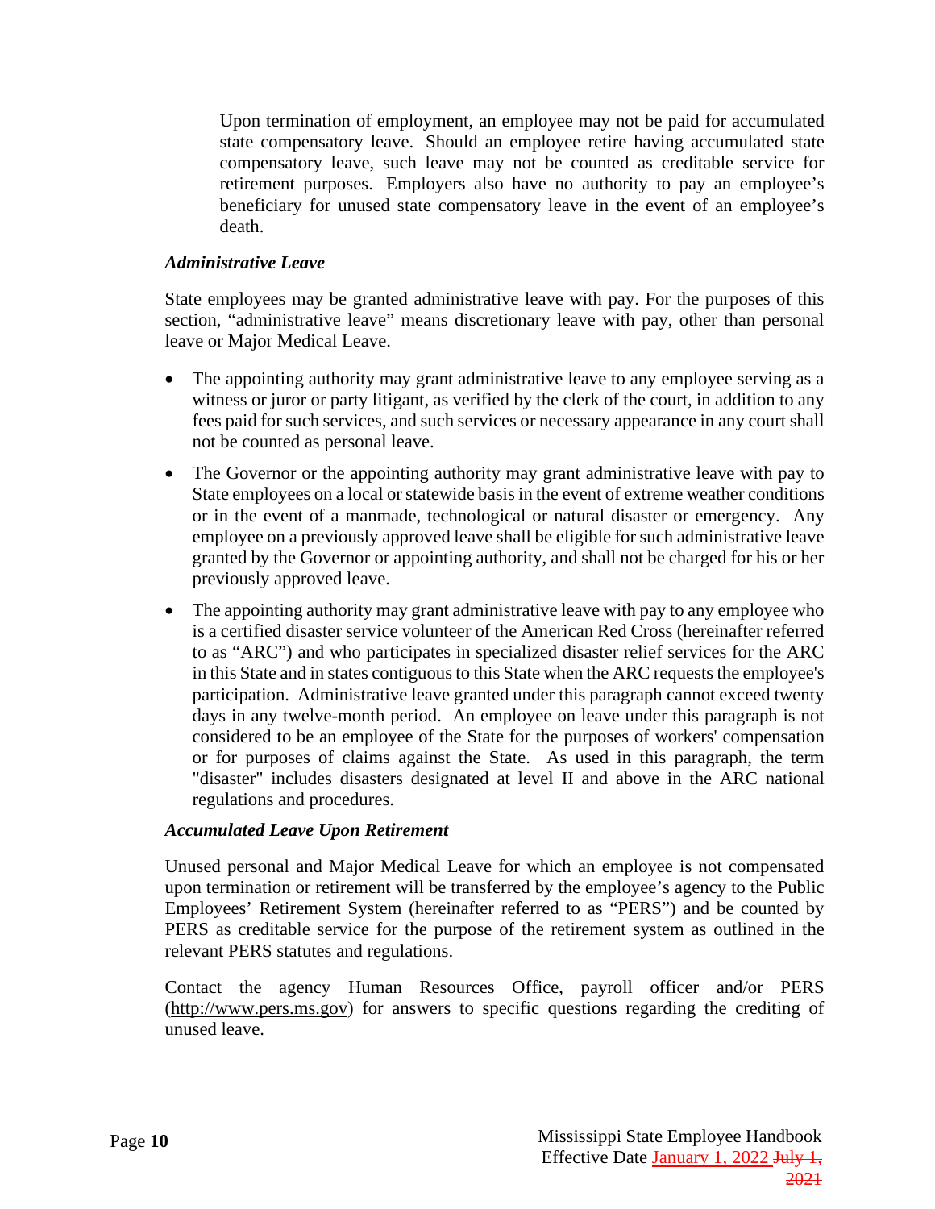Upon termination of employment, an employee may not be paid for accumulated state compensatory leave. Should an employee retire having accumulated state compensatory leave, such leave may not be counted as creditable service for retirement purposes. Employers also have no authority to pay an employee's beneficiary for unused state compensatory leave in the event of an employee's death.

***Administrative Leave***

State employees may be granted administrative leave with pay. For the purposes of this section, "administrative leave" means discretionary leave with pay, other than personal leave or Major Medical Leave.

- The appointing authority may grant administrative leave to any employee serving as a witness or juror or party litigant, as verified by the clerk of the court, in addition to any fees paid for such services, and such services or necessary appearance in any court shall not be counted as personal leave.
- The Governor or the appointing authority may grant administrative leave with pay to State employees on a local or statewide basis in the event of extreme weather conditions or in the event of a manmade, technological or natural disaster or emergency. Any employee on a previously approved leave shall be eligible for such administrative leave granted by the Governor or appointing authority, and shall not be charged for his or her previously approved leave.
- The appointing authority may grant administrative leave with pay to any employee who is a certified disaster service volunteer of the American Red Cross (hereinafter referred to as "ARC") and who participates in specialized disaster relief services for the ARC in this State and in states contiguous to this State when the ARC requests the employee's participation. Administrative leave granted under this paragraph cannot exceed twenty days in any twelve-month period. An employee on leave under this paragraph is not considered to be an employee of the State for the purposes of workers' compensation or for purposes of claims against the State. As used in this paragraph, the term "disaster" includes disasters designated at level II and above in the ARC national regulations and procedures.

***Accumulated Leave Upon Retirement***

Unused personal and Major Medical Leave for which an employee is not compensated upon termination or retirement will be transferred by the employee's agency to the Public Employees' Retirement System (hereinafter referred to as "PERS") and be counted by PERS as creditable service for the purpose of the retirement system as outlined in the relevant PERS statutes and regulations.

Contact the agency Human Resources Office, payroll officer and/or PERS (http://www.pers.ms.gov) for answers to specific questions regarding the crediting of unused leave.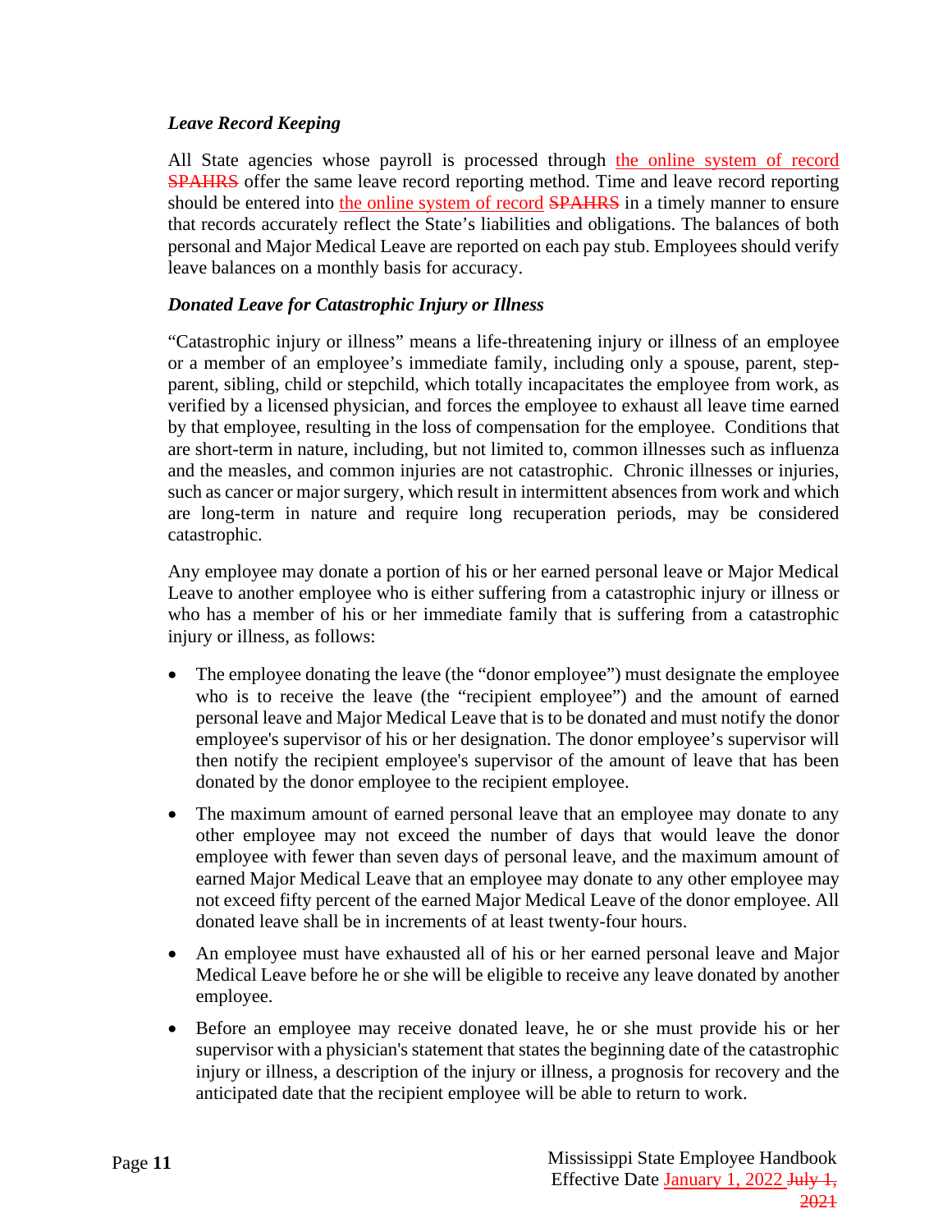### *Leave Record Keeping*

All State agencies whose payroll is processed through the online system of record ~~SPAHRS~~ offer the same leave record reporting method. Time and leave record reporting should be entered into the online system of record ~~SPAHRS~~ in a timely manner to ensure that records accurately reflect the State's liabilities and obligations. The balances of both personal and Major Medical Leave are reported on each pay stub. Employees should verify leave balances on a monthly basis for accuracy.

### *Donated Leave for Catastrophic Injury or Illness*

"Catastrophic injury or illness" means a life-threatening injury or illness of an employee or a member of an employee's immediate family, including only a spouse, parent, step-parent, sibling, child or stepchild, which totally incapacitates the employee from work, as verified by a licensed physician, and forces the employee to exhaust all leave time earned by that employee, resulting in the loss of compensation for the employee. Conditions that are short-term in nature, including, but not limited to, common illnesses such as influenza and the measles, and common injuries are not catastrophic. Chronic illnesses or injuries, such as cancer or major surgery, which result in intermittent absences from work and which are long-term in nature and require long recuperation periods, may be considered catastrophic.

Any employee may donate a portion of his or her earned personal leave or Major Medical Leave to another employee who is either suffering from a catastrophic injury or illness or who has a member of his or her immediate family that is suffering from a catastrophic injury or illness, as follows:

- The employee donating the leave (the "donor employee") must designate the employee who is to receive the leave (the "recipient employee") and the amount of earned personal leave and Major Medical Leave that is to be donated and must notify the donor employee's supervisor of his or her designation. The donor employee's supervisor will then notify the recipient employee's supervisor of the amount of leave that has been donated by the donor employee to the recipient employee.
- The maximum amount of earned personal leave that an employee may donate to any other employee may not exceed the number of days that would leave the donor employee with fewer than seven days of personal leave, and the maximum amount of earned Major Medical Leave that an employee may donate to any other employee may not exceed fifty percent of the earned Major Medical Leave of the donor employee. All donated leave shall be in increments of at least twenty-four hours.
- An employee must have exhausted all of his or her earned personal leave and Major Medical Leave before he or she will be eligible to receive any leave donated by another employee.
- Before an employee may receive donated leave, he or she must provide his or her supervisor with a physician's statement that states the beginning date of the catastrophic injury or illness, a description of the injury or illness, a prognosis for recovery and the anticipated date that the recipient employee will be able to return to work.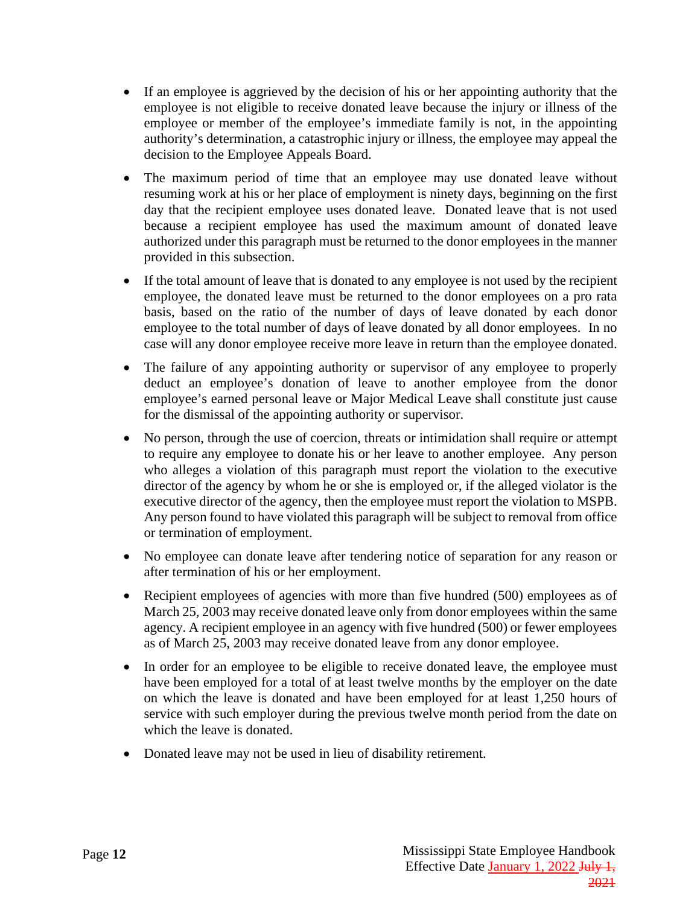- If an employee is aggrieved by the decision of his or her appointing authority that the employee is not eligible to receive donated leave because the injury or illness of the employee or member of the employee's immediate family is not, in the appointing authority's determination, a catastrophic injury or illness, the employee may appeal the decision to the Employee Appeals Board.

- The maximum period of time that an employee may use donated leave without resuming work at his or her place of employment is ninety days, beginning on the first day that the recipient employee uses donated leave. Donated leave that is not used because a recipient employee has used the maximum amount of donated leave authorized under this paragraph must be returned to the donor employees in the manner provided in this subsection.

- If the total amount of leave that is donated to any employee is not used by the recipient employee, the donated leave must be returned to the donor employees on a pro rata basis, based on the ratio of the number of days of leave donated by each donor employee to the total number of days of leave donated by all donor employees. In no case will any donor employee receive more leave in return than the employee donated.

- The failure of any appointing authority or supervisor of any employee to properly deduct an employee's donation of leave to another employee from the donor employee's earned personal leave or Major Medical Leave shall constitute just cause for the dismissal of the appointing authority or supervisor.

- No person, through the use of coercion, threats or intimidation shall require or attempt to require any employee to donate his or her leave to another employee. Any person who alleges a violation of this paragraph must report the violation to the executive director of the agency by whom he or she is employed or, if the alleged violator is the executive director of the agency, then the employee must report the violation to MSPB. Any person found to have violated this paragraph will be subject to removal from office or termination of employment.

- No employee can donate leave after tendering notice of separation for any reason or after termination of his or her employment.

- Recipient employees of agencies with more than five hundred (500) employees as of March 25, 2003 may receive donated leave only from donor employees within the same agency. A recipient employee in an agency with five hundred (500) or fewer employees as of March 25, 2003 may receive donated leave from any donor employee.

- In order for an employee to be eligible to receive donated leave, the employee must have been employed for a total of at least twelve months by the employer on the date on which the leave is donated and have been employed for at least 1,250 hours of service with such employer during the previous twelve month period from the date on which the leave is donated.

- Donated leave may not be used in lieu of disability retirement.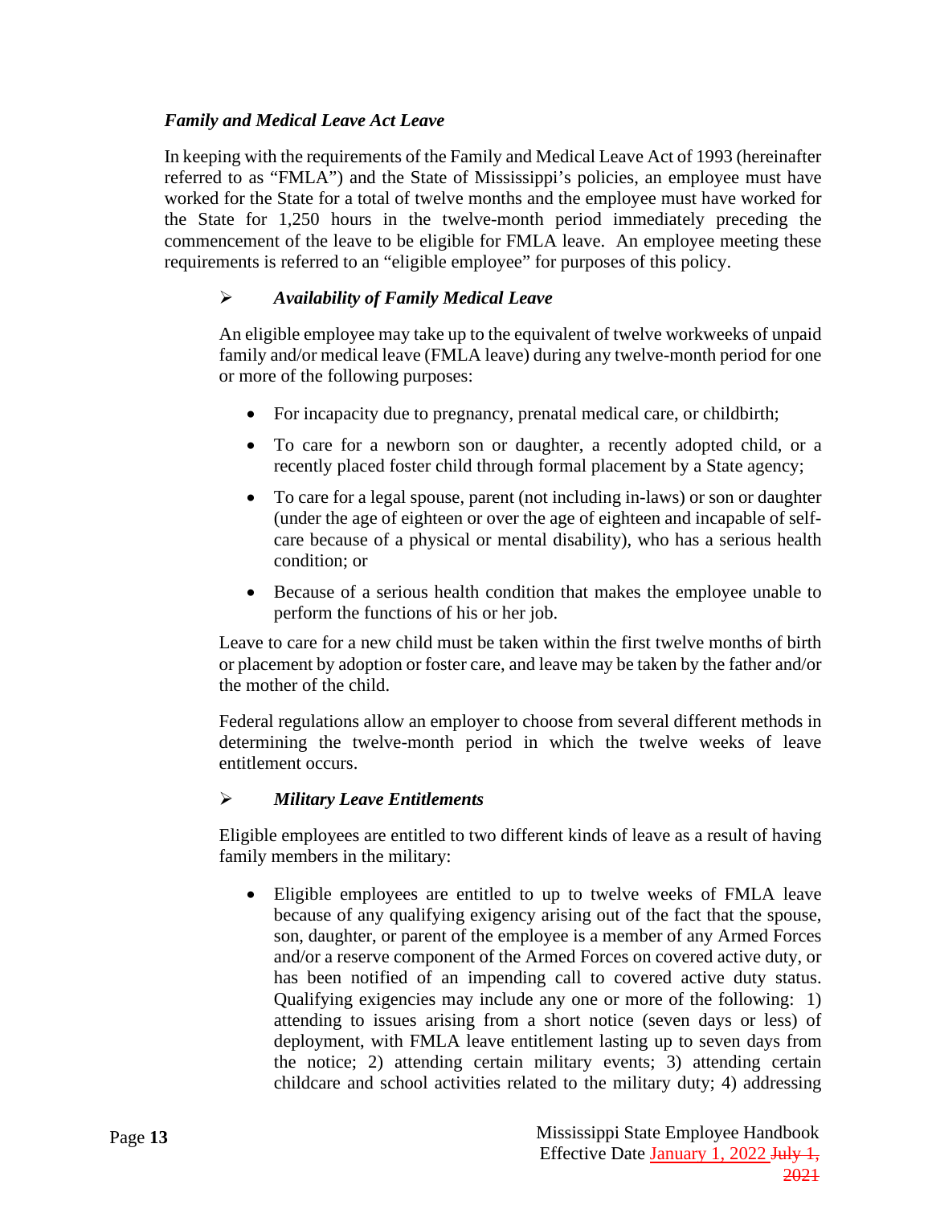### *Family and Medical Leave Act Leave*

In keeping with the requirements of the Family and Medical Leave Act of 1993 (hereinafter referred to as "FMLA") and the State of Mississippi's policies, an employee must have worked for the State for a total of twelve months and the employee must have worked for the State for 1,250 hours in the twelve-month period immediately preceding the commencement of the leave to be eligible for FMLA leave. An employee meeting these requirements is referred to an "eligible employee" for purposes of this policy.

#### ➢ *Availability of Family Medical Leave*

An eligible employee may take up to the equivalent of twelve workweeks of unpaid family and/or medical leave (FMLA leave) during any twelve-month period for one or more of the following purposes:

- For incapacity due to pregnancy, prenatal medical care, or childbirth;
- To care for a newborn son or daughter, a recently adopted child, or a recently placed foster child through formal placement by a State agency;
- To care for a legal spouse, parent (not including in-laws) or son or daughter (under the age of eighteen or over the age of eighteen and incapable of self-care because of a physical or mental disability), who has a serious health condition; or
- Because of a serious health condition that makes the employee unable to perform the functions of his or her job.

Leave to care for a new child must be taken within the first twelve months of birth or placement by adoption or foster care, and leave may be taken by the father and/or the mother of the child.

Federal regulations allow an employer to choose from several different methods in determining the twelve-month period in which the twelve weeks of leave entitlement occurs.

#### ➢ *Military Leave Entitlements*

Eligible employees are entitled to two different kinds of leave as a result of having family members in the military:

- Eligible employees are entitled to up to twelve weeks of FMLA leave because of any qualifying exigency arising out of the fact that the spouse, son, daughter, or parent of the employee is a member of any Armed Forces and/or a reserve component of the Armed Forces on covered active duty, or has been notified of an impending call to covered active duty status. Qualifying exigencies may include any one or more of the following: 1) attending to issues arising from a short notice (seven days or less) of deployment, with FMLA leave entitlement lasting up to seven days from the notice; 2) attending certain military events; 3) attending certain childcare and school activities related to the military duty; 4) addressing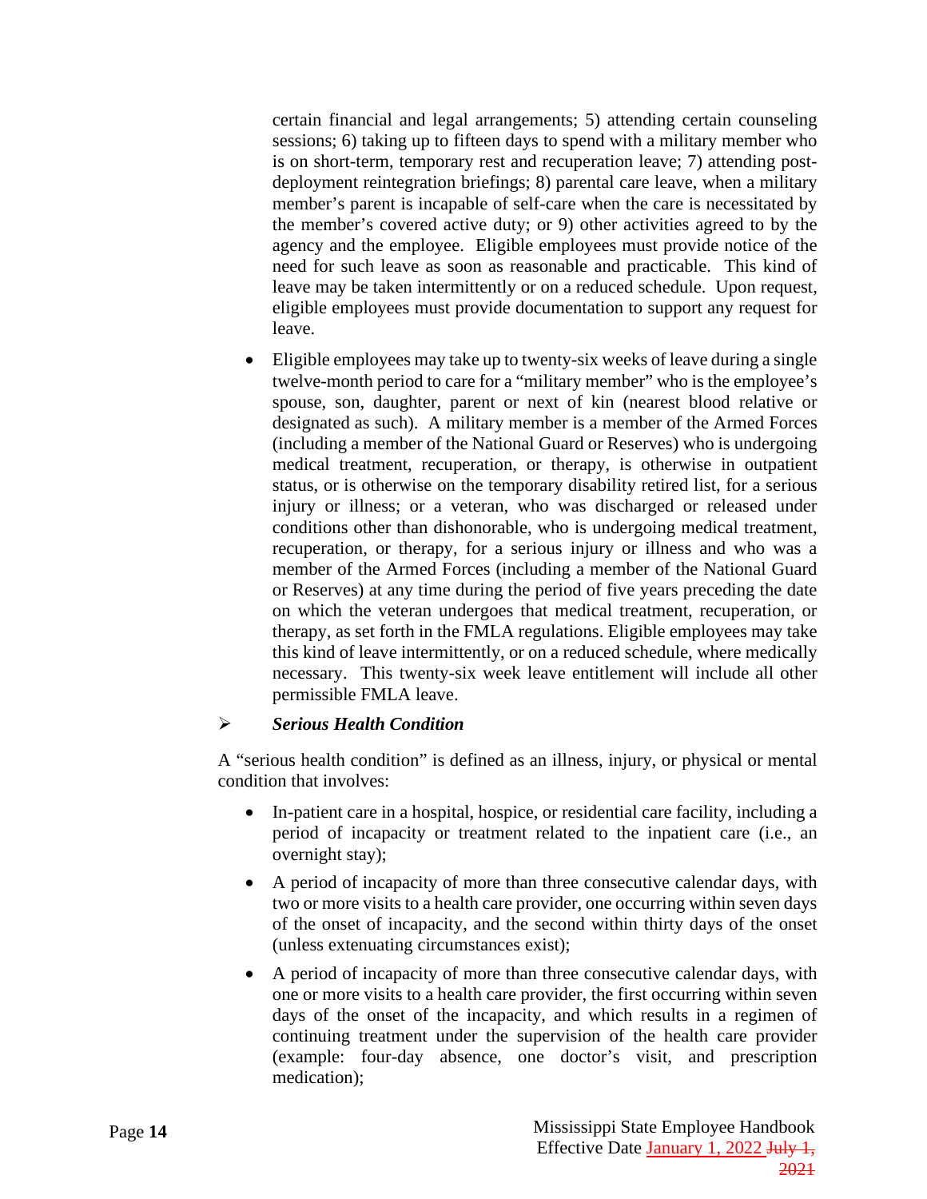certain financial and legal arrangements; 5) attending certain counseling sessions; 6) taking up to fifteen days to spend with a military member who is on short-term, temporary rest and recuperation leave; 7) attending post-deployment reintegration briefings; 8) parental care leave, when a military member's parent is incapable of self-care when the care is necessitated by the member's covered active duty; or 9) other activities agreed to by the agency and the employee. Eligible employees must provide notice of the need for such leave as soon as reasonable and practicable. This kind of leave may be taken intermittently or on a reduced schedule. Upon request, eligible employees must provide documentation to support any request for leave.

- Eligible employees may take up to twenty-six weeks of leave during a single twelve-month period to care for a "military member" who is the employee's spouse, son, daughter, parent or next of kin (nearest blood relative or designated as such). A military member is a member of the Armed Forces (including a member of the National Guard or Reserves) who is undergoing medical treatment, recuperation, or therapy, is otherwise in outpatient status, or is otherwise on the temporary disability retired list, for a serious injury or illness; or a veteran, who was discharged or released under conditions other than dishonorable, who is undergoing medical treatment, recuperation, or therapy, for a serious injury or illness and who was a member of the Armed Forces (including a member of the National Guard or Reserves) at any time during the period of five years preceding the date on which the veteran undergoes that medical treatment, recuperation, or therapy, as set forth in the FMLA regulations. Eligible employees may take this kind of leave intermittently, or on a reduced schedule, where medically necessary. This twenty-six week leave entitlement will include all other permissible FMLA leave.

➢ ***Serious Health Condition***

A "serious health condition" is defined as an illness, injury, or physical or mental condition that involves:

- In-patient care in a hospital, hospice, or residential care facility, including a period of incapacity or treatment related to the inpatient care (i.e., an overnight stay);
- A period of incapacity of more than three consecutive calendar days, with two or more visits to a health care provider, one occurring within seven days of the onset of incapacity, and the second within thirty days of the onset (unless extenuating circumstances exist);
- A period of incapacity of more than three consecutive calendar days, with one or more visits to a health care provider, the first occurring within seven days of the onset of the incapacity, and which results in a regimen of continuing treatment under the supervision of the health care provider (example: four-day absence, one doctor's visit, and prescription medication);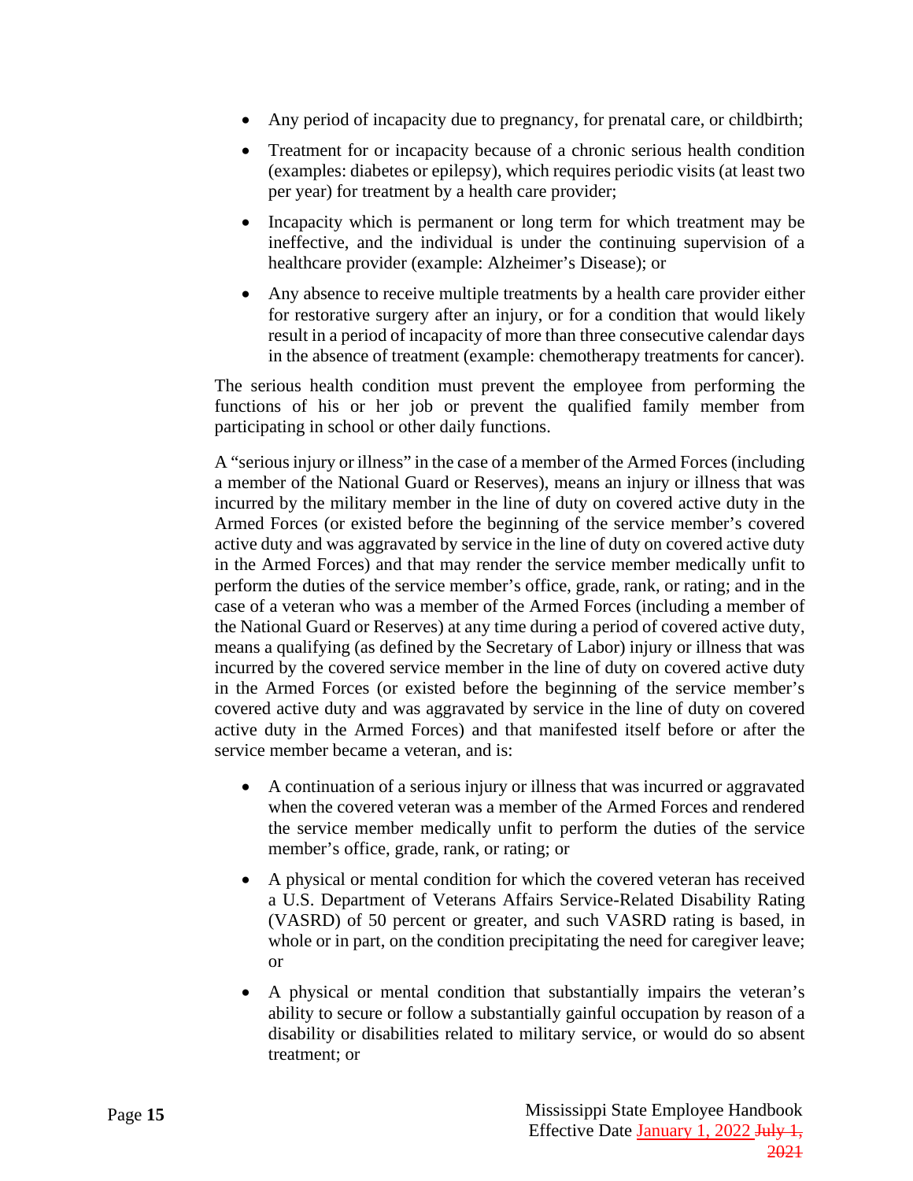- Any period of incapacity due to pregnancy, for prenatal care, or childbirth;
- Treatment for or incapacity because of a chronic serious health condition (examples: diabetes or epilepsy), which requires periodic visits (at least two per year) for treatment by a health care provider;
- Incapacity which is permanent or long term for which treatment may be ineffective, and the individual is under the continuing supervision of a healthcare provider (example: Alzheimer's Disease); or
- Any absence to receive multiple treatments by a health care provider either for restorative surgery after an injury, or for a condition that would likely result in a period of incapacity of more than three consecutive calendar days in the absence of treatment (example: chemotherapy treatments for cancer).

The serious health condition must prevent the employee from performing the functions of his or her job or prevent the qualified family member from participating in school or other daily functions.

A "serious injury or illness" in the case of a member of the Armed Forces (including a member of the National Guard or Reserves), means an injury or illness that was incurred by the military member in the line of duty on covered active duty in the Armed Forces (or existed before the beginning of the service member's covered active duty and was aggravated by service in the line of duty on covered active duty in the Armed Forces) and that may render the service member medically unfit to perform the duties of the service member's office, grade, rank, or rating; and in the case of a veteran who was a member of the Armed Forces (including a member of the National Guard or Reserves) at any time during a period of covered active duty, means a qualifying (as defined by the Secretary of Labor) injury or illness that was incurred by the covered service member in the line of duty on covered active duty in the Armed Forces (or existed before the beginning of the service member's covered active duty and was aggravated by service in the line of duty on covered active duty in the Armed Forces) and that manifested itself before or after the service member became a veteran, and is:

- A continuation of a serious injury or illness that was incurred or aggravated when the covered veteran was a member of the Armed Forces and rendered the service member medically unfit to perform the duties of the service member's office, grade, rank, or rating; or
- A physical or mental condition for which the covered veteran has received a U.S. Department of Veterans Affairs Service-Related Disability Rating (VASRD) of 50 percent or greater, and such VASRD rating is based, in whole or in part, on the condition precipitating the need for caregiver leave; or
- A physical or mental condition that substantially impairs the veteran's ability to secure or follow a substantially gainful occupation by reason of a disability or disabilities related to military service, or would do so absent treatment; or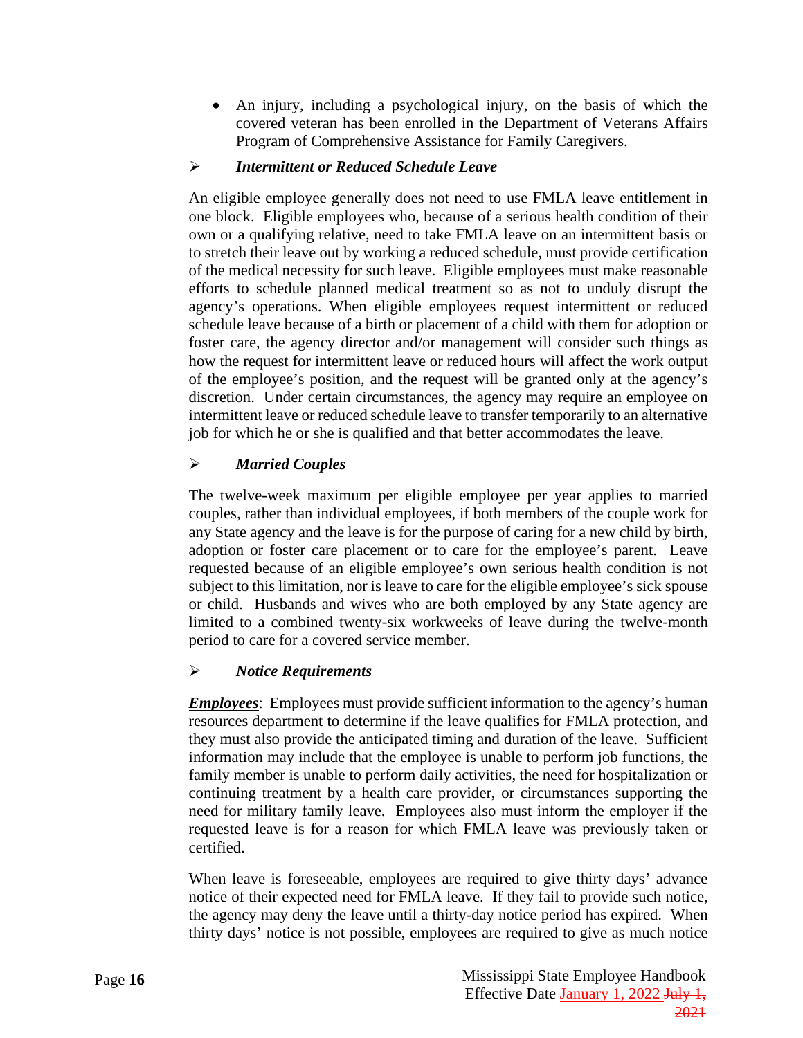- An injury, including a psychological injury, on the basis of which the covered veteran has been enrolled in the Department of Veterans Affairs Program of Comprehensive Assistance for Family Caregivers.

➢ ***Intermittent or Reduced Schedule Leave***

An eligible employee generally does not need to use FMLA leave entitlement in one block. Eligible employees who, because of a serious health condition of their own or a qualifying relative, need to take FMLA leave on an intermittent basis or to stretch their leave out by working a reduced schedule, must provide certification of the medical necessity for such leave. Eligible employees must make reasonable efforts to schedule planned medical treatment so as not to unduly disrupt the agency's operations. When eligible employees request intermittent or reduced schedule leave because of a birth or placement of a child with them for adoption or foster care, the agency director and/or management will consider such things as how the request for intermittent leave or reduced hours will affect the work output of the employee's position, and the request will be granted only at the agency's discretion. Under certain circumstances, the agency may require an employee on intermittent leave or reduced schedule leave to transfer temporarily to an alternative job for which he or she is qualified and that better accommodates the leave.

➢ ***Married Couples***

The twelve-week maximum per eligible employee per year applies to married couples, rather than individual employees, if both members of the couple work for any State agency and the leave is for the purpose of caring for a new child by birth, adoption or foster care placement or to care for the employee's parent. Leave requested because of an eligible employee's own serious health condition is not subject to this limitation, nor is leave to care for the eligible employee's sick spouse or child. Husbands and wives who are both employed by any State agency are limited to a combined twenty-six workweeks of leave during the twelve-month period to care for a covered service member.

➢ ***Notice Requirements***

***Employees***: Employees must provide sufficient information to the agency's human resources department to determine if the leave qualifies for FMLA protection, and they must also provide the anticipated timing and duration of the leave. Sufficient information may include that the employee is unable to perform job functions, the family member is unable to perform daily activities, the need for hospitalization or continuing treatment by a health care provider, or circumstances supporting the need for military family leave. Employees also must inform the employer if the requested leave is for a reason for which FMLA leave was previously taken or certified.

When leave is foreseeable, employees are required to give thirty days' advance notice of their expected need for FMLA leave. If they fail to provide such notice, the agency may deny the leave until a thirty-day notice period has expired. When thirty days' notice is not possible, employees are required to give as much notice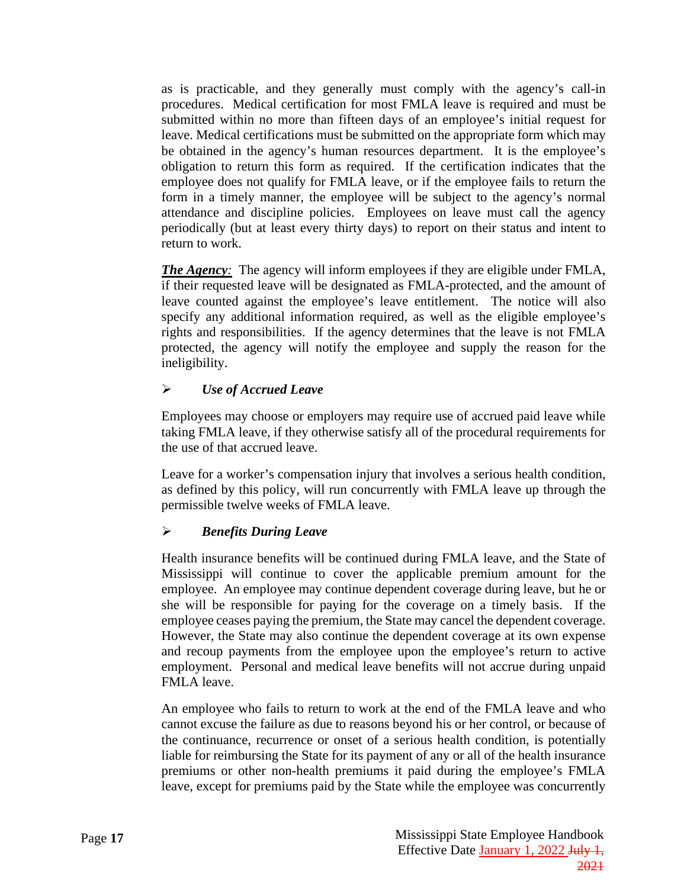as is practicable, and they generally must comply with the agency's call-in procedures. Medical certification for most FMLA leave is required and must be submitted within no more than fifteen days of an employee's initial request for leave. Medical certifications must be submitted on the appropriate form which may be obtained in the agency's human resources department. It is the employee's obligation to return this form as required. If the certification indicates that the employee does not qualify for FMLA leave, or if the employee fails to return the form in a timely manner, the employee will be subject to the agency's normal attendance and discipline policies. Employees on leave must call the agency periodically (but at least every thirty days) to report on their status and intent to return to work.

***The Agency:*** The agency will inform employees if they are eligible under FMLA, if their requested leave will be designated as FMLA-protected, and the amount of leave counted against the employee's leave entitlement. The notice will also specify any additional information required, as well as the eligible employee's rights and responsibilities. If the agency determines that the leave is not FMLA protected, the agency will notify the employee and supply the reason for the ineligibility.

➢ ***Use of Accrued Leave***

Employees may choose or employers may require use of accrued paid leave while taking FMLA leave, if they otherwise satisfy all of the procedural requirements for the use of that accrued leave.

Leave for a worker's compensation injury that involves a serious health condition, as defined by this policy, will run concurrently with FMLA leave up through the permissible twelve weeks of FMLA leave.

➢ ***Benefits During Leave***

Health insurance benefits will be continued during FMLA leave, and the State of Mississippi will continue to cover the applicable premium amount for the employee. An employee may continue dependent coverage during leave, but he or she will be responsible for paying for the coverage on a timely basis. If the employee ceases paying the premium, the State may cancel the dependent coverage. However, the State may also continue the dependent coverage at its own expense and recoup payments from the employee upon the employee's return to active employment. Personal and medical leave benefits will not accrue during unpaid FMLA leave.

An employee who fails to return to work at the end of the FMLA leave and who cannot excuse the failure as due to reasons beyond his or her control, or because of the continuance, recurrence or onset of a serious health condition, is potentially liable for reimbursing the State for its payment of any or all of the health insurance premiums or other non-health premiums it paid during the employee's FMLA leave, except for premiums paid by the State while the employee was concurrently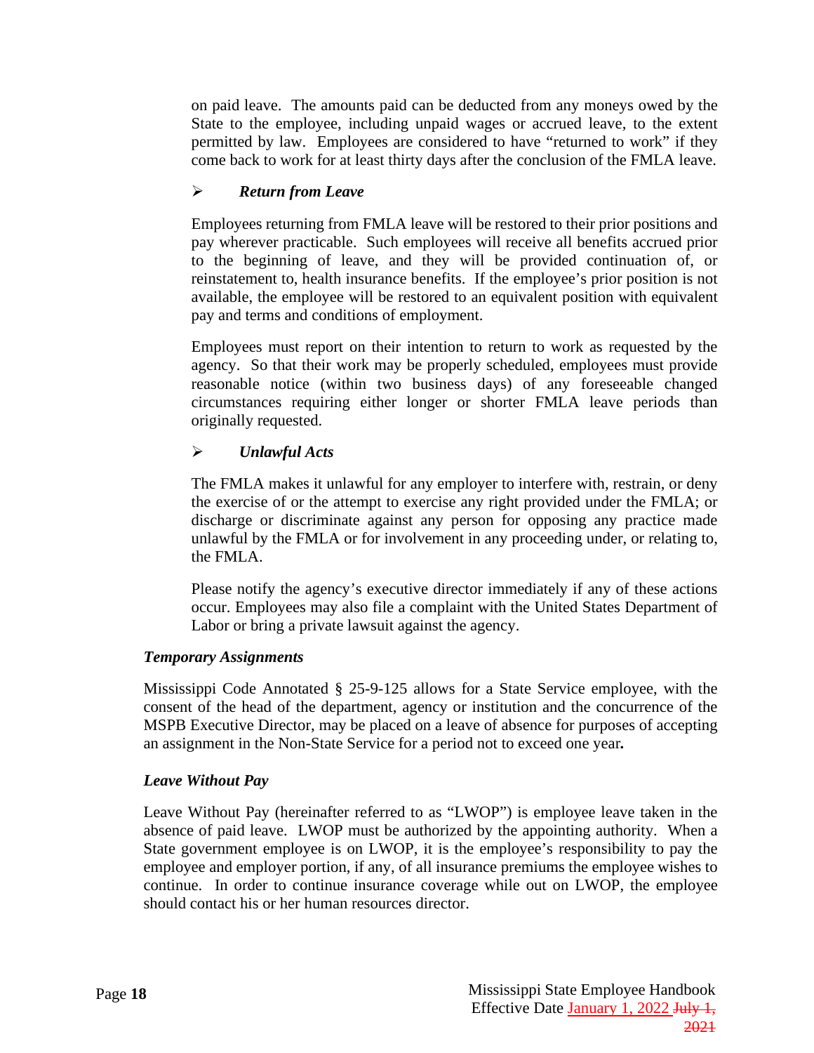on paid leave. The amounts paid can be deducted from any moneys owed by the State to the employee, including unpaid wages or accrued leave, to the extent permitted by law. Employees are considered to have "returned to work" if they come back to work for at least thirty days after the conclusion of the FMLA leave.

- ***Return from Leave***

Employees returning from FMLA leave will be restored to their prior positions and pay wherever practicable. Such employees will receive all benefits accrued prior to the beginning of leave, and they will be provided continuation of, or reinstatement to, health insurance benefits. If the employee's prior position is not available, the employee will be restored to an equivalent position with equivalent pay and terms and conditions of employment.

Employees must report on their intention to return to work as requested by the agency. So that their work may be properly scheduled, employees must provide reasonable notice (within two business days) of any foreseeable changed circumstances requiring either longer or shorter FMLA leave periods than originally requested.

- ***Unlawful Acts***

The FMLA makes it unlawful for any employer to interfere with, restrain, or deny the exercise of or the attempt to exercise any right provided under the FMLA; or discharge or discriminate against any person for opposing any practice made unlawful by the FMLA or for involvement in any proceeding under, or relating to, the FMLA.

Please notify the agency's executive director immediately if any of these actions occur. Employees may also file a complaint with the United States Department of Labor or bring a private lawsuit against the agency.

***Temporary Assignments***

Mississippi Code Annotated § 25-9-125 allows for a State Service employee, with the consent of the head of the department, agency or institution and the concurrence of the MSPB Executive Director, may be placed on a leave of absence for purposes of accepting an assignment in the Non-State Service for a period not to exceed one year**.**

***Leave Without Pay***

Leave Without Pay (hereinafter referred to as "LWOP") is employee leave taken in the absence of paid leave. LWOP must be authorized by the appointing authority. When a State government employee is on LWOP, it is the employee's responsibility to pay the employee and employer portion, if any, of all insurance premiums the employee wishes to continue. In order to continue insurance coverage while out on LWOP, the employee should contact his or her human resources director.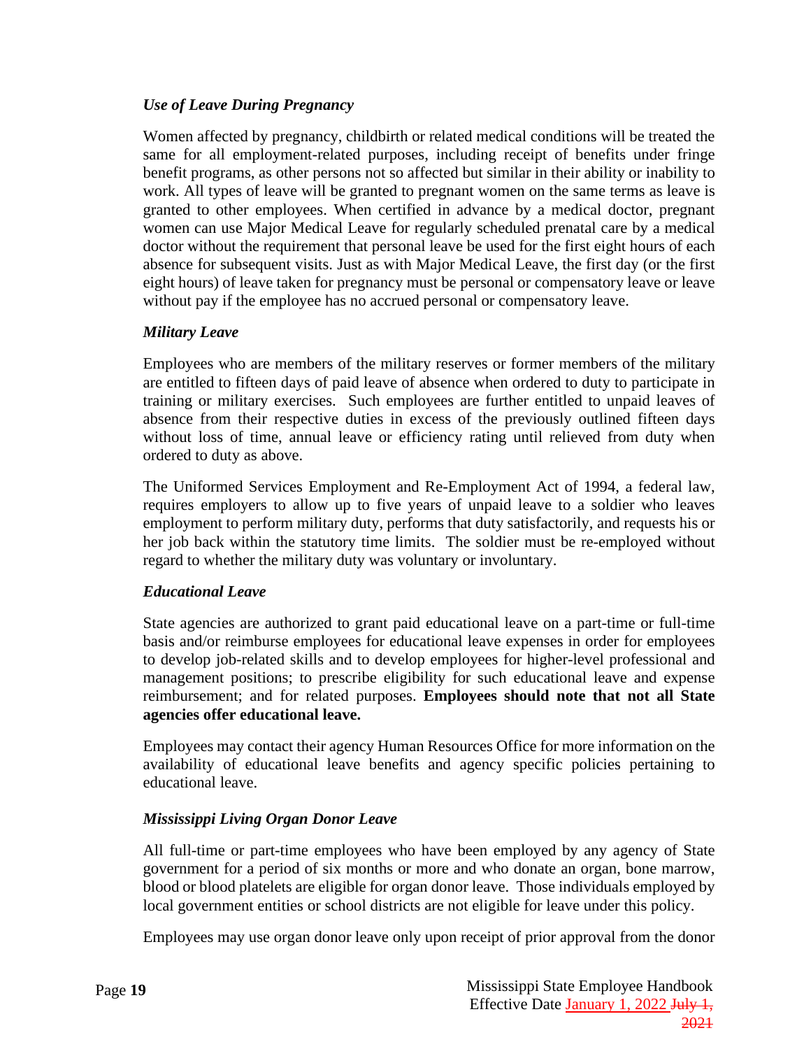### *Use of Leave During Pregnancy*

Women affected by pregnancy, childbirth or related medical conditions will be treated the same for all employment-related purposes, including receipt of benefits under fringe benefit programs, as other persons not so affected but similar in their ability or inability to work. All types of leave will be granted to pregnant women on the same terms as leave is granted to other employees. When certified in advance by a medical doctor, pregnant women can use Major Medical Leave for regularly scheduled prenatal care by a medical doctor without the requirement that personal leave be used for the first eight hours of each absence for subsequent visits. Just as with Major Medical Leave, the first day (or the first eight hours) of leave taken for pregnancy must be personal or compensatory leave or leave without pay if the employee has no accrued personal or compensatory leave.

### *Military Leave*

Employees who are members of the military reserves or former members of the military are entitled to fifteen days of paid leave of absence when ordered to duty to participate in training or military exercises. Such employees are further entitled to unpaid leaves of absence from their respective duties in excess of the previously outlined fifteen days without loss of time, annual leave or efficiency rating until relieved from duty when ordered to duty as above.

The Uniformed Services Employment and Re-Employment Act of 1994, a federal law, requires employers to allow up to five years of unpaid leave to a soldier who leaves employment to perform military duty, performs that duty satisfactorily, and requests his or her job back within the statutory time limits. The soldier must be re-employed without regard to whether the military duty was voluntary or involuntary.

### *Educational Leave*

State agencies are authorized to grant paid educational leave on a part-time or full-time basis and/or reimburse employees for educational leave expenses in order for employees to develop job-related skills and to develop employees for higher-level professional and management positions; to prescribe eligibility for such educational leave and expense reimbursement; and for related purposes. **Employees should note that not all State agencies offer educational leave.**

Employees may contact their agency Human Resources Office for more information on the availability of educational leave benefits and agency specific policies pertaining to educational leave.

### *Mississippi Living Organ Donor Leave*

All full-time or part-time employees who have been employed by any agency of State government for a period of six months or more and who donate an organ, bone marrow, blood or blood platelets are eligible for organ donor leave. Those individuals employed by local government entities or school districts are not eligible for leave under this policy.

Employees may use organ donor leave only upon receipt of prior approval from the donor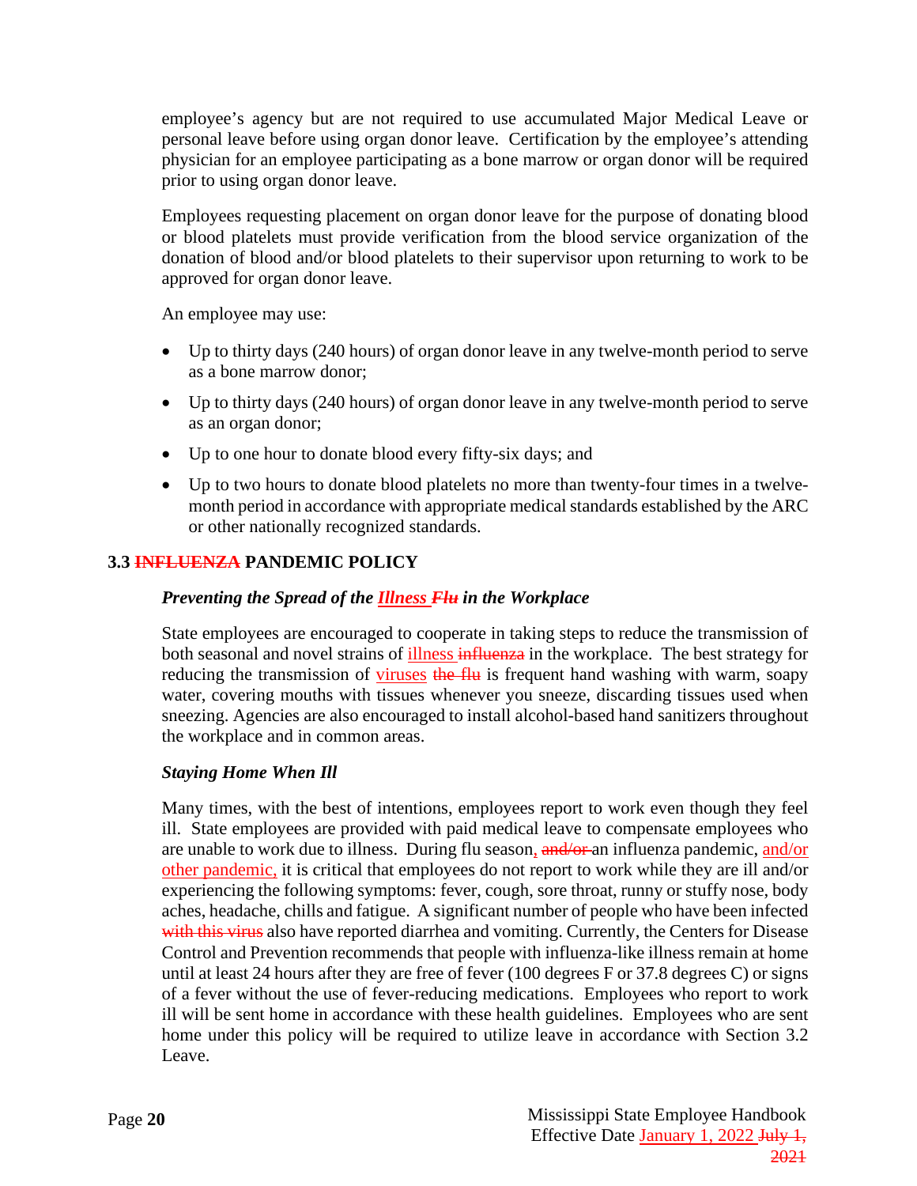employee's agency but are not required to use accumulated Major Medical Leave or personal leave before using organ donor leave. Certification by the employee's attending physician for an employee participating as a bone marrow or organ donor will be required prior to using organ donor leave.

Employees requesting placement on organ donor leave for the purpose of donating blood or blood platelets must provide verification from the blood service organization of the donation of blood and/or blood platelets to their supervisor upon returning to work to be approved for organ donor leave.

An employee may use:

- Up to thirty days (240 hours) of organ donor leave in any twelve-month period to serve as a bone marrow donor;
- Up to thirty days (240 hours) of organ donor leave in any twelve-month period to serve as an organ donor;
- Up to one hour to donate blood every fifty-six days; and
- Up to two hours to donate blood platelets no more than twenty-four times in a twelve-month period in accordance with appropriate medical standards established by the ARC or other nationally recognized standards.

## 3.3 ~~INFLUENZA~~ PANDEMIC POLICY

### *Preventing the Spread of the Illness ~~Flu~~ in the Workplace*

State employees are encouraged to cooperate in taking steps to reduce the transmission of both seasonal and novel strains of illness ~~influenza~~ in the workplace. The best strategy for reducing the transmission of viruses ~~the flu~~ is frequent hand washing with warm, soapy water, covering mouths with tissues whenever you sneeze, discarding tissues used when sneezing. Agencies are also encouraged to install alcohol-based hand sanitizers throughout the workplace and in common areas.

### *Staying Home When Ill*

Many times, with the best of intentions, employees report to work even though they feel ill. State employees are provided with paid medical leave to compensate employees who are unable to work due to illness. During flu season, ~~and/or~~ an influenza pandemic, and/or other pandemic, it is critical that employees do not report to work while they are ill and/or experiencing the following symptoms: fever, cough, sore throat, runny or stuffy nose, body aches, headache, chills and fatigue. A significant number of people who have been infected ~~with this virus~~ also have reported diarrhea and vomiting. Currently, the Centers for Disease Control and Prevention recommends that people with influenza-like illness remain at home until at least 24 hours after they are free of fever (100 degrees F or 37.8 degrees C) or signs of a fever without the use of fever-reducing medications. Employees who report to work ill will be sent home in accordance with these health guidelines. Employees who are sent home under this policy will be required to utilize leave in accordance with Section 3.2 Leave.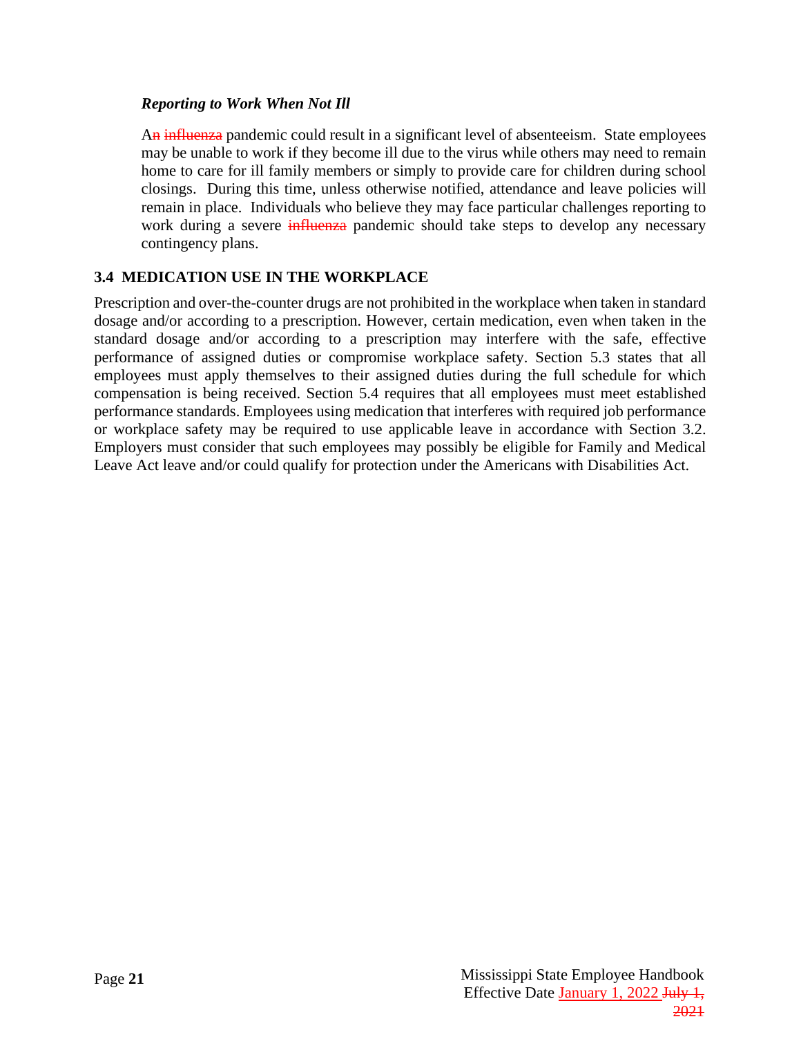***Reporting to Work When Not Ill***

A~~n~~ ~~influenza~~ pandemic could result in a significant level of absenteeism. State employees may be unable to work if they become ill due to the virus while others may need to remain home to care for ill family members or simply to provide care for children during school closings. During this time, unless otherwise notified, attendance and leave policies will remain in place. Individuals who believe they may face particular challenges reporting to work during a severe ~~influenza~~ pandemic should take steps to develop any necessary contingency plans.

## 3.4 MEDICATION USE IN THE WORKPLACE

Prescription and over-the-counter drugs are not prohibited in the workplace when taken in standard dosage and/or according to a prescription. However, certain medication, even when taken in the standard dosage and/or according to a prescription may interfere with the safe, effective performance of assigned duties or compromise workplace safety. Section 5.3 states that all employees must apply themselves to their assigned duties during the full schedule for which compensation is being received. Section 5.4 requires that all employees must meet established performance standards. Employees using medication that interferes with required job performance or workplace safety may be required to use applicable leave in accordance with Section 3.2. Employers must consider that such employees may possibly be eligible for Family and Medical Leave Act leave and/or could qualify for protection under the Americans with Disabilities Act.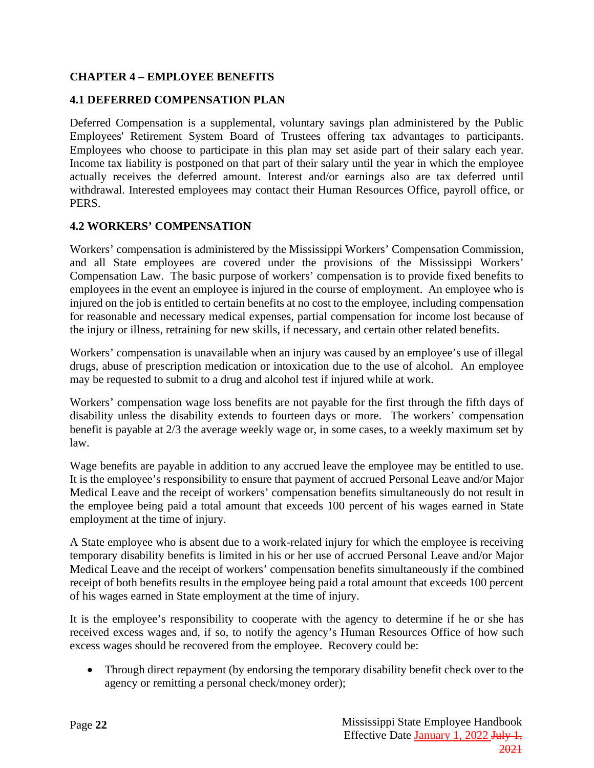## CHAPTER 4 – EMPLOYEE BENEFITS

### 4.1 DEFERRED COMPENSATION PLAN

Deferred Compensation is a supplemental, voluntary savings plan administered by the Public Employees' Retirement System Board of Trustees offering tax advantages to participants. Employees who choose to participate in this plan may set aside part of their salary each year. Income tax liability is postponed on that part of their salary until the year in which the employee actually receives the deferred amount. Interest and/or earnings also are tax deferred until withdrawal. Interested employees may contact their Human Resources Office, payroll office, or PERS.

### 4.2 WORKERS' COMPENSATION

Workers' compensation is administered by the Mississippi Workers' Compensation Commission, and all State employees are covered under the provisions of the Mississippi Workers' Compensation Law. The basic purpose of workers' compensation is to provide fixed benefits to employees in the event an employee is injured in the course of employment. An employee who is injured on the job is entitled to certain benefits at no cost to the employee, including compensation for reasonable and necessary medical expenses, partial compensation for income lost because of the injury or illness, retraining for new skills, if necessary, and certain other related benefits.

Workers' compensation is unavailable when an injury was caused by an employee's use of illegal drugs, abuse of prescription medication or intoxication due to the use of alcohol. An employee may be requested to submit to a drug and alcohol test if injured while at work.

Workers' compensation wage loss benefits are not payable for the first through the fifth days of disability unless the disability extends to fourteen days or more. The workers' compensation benefit is payable at 2/3 the average weekly wage or, in some cases, to a weekly maximum set by law.

Wage benefits are payable in addition to any accrued leave the employee may be entitled to use. It is the employee's responsibility to ensure that payment of accrued Personal Leave and/or Major Medical Leave and the receipt of workers' compensation benefits simultaneously do not result in the employee being paid a total amount that exceeds 100 percent of his wages earned in State employment at the time of injury.

A State employee who is absent due to a work-related injury for which the employee is receiving temporary disability benefits is limited in his or her use of accrued Personal Leave and/or Major Medical Leave and the receipt of workers' compensation benefits simultaneously if the combined receipt of both benefits results in the employee being paid a total amount that exceeds 100 percent of his wages earned in State employment at the time of injury.

It is the employee's responsibility to cooperate with the agency to determine if he or she has received excess wages and, if so, to notify the agency's Human Resources Office of how such excess wages should be recovered from the employee. Recovery could be:

- Through direct repayment (by endorsing the temporary disability benefit check over to the agency or remitting a personal check/money order);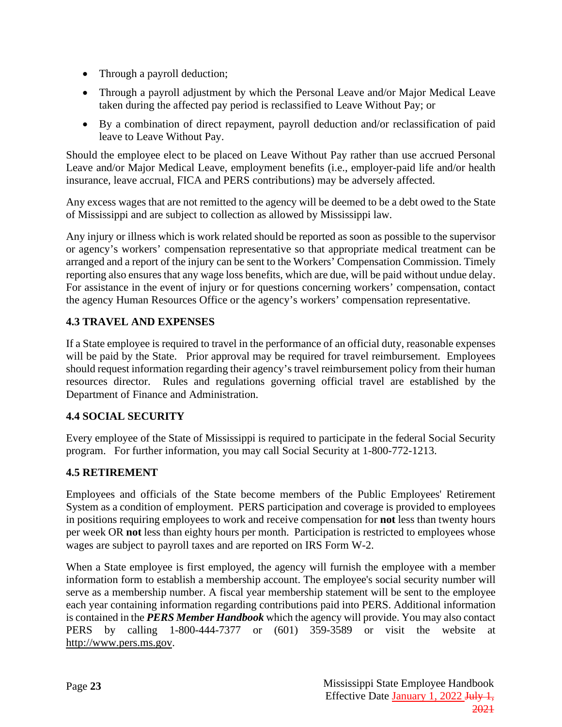- Through a payroll deduction;
- Through a payroll adjustment by which the Personal Leave and/or Major Medical Leave taken during the affected pay period is reclassified to Leave Without Pay; or
- By a combination of direct repayment, payroll deduction and/or reclassification of paid leave to Leave Without Pay.

Should the employee elect to be placed on Leave Without Pay rather than use accrued Personal Leave and/or Major Medical Leave, employment benefits (i.e., employer-paid life and/or health insurance, leave accrual, FICA and PERS contributions) may be adversely affected.

Any excess wages that are not remitted to the agency will be deemed to be a debt owed to the State of Mississippi and are subject to collection as allowed by Mississippi law.

Any injury or illness which is work related should be reported as soon as possible to the supervisor or agency's workers' compensation representative so that appropriate medical treatment can be arranged and a report of the injury can be sent to the Workers' Compensation Commission. Timely reporting also ensures that any wage loss benefits, which are due, will be paid without undue delay. For assistance in the event of injury or for questions concerning workers' compensation, contact the agency Human Resources Office or the agency's workers' compensation representative.

### 4.3 TRAVEL AND EXPENSES

If a State employee is required to travel in the performance of an official duty, reasonable expenses will be paid by the State. Prior approval may be required for travel reimbursement. Employees should request information regarding their agency's travel reimbursement policy from their human resources director. Rules and regulations governing official travel are established by the Department of Finance and Administration.

### 4.4 SOCIAL SECURITY

Every employee of the State of Mississippi is required to participate in the federal Social Security program. For further information, you may call Social Security at 1-800-772-1213.

### 4.5 RETIREMENT

Employees and officials of the State become members of the Public Employees' Retirement System as a condition of employment. PERS participation and coverage is provided to employees in positions requiring employees to work and receive compensation for **not** less than twenty hours per week OR **not** less than eighty hours per month. Participation is restricted to employees whose wages are subject to payroll taxes and are reported on IRS Form W-2.

When a State employee is first employed, the agency will furnish the employee with a member information form to establish a membership account. The employee's social security number will serve as a membership number. A fiscal year membership statement will be sent to the employee each year containing information regarding contributions paid into PERS. Additional information is contained in the ***PERS Member Handbook*** which the agency will provide. You may also contact PERS by calling 1-800-444-7377 or (601) 359-3589 or visit the website at http://www.pers.ms.gov.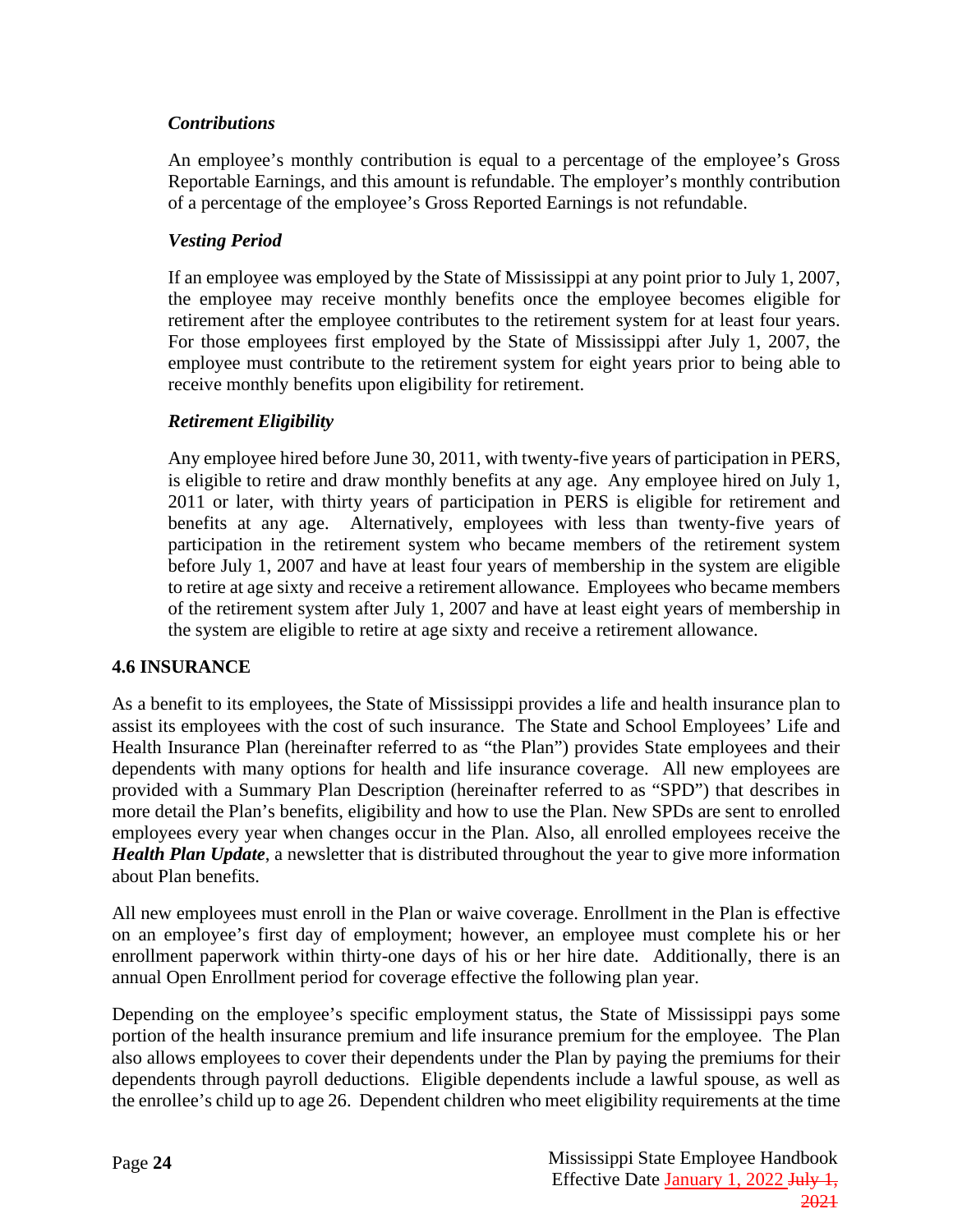***Contributions***

An employee's monthly contribution is equal to a percentage of the employee's Gross Reportable Earnings, and this amount is refundable. The employer's monthly contribution of a percentage of the employee's Gross Reported Earnings is not refundable.

***Vesting Period***

If an employee was employed by the State of Mississippi at any point prior to July 1, 2007, the employee may receive monthly benefits once the employee becomes eligible for retirement after the employee contributes to the retirement system for at least four years. For those employees first employed by the State of Mississippi after July 1, 2007, the employee must contribute to the retirement system for eight years prior to being able to receive monthly benefits upon eligibility for retirement.

***Retirement Eligibility***

Any employee hired before June 30, 2011, with twenty-five years of participation in PERS, is eligible to retire and draw monthly benefits at any age. Any employee hired on July 1, 2011 or later, with thirty years of participation in PERS is eligible for retirement and benefits at any age. Alternatively, employees with less than twenty-five years of participation in the retirement system who became members of the retirement system before July 1, 2007 and have at least four years of membership in the system are eligible to retire at age sixty and receive a retirement allowance. Employees who became members of the retirement system after July 1, 2007 and have at least eight years of membership in the system are eligible to retire at age sixty and receive a retirement allowance.

## 4.6 INSURANCE

As a benefit to its employees, the State of Mississippi provides a life and health insurance plan to assist its employees with the cost of such insurance. The State and School Employees' Life and Health Insurance Plan (hereinafter referred to as "the Plan") provides State employees and their dependents with many options for health and life insurance coverage. All new employees are provided with a Summary Plan Description (hereinafter referred to as "SPD") that describes in more detail the Plan's benefits, eligibility and how to use the Plan. New SPDs are sent to enrolled employees every year when changes occur in the Plan. Also, all enrolled employees receive the ***Health Plan Update***, a newsletter that is distributed throughout the year to give more information about Plan benefits.

All new employees must enroll in the Plan or waive coverage. Enrollment in the Plan is effective on an employee's first day of employment; however, an employee must complete his or her enrollment paperwork within thirty-one days of his or her hire date. Additionally, there is an annual Open Enrollment period for coverage effective the following plan year.

Depending on the employee's specific employment status, the State of Mississippi pays some portion of the health insurance premium and life insurance premium for the employee. The Plan also allows employees to cover their dependents under the Plan by paying the premiums for their dependents through payroll deductions. Eligible dependents include a lawful spouse, as well as the enrollee's child up to age 26. Dependent children who meet eligibility requirements at the time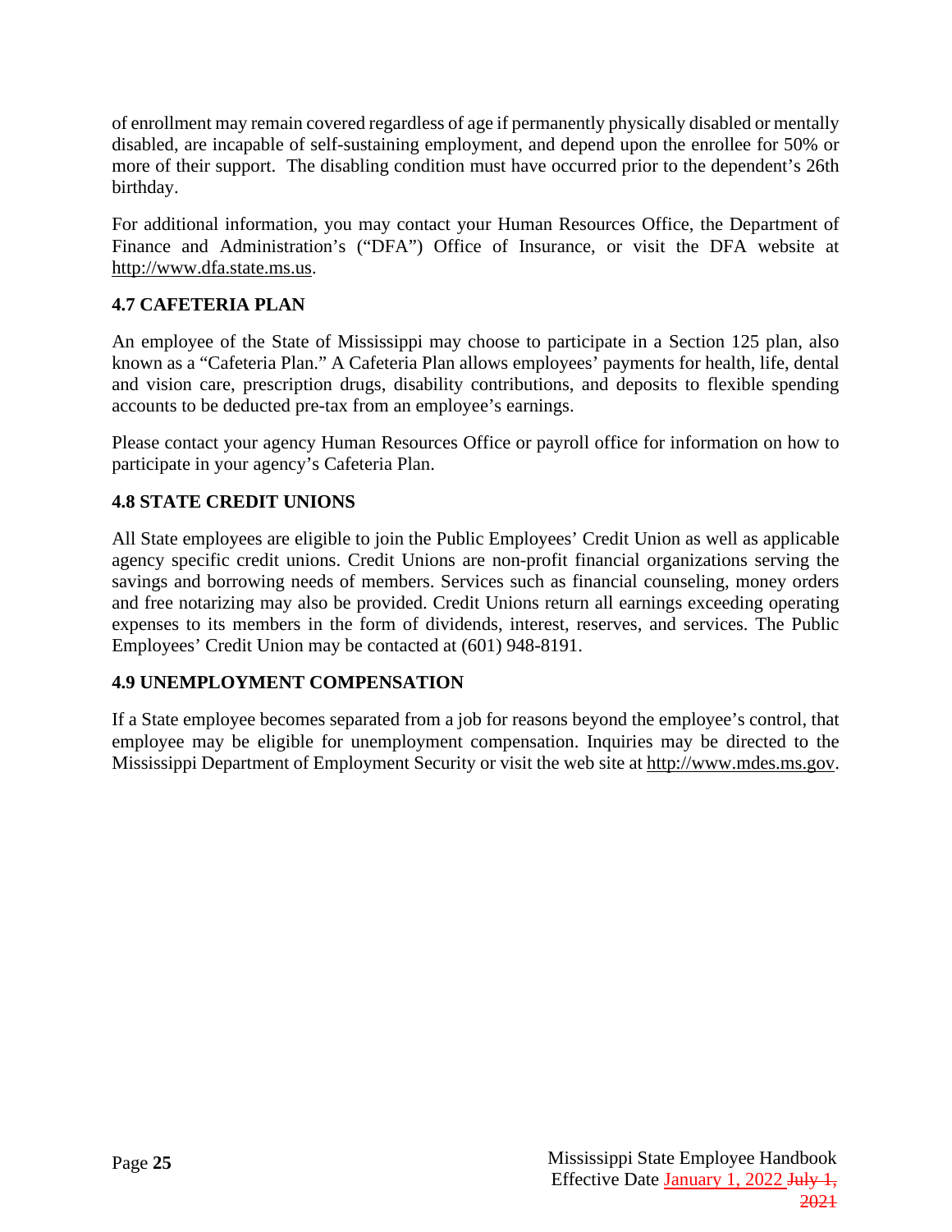of enrollment may remain covered regardless of age if permanently physically disabled or mentally disabled, are incapable of self-sustaining employment, and depend upon the enrollee for 50% or more of their support. The disabling condition must have occurred prior to the dependent's 26th birthday.

For additional information, you may contact your Human Resources Office, the Department of Finance and Administration's ("DFA") Office of Insurance, or visit the DFA website at http://www.dfa.state.ms.us.

### 4.7 CAFETERIA PLAN

An employee of the State of Mississippi may choose to participate in a Section 125 plan, also known as a "Cafeteria Plan." A Cafeteria Plan allows employees' payments for health, life, dental and vision care, prescription drugs, disability contributions, and deposits to flexible spending accounts to be deducted pre-tax from an employee's earnings.

Please contact your agency Human Resources Office or payroll office for information on how to participate in your agency's Cafeteria Plan.

### 4.8 STATE CREDIT UNIONS

All State employees are eligible to join the Public Employees' Credit Union as well as applicable agency specific credit unions. Credit Unions are non-profit financial organizations serving the savings and borrowing needs of members. Services such as financial counseling, money orders and free notarizing may also be provided. Credit Unions return all earnings exceeding operating expenses to its members in the form of dividends, interest, reserves, and services. The Public Employees' Credit Union may be contacted at (601) 948-8191.

### 4.9 UNEMPLOYMENT COMPENSATION

If a State employee becomes separated from a job for reasons beyond the employee's control, that employee may be eligible for unemployment compensation. Inquiries may be directed to the Mississippi Department of Employment Security or visit the web site at http://www.mdes.ms.gov.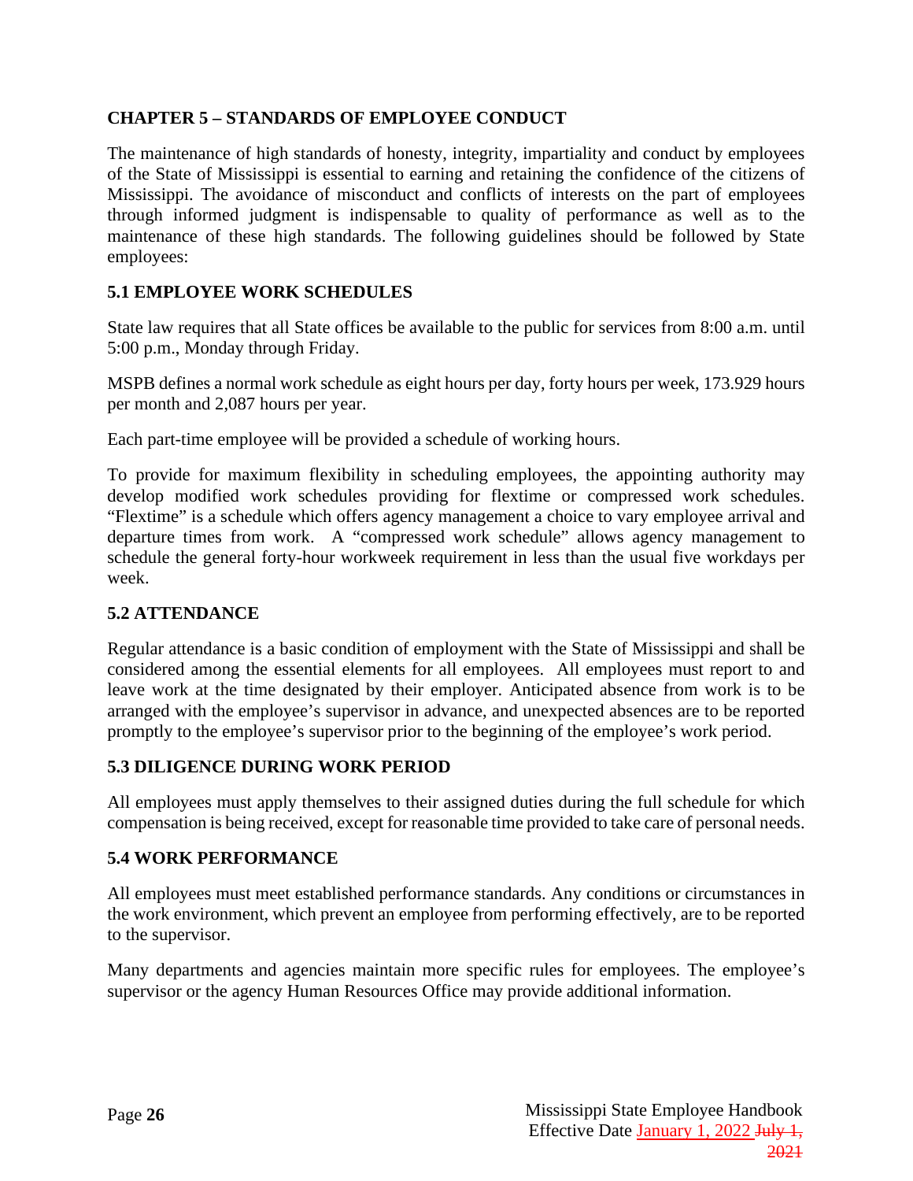## CHAPTER 5 – STANDARDS OF EMPLOYEE CONDUCT

The maintenance of high standards of honesty, integrity, impartiality and conduct by employees of the State of Mississippi is essential to earning and retaining the confidence of the citizens of Mississippi. The avoidance of misconduct and conflicts of interests on the part of employees through informed judgment is indispensable to quality of performance as well as to the maintenance of these high standards. The following guidelines should be followed by State employees:

### 5.1 EMPLOYEE WORK SCHEDULES

State law requires that all State offices be available to the public for services from 8:00 a.m. until 5:00 p.m., Monday through Friday.

MSPB defines a normal work schedule as eight hours per day, forty hours per week, 173.929 hours per month and 2,087 hours per year.

Each part-time employee will be provided a schedule of working hours.

To provide for maximum flexibility in scheduling employees, the appointing authority may develop modified work schedules providing for flextime or compressed work schedules. "Flextime" is a schedule which offers agency management a choice to vary employee arrival and departure times from work. A "compressed work schedule" allows agency management to schedule the general forty-hour workweek requirement in less than the usual five workdays per week.

### 5.2 ATTENDANCE

Regular attendance is a basic condition of employment with the State of Mississippi and shall be considered among the essential elements for all employees. All employees must report to and leave work at the time designated by their employer. Anticipated absence from work is to be arranged with the employee's supervisor in advance, and unexpected absences are to be reported promptly to the employee's supervisor prior to the beginning of the employee's work period.

### 5.3 DILIGENCE DURING WORK PERIOD

All employees must apply themselves to their assigned duties during the full schedule for which compensation is being received, except for reasonable time provided to take care of personal needs.

### 5.4 WORK PERFORMANCE

All employees must meet established performance standards. Any conditions or circumstances in the work environment, which prevent an employee from performing effectively, are to be reported to the supervisor.

Many departments and agencies maintain more specific rules for employees. The employee's supervisor or the agency Human Resources Office may provide additional information.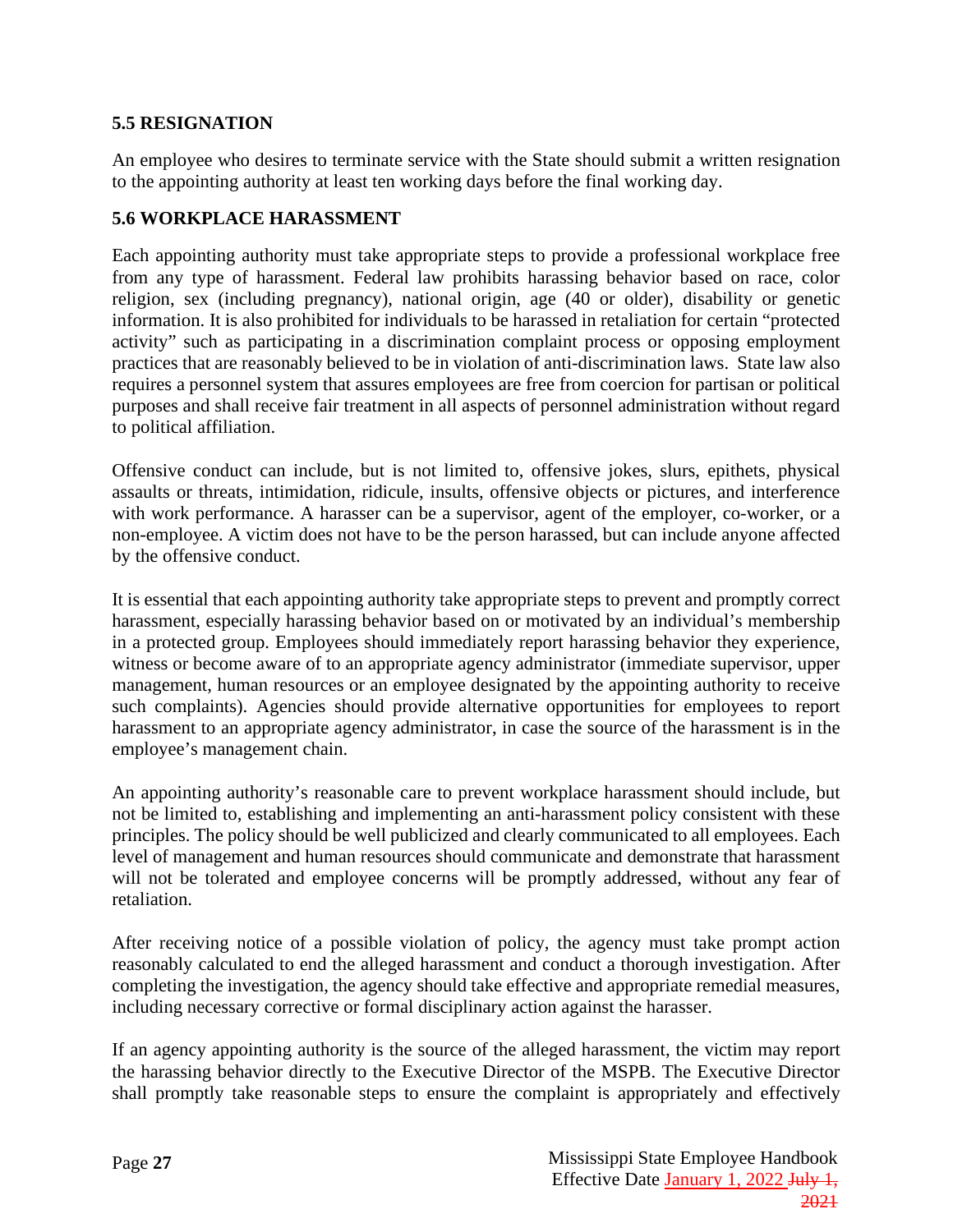### 5.5 RESIGNATION

An employee who desires to terminate service with the State should submit a written resignation to the appointing authority at least ten working days before the final working day.

### 5.6 WORKPLACE HARASSMENT

Each appointing authority must take appropriate steps to provide a professional workplace free from any type of harassment. Federal law prohibits harassing behavior based on race, color religion, sex (including pregnancy), national origin, age (40 or older), disability or genetic information. It is also prohibited for individuals to be harassed in retaliation for certain "protected activity" such as participating in a discrimination complaint process or opposing employment practices that are reasonably believed to be in violation of anti-discrimination laws. State law also requires a personnel system that assures employees are free from coercion for partisan or political purposes and shall receive fair treatment in all aspects of personnel administration without regard to political affiliation.

Offensive conduct can include, but is not limited to, offensive jokes, slurs, epithets, physical assaults or threats, intimidation, ridicule, insults, offensive objects or pictures, and interference with work performance. A harasser can be a supervisor, agent of the employer, co-worker, or a non-employee. A victim does not have to be the person harassed, but can include anyone affected by the offensive conduct.

It is essential that each appointing authority take appropriate steps to prevent and promptly correct harassment, especially harassing behavior based on or motivated by an individual's membership in a protected group. Employees should immediately report harassing behavior they experience, witness or become aware of to an appropriate agency administrator (immediate supervisor, upper management, human resources or an employee designated by the appointing authority to receive such complaints). Agencies should provide alternative opportunities for employees to report harassment to an appropriate agency administrator, in case the source of the harassment is in the employee's management chain.

An appointing authority's reasonable care to prevent workplace harassment should include, but not be limited to, establishing and implementing an anti-harassment policy consistent with these principles. The policy should be well publicized and clearly communicated to all employees. Each level of management and human resources should communicate and demonstrate that harassment will not be tolerated and employee concerns will be promptly addressed, without any fear of retaliation.

After receiving notice of a possible violation of policy, the agency must take prompt action reasonably calculated to end the alleged harassment and conduct a thorough investigation. After completing the investigation, the agency should take effective and appropriate remedial measures, including necessary corrective or formal disciplinary action against the harasser.

If an agency appointing authority is the source of the alleged harassment, the victim may report the harassing behavior directly to the Executive Director of the MSPB. The Executive Director shall promptly take reasonable steps to ensure the complaint is appropriately and effectively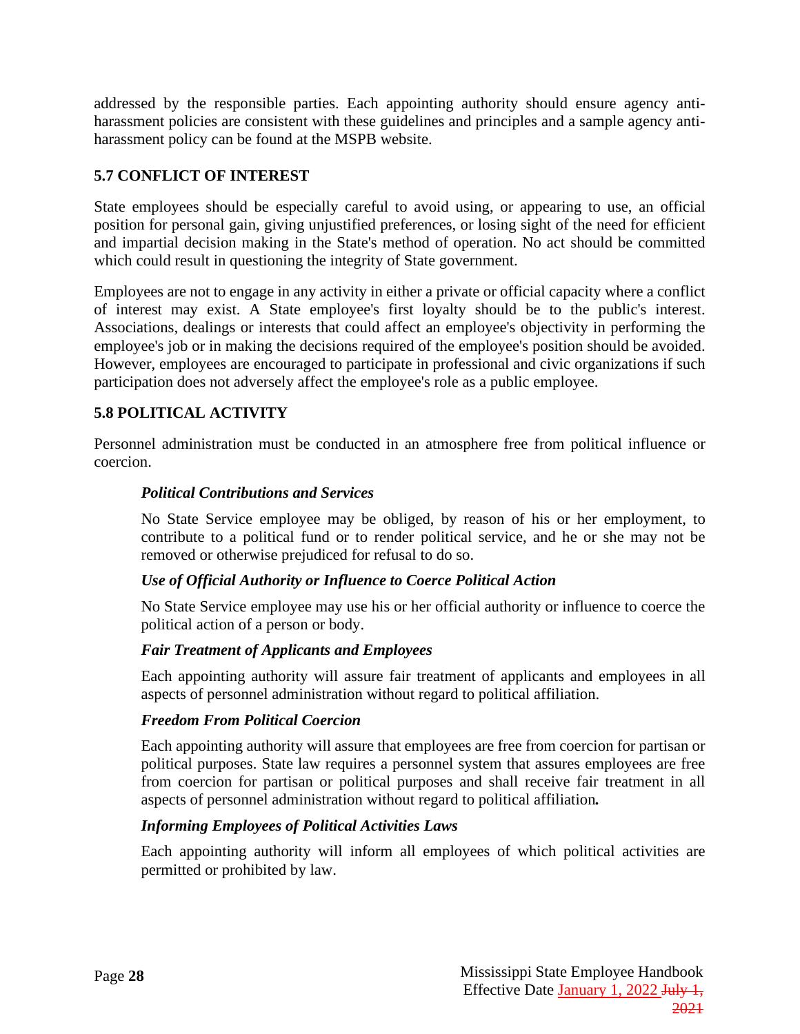addressed by the responsible parties. Each appointing authority should ensure agency anti-harassment policies are consistent with these guidelines and principles and a sample agency anti-harassment policy can be found at the MSPB website.

## 5.7 CONFLICT OF INTEREST

State employees should be especially careful to avoid using, or appearing to use, an official position for personal gain, giving unjustified preferences, or losing sight of the need for efficient and impartial decision making in the State's method of operation. No act should be committed which could result in questioning the integrity of State government.

Employees are not to engage in any activity in either a private or official capacity where a conflict of interest may exist. A State employee's first loyalty should be to the public's interest. Associations, dealings or interests that could affect an employee's objectivity in performing the employee's job or in making the decisions required of the employee's position should be avoided. However, employees are encouraged to participate in professional and civic organizations if such participation does not adversely affect the employee's role as a public employee.

## 5.8 POLITICAL ACTIVITY

Personnel administration must be conducted in an atmosphere free from political influence or coercion.

### *Political Contributions and Services*

No State Service employee may be obliged, by reason of his or her employment, to contribute to a political fund or to render political service, and he or she may not be removed or otherwise prejudiced for refusal to do so.

### *Use of Official Authority or Influence to Coerce Political Action*

No State Service employee may use his or her official authority or influence to coerce the political action of a person or body.

### *Fair Treatment of Applicants and Employees*

Each appointing authority will assure fair treatment of applicants and employees in all aspects of personnel administration without regard to political affiliation.

### *Freedom From Political Coercion*

Each appointing authority will assure that employees are free from coercion for partisan or political purposes. State law requires a personnel system that assures employees are free from coercion for partisan or political purposes and shall receive fair treatment in all aspects of personnel administration without regard to political affiliation.

### *Informing Employees of Political Activities Laws*

Each appointing authority will inform all employees of which political activities are permitted or prohibited by law.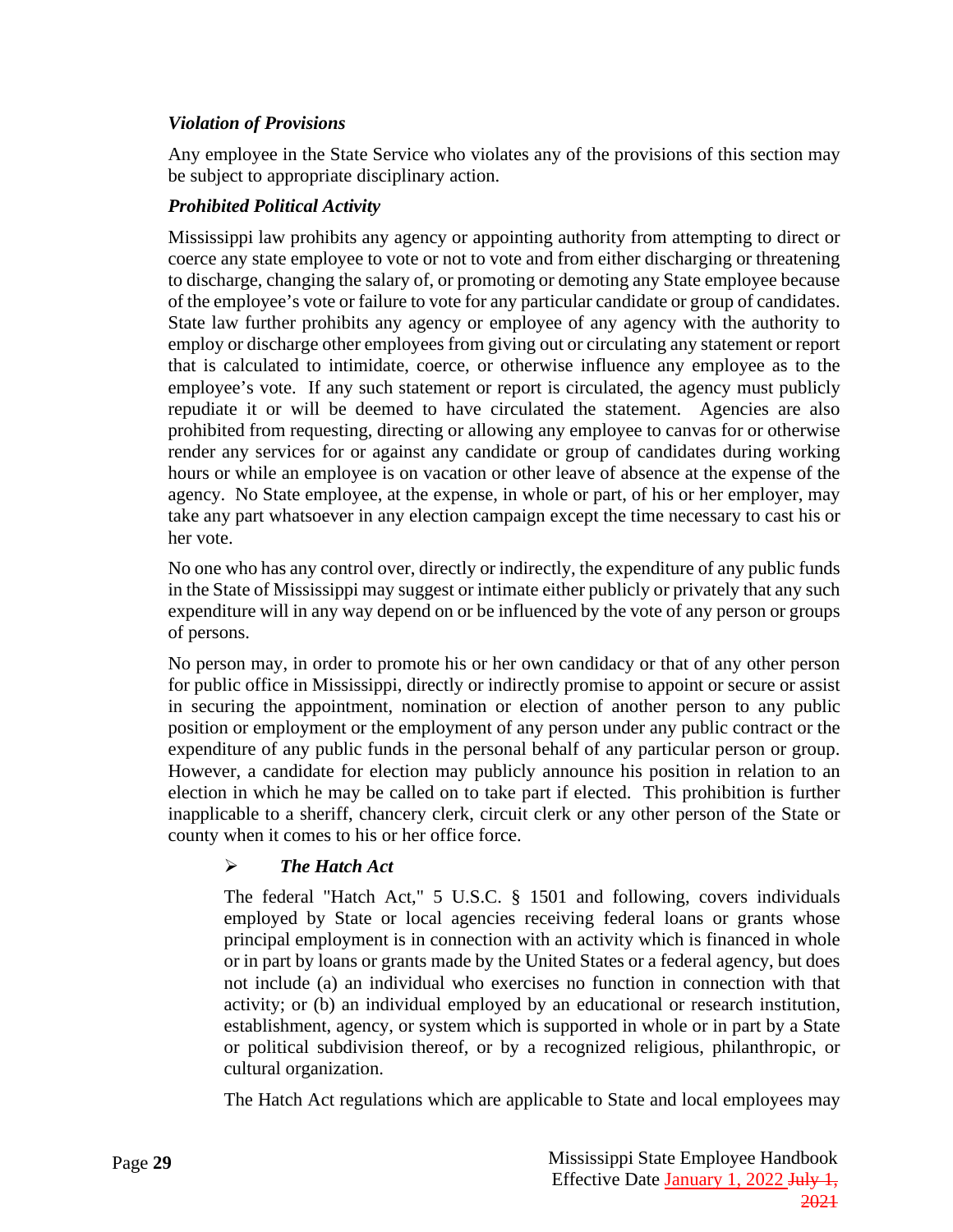### *Violation of Provisions*

Any employee in the State Service who violates any of the provisions of this section may be subject to appropriate disciplinary action.

### *Prohibited Political Activity*

Mississippi law prohibits any agency or appointing authority from attempting to direct or coerce any state employee to vote or not to vote and from either discharging or threatening to discharge, changing the salary of, or promoting or demoting any State employee because of the employee's vote or failure to vote for any particular candidate or group of candidates. State law further prohibits any agency or employee of any agency with the authority to employ or discharge other employees from giving out or circulating any statement or report that is calculated to intimidate, coerce, or otherwise influence any employee as to the employee's vote. If any such statement or report is circulated, the agency must publicly repudiate it or will be deemed to have circulated the statement. Agencies are also prohibited from requesting, directing or allowing any employee to canvas for or otherwise render any services for or against any candidate or group of candidates during working hours or while an employee is on vacation or other leave of absence at the expense of the agency. No State employee, at the expense, in whole or part, of his or her employer, may take any part whatsoever in any election campaign except the time necessary to cast his or her vote.

No one who has any control over, directly or indirectly, the expenditure of any public funds in the State of Mississippi may suggest or intimate either publicly or privately that any such expenditure will in any way depend on or be influenced by the vote of any person or groups of persons.

No person may, in order to promote his or her own candidacy or that of any other person for public office in Mississippi, directly or indirectly promise to appoint or secure or assist in securing the appointment, nomination or election of another person to any public position or employment or the employment of any person under any public contract or the expenditure of any public funds in the personal behalf of any particular person or group. However, a candidate for election may publicly announce his position in relation to an election in which he may be called on to take part if elected. This prohibition is further inapplicable to a sheriff, chancery clerk, circuit clerk or any other person of the State or county when it comes to his or her office force.

- ***The Hatch Act***

  The federal "Hatch Act," 5 U.S.C. § 1501 and following, covers individuals employed by State or local agencies receiving federal loans or grants whose principal employment is in connection with an activity which is financed in whole or in part by loans or grants made by the United States or a federal agency, but does not include (a) an individual who exercises no function in connection with that activity; or (b) an individual employed by an educational or research institution, establishment, agency, or system which is supported in whole or in part by a State or political subdivision thereof, or by a recognized religious, philanthropic, or cultural organization.

  The Hatch Act regulations which are applicable to State and local employees may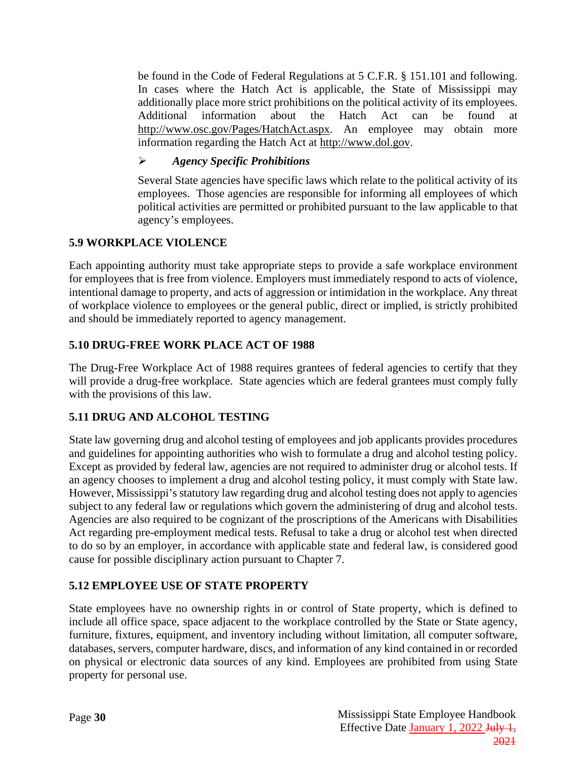be found in the Code of Federal Regulations at 5 C.F.R. § 151.101 and following. In cases where the Hatch Act is applicable, the State of Mississippi may additionally place more strict prohibitions on the political activity of its employees. Additional information about the Hatch Act can be found at http://www.osc.gov/Pages/HatchAct.aspx. An employee may obtain more information regarding the Hatch Act at http://www.dol.gov.

- ***Agency Specific Prohibitions***

  Several State agencies have specific laws which relate to the political activity of its employees. Those agencies are responsible for informing all employees of which political activities are permitted or prohibited pursuant to the law applicable to that agency's employees.

## 5.9 WORKPLACE VIOLENCE

Each appointing authority must take appropriate steps to provide a safe workplace environment for employees that is free from violence. Employers must immediately respond to acts of violence, intentional damage to property, and acts of aggression or intimidation in the workplace. Any threat of workplace violence to employees or the general public, direct or implied, is strictly prohibited and should be immediately reported to agency management.

## 5.10 DRUG-FREE WORK PLACE ACT OF 1988

The Drug-Free Workplace Act of 1988 requires grantees of federal agencies to certify that they will provide a drug-free workplace. State agencies which are federal grantees must comply fully with the provisions of this law.

## 5.11 DRUG AND ALCOHOL TESTING

State law governing drug and alcohol testing of employees and job applicants provides procedures and guidelines for appointing authorities who wish to formulate a drug and alcohol testing policy. Except as provided by federal law, agencies are not required to administer drug or alcohol tests. If an agency chooses to implement a drug and alcohol testing policy, it must comply with State law. However, Mississippi's statutory law regarding drug and alcohol testing does not apply to agencies subject to any federal law or regulations which govern the administering of drug and alcohol tests. Agencies are also required to be cognizant of the proscriptions of the Americans with Disabilities Act regarding pre-employment medical tests. Refusal to take a drug or alcohol test when directed to do so by an employer, in accordance with applicable state and federal law, is considered good cause for possible disciplinary action pursuant to Chapter 7.

## 5.12 EMPLOYEE USE OF STATE PROPERTY

State employees have no ownership rights in or control of State property, which is defined to include all office space, space adjacent to the workplace controlled by the State or State agency, furniture, fixtures, equipment, and inventory including without limitation, all computer software, databases, servers, computer hardware, discs, and information of any kind contained in or recorded on physical or electronic data sources of any kind. Employees are prohibited from using State property for personal use.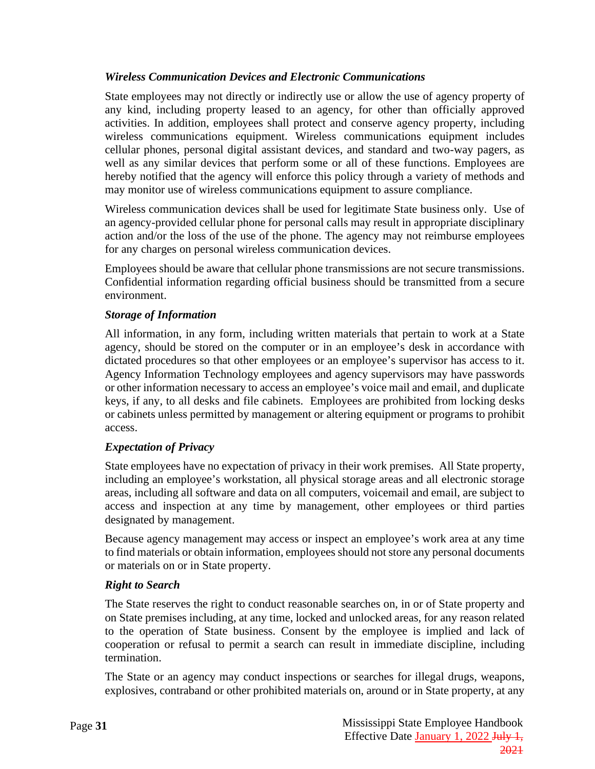### *Wireless Communication Devices and Electronic Communications*

State employees may not directly or indirectly use or allow the use of agency property of any kind, including property leased to an agency, for other than officially approved activities. In addition, employees shall protect and conserve agency property, including wireless communications equipment. Wireless communications equipment includes cellular phones, personal digital assistant devices, and standard and two-way pagers, as well as any similar devices that perform some or all of these functions. Employees are hereby notified that the agency will enforce this policy through a variety of methods and may monitor use of wireless communications equipment to assure compliance.

Wireless communication devices shall be used for legitimate State business only. Use of an agency-provided cellular phone for personal calls may result in appropriate disciplinary action and/or the loss of the use of the phone. The agency may not reimburse employees for any charges on personal wireless communication devices.

Employees should be aware that cellular phone transmissions are not secure transmissions. Confidential information regarding official business should be transmitted from a secure environment.

### *Storage of Information*

All information, in any form, including written materials that pertain to work at a State agency, should be stored on the computer or in an employee's desk in accordance with dictated procedures so that other employees or an employee's supervisor has access to it. Agency Information Technology employees and agency supervisors may have passwords or other information necessary to access an employee's voice mail and email, and duplicate keys, if any, to all desks and file cabinets. Employees are prohibited from locking desks or cabinets unless permitted by management or altering equipment or programs to prohibit access.

### *Expectation of Privacy*

State employees have no expectation of privacy in their work premises. All State property, including an employee's workstation, all physical storage areas and all electronic storage areas, including all software and data on all computers, voicemail and email, are subject to access and inspection at any time by management, other employees or third parties designated by management.

Because agency management may access or inspect an employee's work area at any time to find materials or obtain information, employees should not store any personal documents or materials on or in State property.

### *Right to Search*

The State reserves the right to conduct reasonable searches on, in or of State property and on State premises including, at any time, locked and unlocked areas, for any reason related to the operation of State business. Consent by the employee is implied and lack of cooperation or refusal to permit a search can result in immediate discipline, including termination.

The State or an agency may conduct inspections or searches for illegal drugs, weapons, explosives, contraband or other prohibited materials on, around or in State property, at any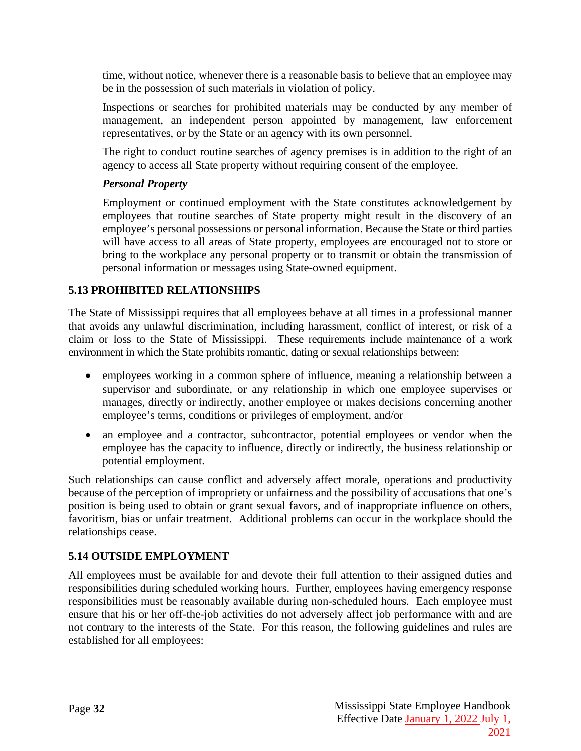time, without notice, whenever there is a reasonable basis to believe that an employee may be in the possession of such materials in violation of policy.

Inspections or searches for prohibited materials may be conducted by any member of management, an independent person appointed by management, law enforcement representatives, or by the State or an agency with its own personnel.

The right to conduct routine searches of agency premises is in addition to the right of an agency to access all State property without requiring consent of the employee.

***Personal Property***

Employment or continued employment with the State constitutes acknowledgement by employees that routine searches of State property might result in the discovery of an employee's personal possessions or personal information. Because the State or third parties will have access to all areas of State property, employees are encouraged not to store or bring to the workplace any personal property or to transmit or obtain the transmission of personal information or messages using State-owned equipment.

## 5.13 PROHIBITED RELATIONSHIPS

The State of Mississippi requires that all employees behave at all times in a professional manner that avoids any unlawful discrimination, including harassment, conflict of interest, or risk of a claim or loss to the State of Mississippi. These requirements include maintenance of a work environment in which the State prohibits romantic, dating or sexual relationships between:

- employees working in a common sphere of influence, meaning a relationship between a supervisor and subordinate, or any relationship in which one employee supervises or manages, directly or indirectly, another employee or makes decisions concerning another employee's terms, conditions or privileges of employment, and/or
- an employee and a contractor, subcontractor, potential employees or vendor when the employee has the capacity to influence, directly or indirectly, the business relationship or potential employment.

Such relationships can cause conflict and adversely affect morale, operations and productivity because of the perception of impropriety or unfairness and the possibility of accusations that one's position is being used to obtain or grant sexual favors, and of inappropriate influence on others, favoritism, bias or unfair treatment. Additional problems can occur in the workplace should the relationships cease.

## 5.14 OUTSIDE EMPLOYMENT

All employees must be available for and devote their full attention to their assigned duties and responsibilities during scheduled working hours. Further, employees having emergency response responsibilities must be reasonably available during non-scheduled hours. Each employee must ensure that his or her off-the-job activities do not adversely affect job performance with and are not contrary to the interests of the State. For this reason, the following guidelines and rules are established for all employees: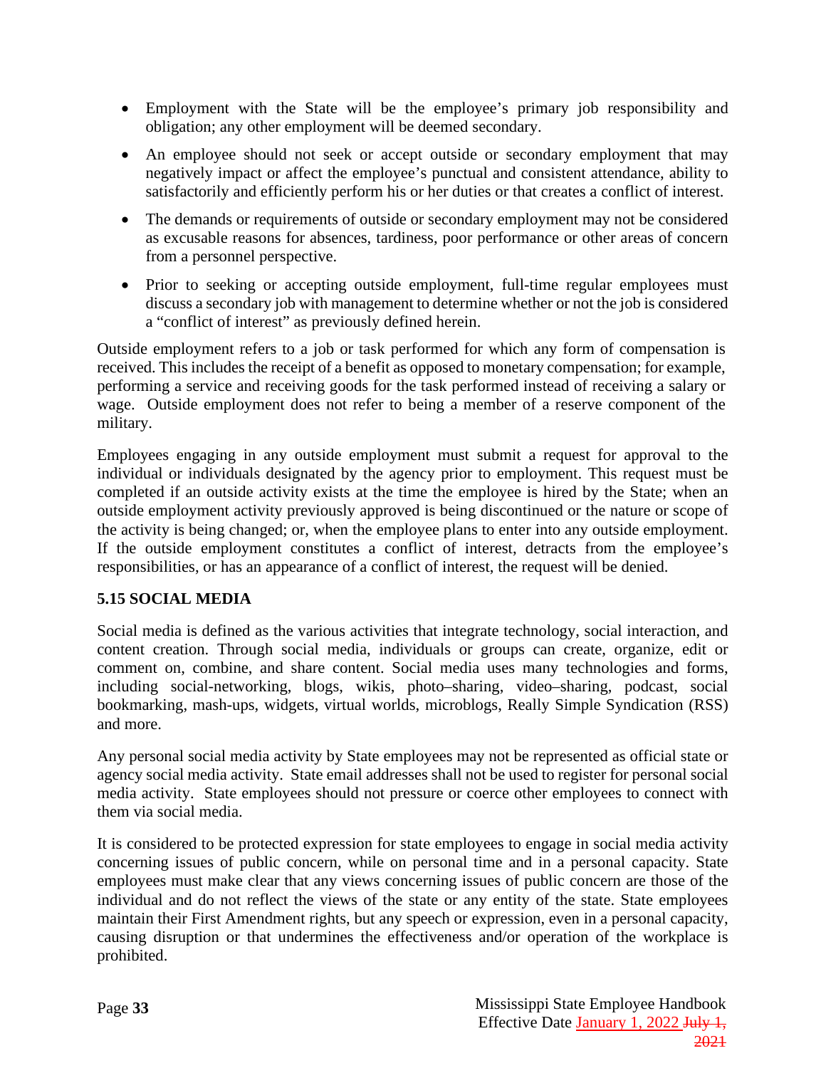- Employment with the State will be the employee's primary job responsibility and obligation; any other employment will be deemed secondary.
- An employee should not seek or accept outside or secondary employment that may negatively impact or affect the employee's punctual and consistent attendance, ability to satisfactorily and efficiently perform his or her duties or that creates a conflict of interest.
- The demands or requirements of outside or secondary employment may not be considered as excusable reasons for absences, tardiness, poor performance or other areas of concern from a personnel perspective.
- Prior to seeking or accepting outside employment, full-time regular employees must discuss a secondary job with management to determine whether or not the job is considered a "conflict of interest" as previously defined herein.

Outside employment refers to a job or task performed for which any form of compensation is received. This includes the receipt of a benefit as opposed to monetary compensation; for example, performing a service and receiving goods for the task performed instead of receiving a salary or wage. Outside employment does not refer to being a member of a reserve component of the military.

Employees engaging in any outside employment must submit a request for approval to the individual or individuals designated by the agency prior to employment. This request must be completed if an outside activity exists at the time the employee is hired by the State; when an outside employment activity previously approved is being discontinued or the nature or scope of the activity is being changed; or, when the employee plans to enter into any outside employment. If the outside employment constitutes a conflict of interest, detracts from the employee's responsibilities, or has an appearance of a conflict of interest, the request will be denied.

## 5.15 SOCIAL MEDIA

Social media is defined as the various activities that integrate technology, social interaction, and content creation. Through social media, individuals or groups can create, organize, edit or comment on, combine, and share content. Social media uses many technologies and forms, including social-networking, blogs, wikis, photo–sharing, video–sharing, podcast, social bookmarking, mash-ups, widgets, virtual worlds, microblogs, Really Simple Syndication (RSS) and more.

Any personal social media activity by State employees may not be represented as official state or agency social media activity. State email addresses shall not be used to register for personal social media activity. State employees should not pressure or coerce other employees to connect with them via social media.

It is considered to be protected expression for state employees to engage in social media activity concerning issues of public concern, while on personal time and in a personal capacity. State employees must make clear that any views concerning issues of public concern are those of the individual and do not reflect the views of the state or any entity of the state. State employees maintain their First Amendment rights, but any speech or expression, even in a personal capacity, causing disruption or that undermines the effectiveness and/or operation of the workplace is prohibited.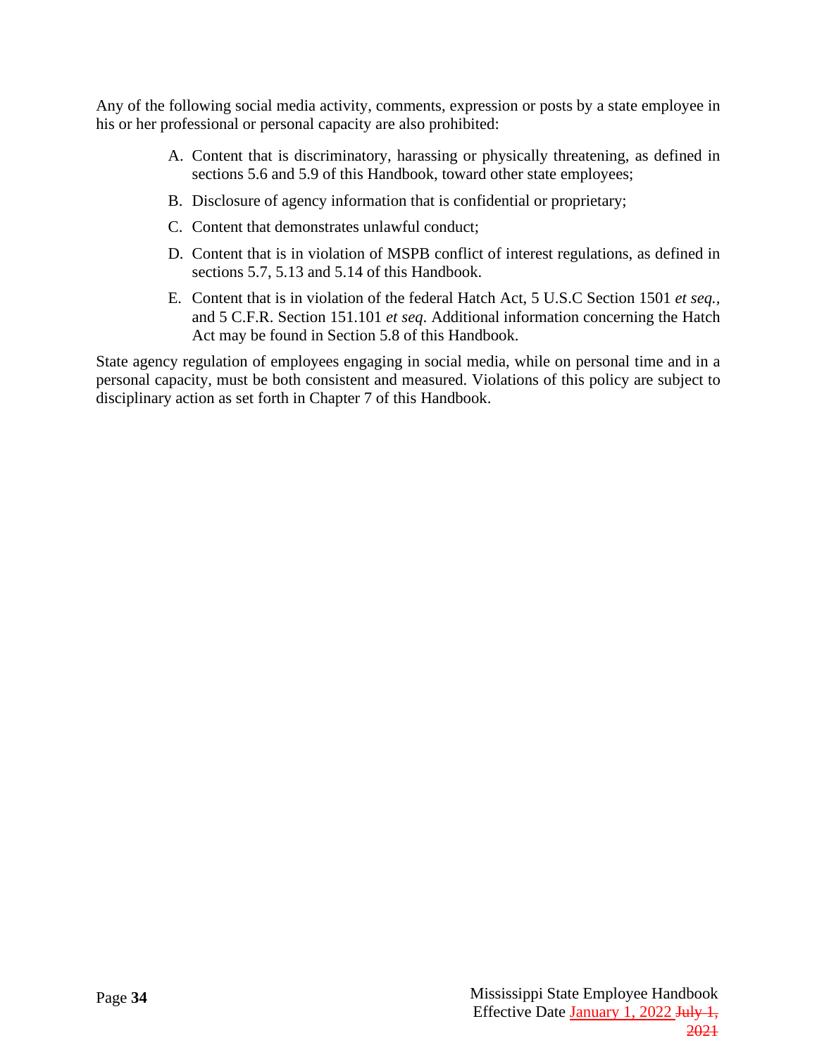Any of the following social media activity, comments, expression or posts by a state employee in his or her professional or personal capacity are also prohibited:

A. Content that is discriminatory, harassing or physically threatening, as defined in sections 5.6 and 5.9 of this Handbook, toward other state employees;

B. Disclosure of agency information that is confidential or proprietary;

C. Content that demonstrates unlawful conduct;

D. Content that is in violation of MSPB conflict of interest regulations, as defined in sections 5.7, 5.13 and 5.14 of this Handbook.

E. Content that is in violation of the federal Hatch Act, 5 U.S.C Section 1501 *et seq.*, and 5 C.F.R. Section 151.101 *et seq.* Additional information concerning the Hatch Act may be found in Section 5.8 of this Handbook.

State agency regulation of employees engaging in social media, while on personal time and in a personal capacity, must be both consistent and measured. Violations of this policy are subject to disciplinary action as set forth in Chapter 7 of this Handbook.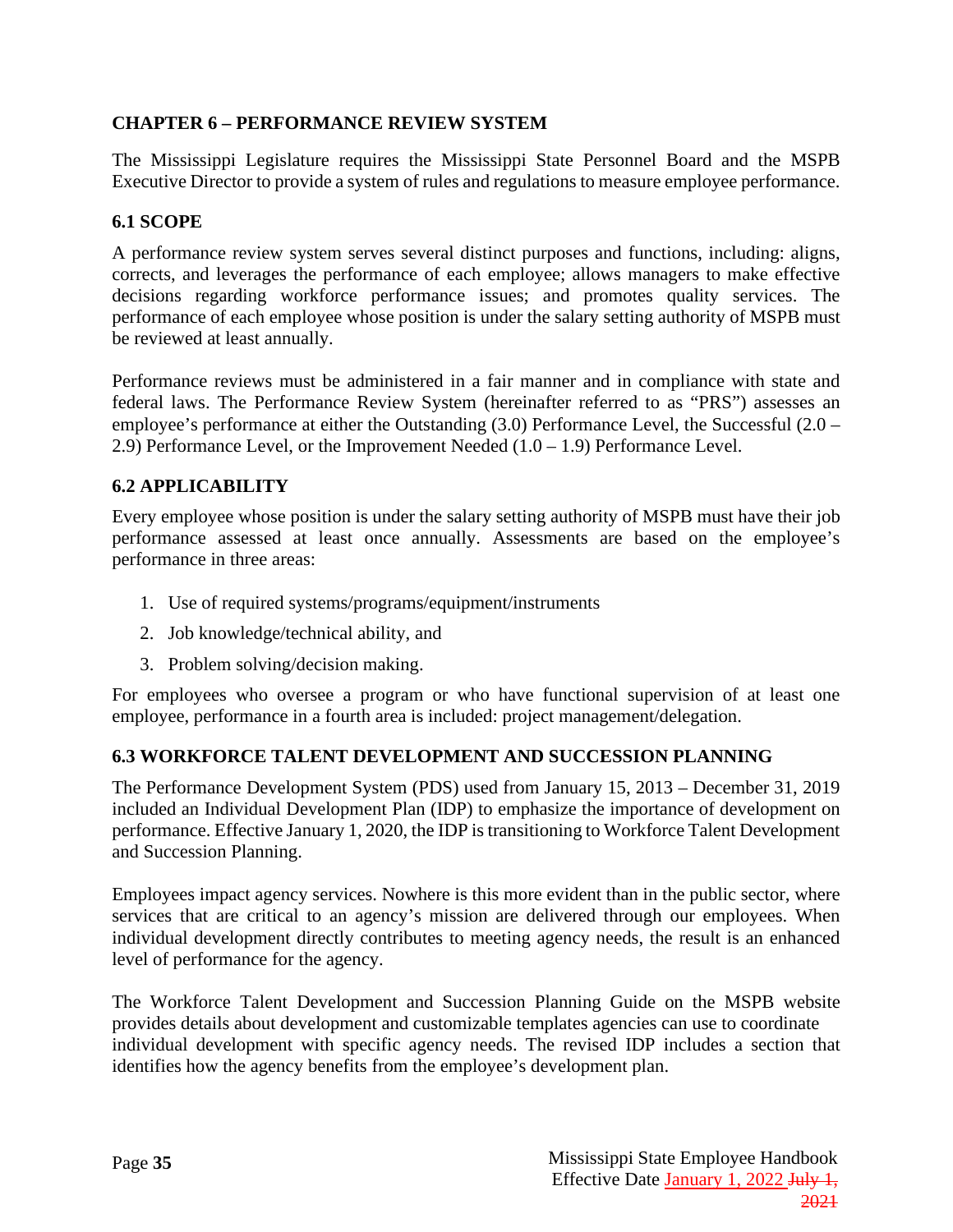## CHAPTER 6 – PERFORMANCE REVIEW SYSTEM

The Mississippi Legislature requires the Mississippi State Personnel Board and the MSPB Executive Director to provide a system of rules and regulations to measure employee performance.

### 6.1 SCOPE

A performance review system serves several distinct purposes and functions, including: aligns, corrects, and leverages the performance of each employee; allows managers to make effective decisions regarding workforce performance issues; and promotes quality services. The performance of each employee whose position is under the salary setting authority of MSPB must be reviewed at least annually.

Performance reviews must be administered in a fair manner and in compliance with state and federal laws. The Performance Review System (hereinafter referred to as "PRS") assesses an employee's performance at either the Outstanding (3.0) Performance Level, the Successful (2.0 – 2.9) Performance Level, or the Improvement Needed (1.0 – 1.9) Performance Level.

### 6.2 APPLICABILITY

Every employee whose position is under the salary setting authority of MSPB must have their job performance assessed at least once annually. Assessments are based on the employee's performance in three areas:

1. Use of required systems/programs/equipment/instruments
2. Job knowledge/technical ability, and
3. Problem solving/decision making.

For employees who oversee a program or who have functional supervision of at least one employee, performance in a fourth area is included: project management/delegation.

### 6.3 WORKFORCE TALENT DEVELOPMENT AND SUCCESSION PLANNING

The Performance Development System (PDS) used from January 15, 2013 – December 31, 2019 included an Individual Development Plan (IDP) to emphasize the importance of development on performance. Effective January 1, 2020, the IDP is transitioning to Workforce Talent Development and Succession Planning.

Employees impact agency services. Nowhere is this more evident than in the public sector, where services that are critical to an agency's mission are delivered through our employees. When individual development directly contributes to meeting agency needs, the result is an enhanced level of performance for the agency.

The Workforce Talent Development and Succession Planning Guide on the MSPB website provides details about development and customizable templates agencies can use to coordinate individual development with specific agency needs. The revised IDP includes a section that identifies how the agency benefits from the employee's development plan.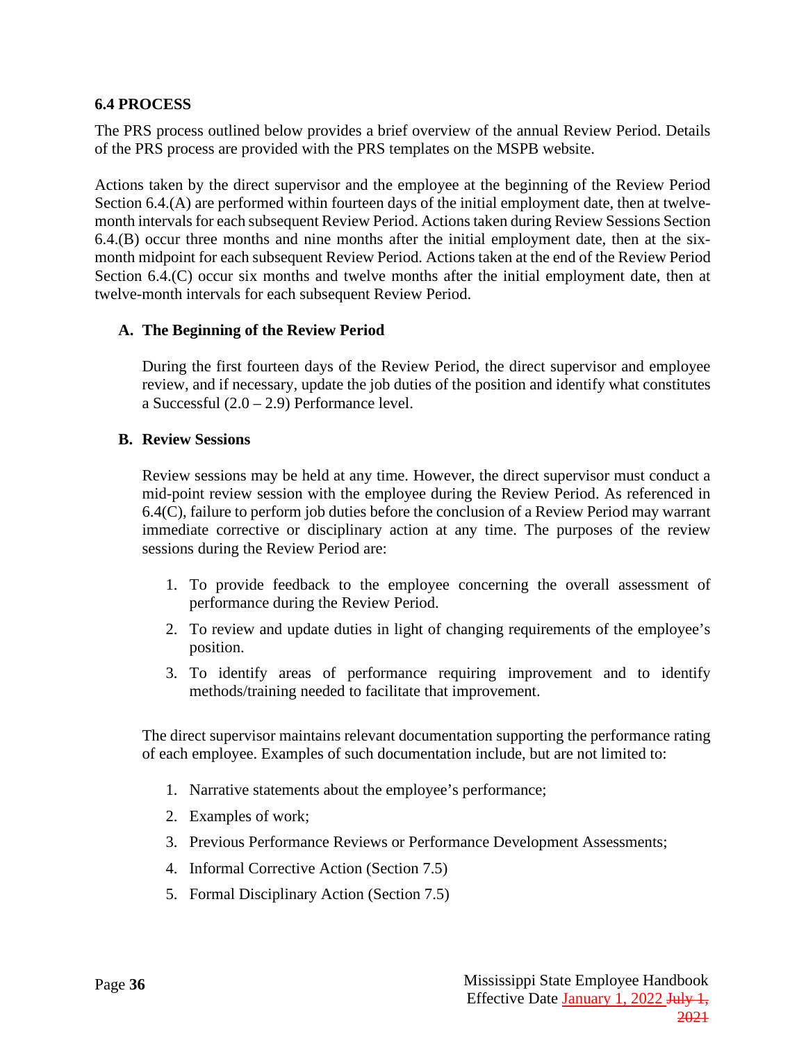## 6.4 PROCESS

The PRS process outlined below provides a brief overview of the annual Review Period. Details of the PRS process are provided with the PRS templates on the MSPB website.

Actions taken by the direct supervisor and the employee at the beginning of the Review Period Section 6.4.(A) are performed within fourteen days of the initial employment date, then at twelve-month intervals for each subsequent Review Period. Actions taken during Review Sessions Section 6.4.(B) occur three months and nine months after the initial employment date, then at the six-month midpoint for each subsequent Review Period. Actions taken at the end of the Review Period Section 6.4.(C) occur six months and twelve months after the initial employment date, then at twelve-month intervals for each subsequent Review Period.

### A. The Beginning of the Review Period

During the first fourteen days of the Review Period, the direct supervisor and employee review, and if necessary, update the job duties of the position and identify what constitutes a Successful (2.0 – 2.9) Performance level.

### B. Review Sessions

Review sessions may be held at any time. However, the direct supervisor must conduct a mid-point review session with the employee during the Review Period. As referenced in 6.4(C), failure to perform job duties before the conclusion of a Review Period may warrant immediate corrective or disciplinary action at any time. The purposes of the review sessions during the Review Period are:

1. To provide feedback to the employee concerning the overall assessment of performance during the Review Period.
2. To review and update duties in light of changing requirements of the employee's position.
3. To identify areas of performance requiring improvement and to identify methods/training needed to facilitate that improvement.

The direct supervisor maintains relevant documentation supporting the performance rating of each employee. Examples of such documentation include, but are not limited to:

1. Narrative statements about the employee's performance;
2. Examples of work;
3. Previous Performance Reviews or Performance Development Assessments;
4. Informal Corrective Action (Section 7.5)
5. Formal Disciplinary Action (Section 7.5)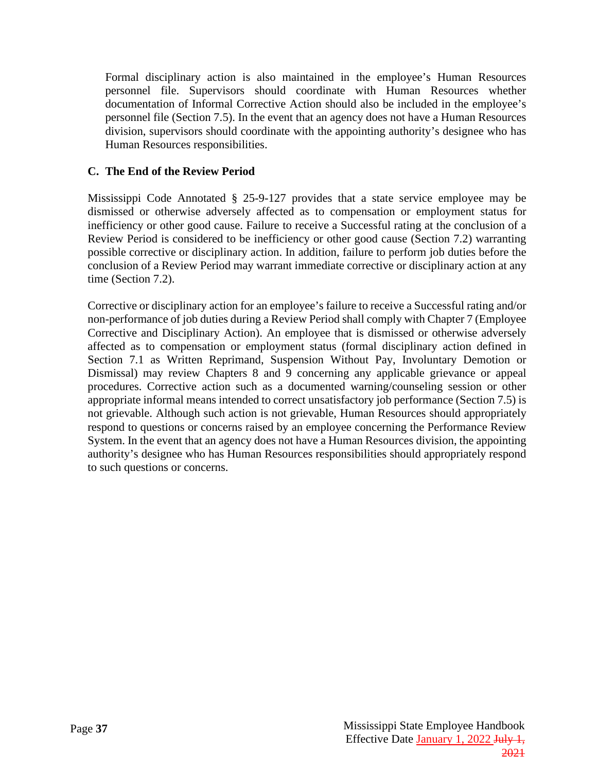Formal disciplinary action is also maintained in the employee's Human Resources personnel file. Supervisors should coordinate with Human Resources whether documentation of Informal Corrective Action should also be included in the employee's personnel file (Section 7.5). In the event that an agency does not have a Human Resources division, supervisors should coordinate with the appointing authority's designee who has Human Resources responsibilities.

### C. The End of the Review Period

Mississippi Code Annotated § 25-9-127 provides that a state service employee may be dismissed or otherwise adversely affected as to compensation or employment status for inefficiency or other good cause. Failure to receive a Successful rating at the conclusion of a Review Period is considered to be inefficiency or other good cause (Section 7.2) warranting possible corrective or disciplinary action. In addition, failure to perform job duties before the conclusion of a Review Period may warrant immediate corrective or disciplinary action at any time (Section 7.2).

Corrective or disciplinary action for an employee's failure to receive a Successful rating and/or non-performance of job duties during a Review Period shall comply with Chapter 7 (Employee Corrective and Disciplinary Action). An employee that is dismissed or otherwise adversely affected as to compensation or employment status (formal disciplinary action defined in Section 7.1 as Written Reprimand, Suspension Without Pay, Involuntary Demotion or Dismissal) may review Chapters 8 and 9 concerning any applicable grievance or appeal procedures. Corrective action such as a documented warning/counseling session or other appropriate informal means intended to correct unsatisfactory job performance (Section 7.5) is not grievable. Although such action is not grievable, Human Resources should appropriately respond to questions or concerns raised by an employee concerning the Performance Review System. In the event that an agency does not have a Human Resources division, the appointing authority's designee who has Human Resources responsibilities should appropriately respond to such questions or concerns.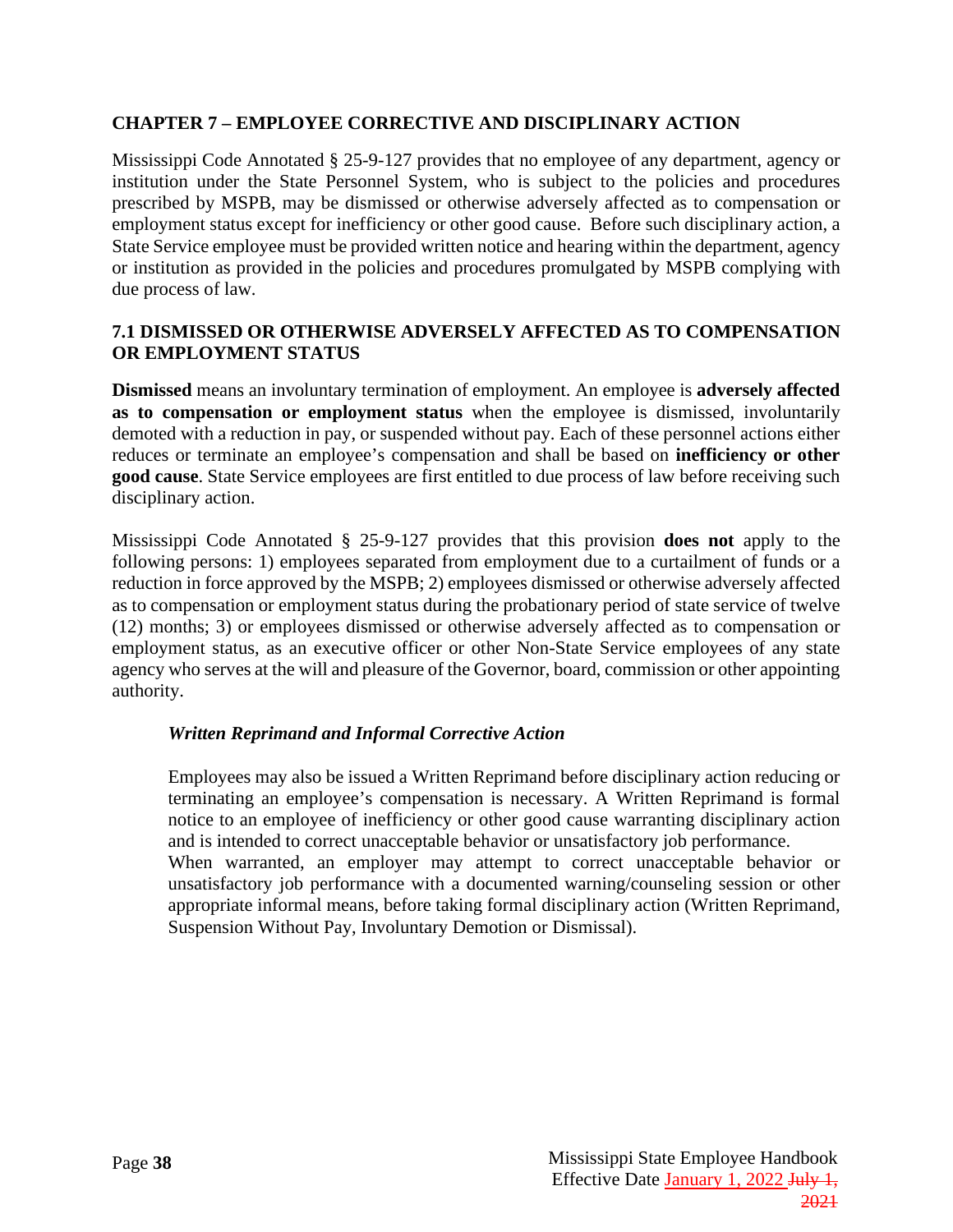## CHAPTER 7 – EMPLOYEE CORRECTIVE AND DISCIPLINARY ACTION

Mississippi Code Annotated § 25-9-127 provides that no employee of any department, agency or institution under the State Personnel System, who is subject to the policies and procedures prescribed by MSPB, may be dismissed or otherwise adversely affected as to compensation or employment status except for inefficiency or other good cause. Before such disciplinary action, a State Service employee must be provided written notice and hearing within the department, agency or institution as provided in the policies and procedures promulgated by MSPB complying with due process of law.

### 7.1 DISMISSED OR OTHERWISE ADVERSELY AFFECTED AS TO COMPENSATION OR EMPLOYMENT STATUS

**Dismissed** means an involuntary termination of employment. An employee is **adversely affected as to compensation or employment status** when the employee is dismissed, involuntarily demoted with a reduction in pay, or suspended without pay. Each of these personnel actions either reduces or terminate an employee's compensation and shall be based on **inefficiency or other good cause**. State Service employees are first entitled to due process of law before receiving such disciplinary action.

Mississippi Code Annotated § 25-9-127 provides that this provision **does not** apply to the following persons: 1) employees separated from employment due to a curtailment of funds or a reduction in force approved by the MSPB; 2) employees dismissed or otherwise adversely affected as to compensation or employment status during the probationary period of state service of twelve (12) months; 3) or employees dismissed or otherwise adversely affected as to compensation or employment status, as an executive officer or other Non-State Service employees of any state agency who serves at the will and pleasure of the Governor, board, commission or other appointing authority.

#### *Written Reprimand and Informal Corrective Action*

Employees may also be issued a Written Reprimand before disciplinary action reducing or terminating an employee's compensation is necessary. A Written Reprimand is formal notice to an employee of inefficiency or other good cause warranting disciplinary action and is intended to correct unacceptable behavior or unsatisfactory job performance.

When warranted, an employer may attempt to correct unacceptable behavior or unsatisfactory job performance with a documented warning/counseling session or other appropriate informal means, before taking formal disciplinary action (Written Reprimand, Suspension Without Pay, Involuntary Demotion or Dismissal).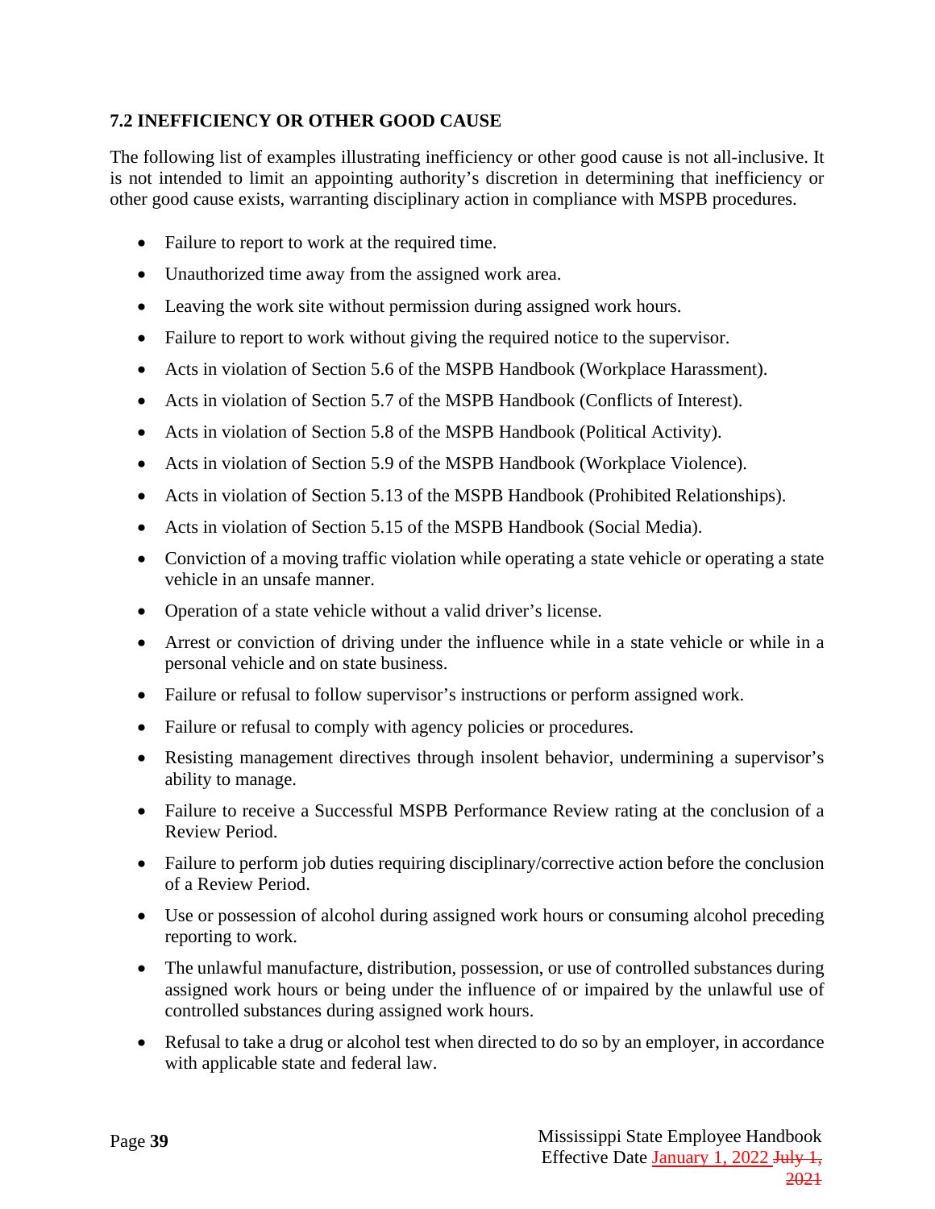### 7.2 INEFFICIENCY OR OTHER GOOD CAUSE

The following list of examples illustrating inefficiency or other good cause is not all-inclusive. It is not intended to limit an appointing authority's discretion in determining that inefficiency or other good cause exists, warranting disciplinary action in compliance with MSPB procedures.

- Failure to report to work at the required time.
- Unauthorized time away from the assigned work area.
- Leaving the work site without permission during assigned work hours.
- Failure to report to work without giving the required notice to the supervisor.
- Acts in violation of Section 5.6 of the MSPB Handbook (Workplace Harassment).
- Acts in violation of Section 5.7 of the MSPB Handbook (Conflicts of Interest).
- Acts in violation of Section 5.8 of the MSPB Handbook (Political Activity).
- Acts in violation of Section 5.9 of the MSPB Handbook (Workplace Violence).
- Acts in violation of Section 5.13 of the MSPB Handbook (Prohibited Relationships).
- Acts in violation of Section 5.15 of the MSPB Handbook (Social Media).
- Conviction of a moving traffic violation while operating a state vehicle or operating a state vehicle in an unsafe manner.
- Operation of a state vehicle without a valid driver's license.
- Arrest or conviction of driving under the influence while in a state vehicle or while in a personal vehicle and on state business.
- Failure or refusal to follow supervisor's instructions or perform assigned work.
- Failure or refusal to comply with agency policies or procedures.
- Resisting management directives through insolent behavior, undermining a supervisor's ability to manage.
- Failure to receive a Successful MSPB Performance Review rating at the conclusion of a Review Period.
- Failure to perform job duties requiring disciplinary/corrective action before the conclusion of a Review Period.
- Use or possession of alcohol during assigned work hours or consuming alcohol preceding reporting to work.
- The unlawful manufacture, distribution, possession, or use of controlled substances during assigned work hours or being under the influence of or impaired by the unlawful use of controlled substances during assigned work hours.
- Refusal to take a drug or alcohol test when directed to do so by an employer, in accordance with applicable state and federal law.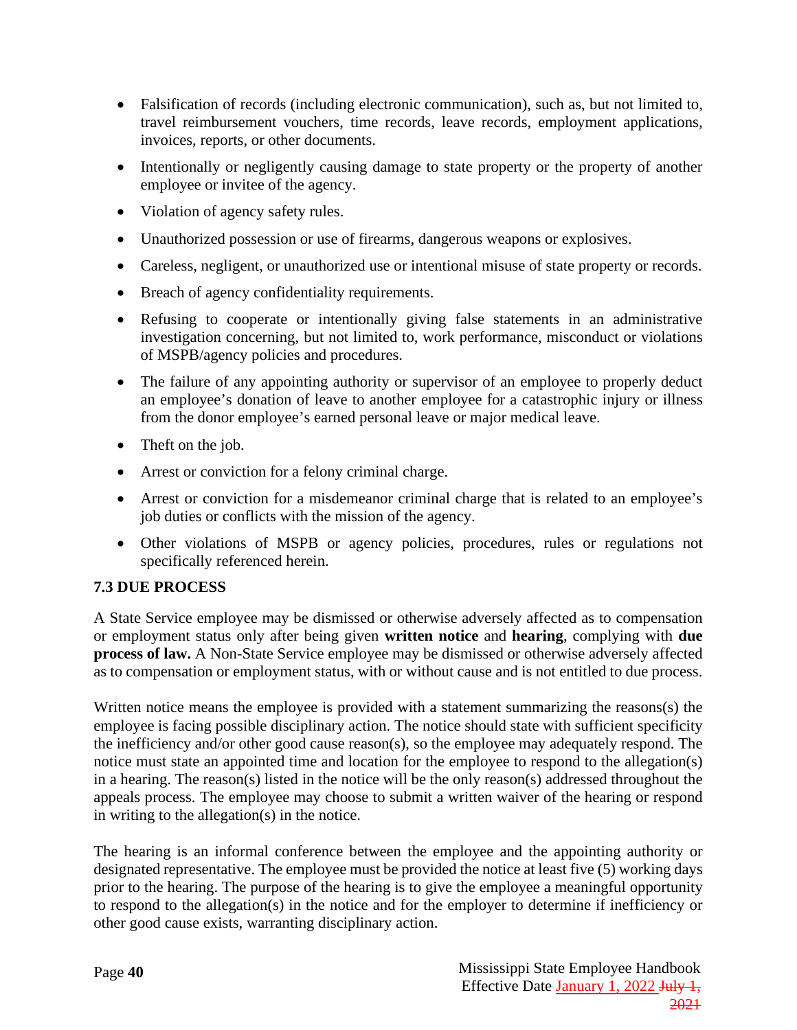- Falsification of records (including electronic communication), such as, but not limited to, travel reimbursement vouchers, time records, leave records, employment applications, invoices, reports, or other documents.
- Intentionally or negligently causing damage to state property or the property of another employee or invitee of the agency.
- Violation of agency safety rules.
- Unauthorized possession or use of firearms, dangerous weapons or explosives.
- Careless, negligent, or unauthorized use or intentional misuse of state property or records.
- Breach of agency confidentiality requirements.
- Refusing to cooperate or intentionally giving false statements in an administrative investigation concerning, but not limited to, work performance, misconduct or violations of MSPB/agency policies and procedures.
- The failure of any appointing authority or supervisor of an employee to properly deduct an employee's donation of leave to another employee for a catastrophic injury or illness from the donor employee's earned personal leave or major medical leave.
- Theft on the job.
- Arrest or conviction for a felony criminal charge.
- Arrest or conviction for a misdemeanor criminal charge that is related to an employee's job duties or conflicts with the mission of the agency.
- Other violations of MSPB or agency policies, procedures, rules or regulations not specifically referenced herein.

### 7.3 DUE PROCESS

A State Service employee may be dismissed or otherwise adversely affected as to compensation or employment status only after being given **written notice** and **hearing**, complying with **due process of law.** A Non-State Service employee may be dismissed or otherwise adversely affected as to compensation or employment status, with or without cause and is not entitled to due process.

Written notice means the employee is provided with a statement summarizing the reasons(s) the employee is facing possible disciplinary action. The notice should state with sufficient specificity the inefficiency and/or other good cause reason(s), so the employee may adequately respond. The notice must state an appointed time and location for the employee to respond to the allegation(s) in a hearing. The reason(s) listed in the notice will be the only reason(s) addressed throughout the appeals process. The employee may choose to submit a written waiver of the hearing or respond in writing to the allegation(s) in the notice.

The hearing is an informal conference between the employee and the appointing authority or designated representative. The employee must be provided the notice at least five (5) working days prior to the hearing. The purpose of the hearing is to give the employee a meaningful opportunity to respond to the allegation(s) in the notice and for the employer to determine if inefficiency or other good cause exists, warranting disciplinary action.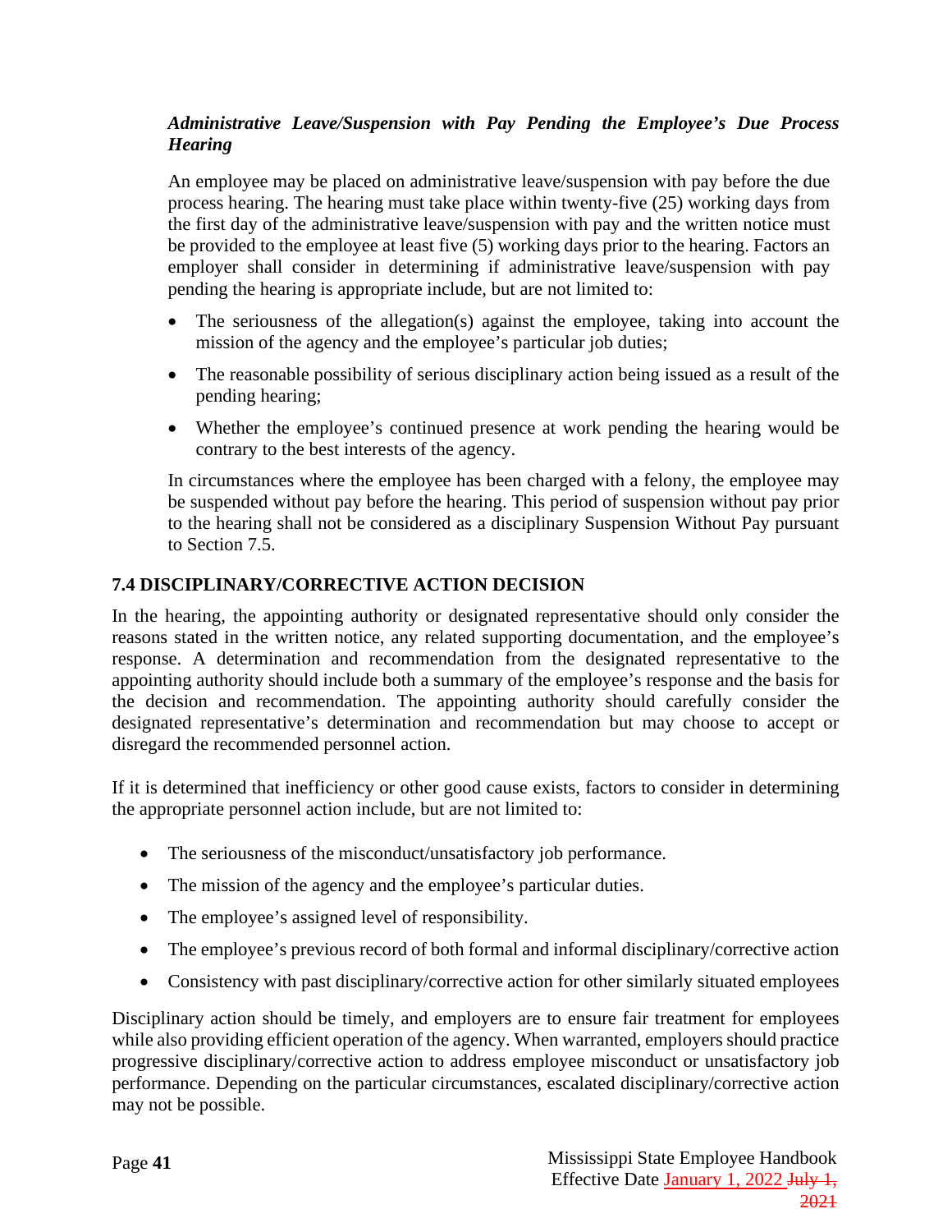***Administrative Leave/Suspension with Pay Pending the Employee's Due Process Hearing***

An employee may be placed on administrative leave/suspension with pay before the due process hearing. The hearing must take place within twenty-five (25) working days from the first day of the administrative leave/suspension with pay and the written notice must be provided to the employee at least five (5) working days prior to the hearing. Factors an employer shall consider in determining if administrative leave/suspension with pay pending the hearing is appropriate include, but are not limited to:

- The seriousness of the allegation(s) against the employee, taking into account the mission of the agency and the employee's particular job duties;
- The reasonable possibility of serious disciplinary action being issued as a result of the pending hearing;
- Whether the employee's continued presence at work pending the hearing would be contrary to the best interests of the agency.

In circumstances where the employee has been charged with a felony, the employee may be suspended without pay before the hearing. This period of suspension without pay prior to the hearing shall not be considered as a disciplinary Suspension Without Pay pursuant to Section 7.5.

## 7.4 DISCIPLINARY/CORRECTIVE ACTION DECISION

In the hearing, the appointing authority or designated representative should only consider the reasons stated in the written notice, any related supporting documentation, and the employee's response. A determination and recommendation from the designated representative to the appointing authority should include both a summary of the employee's response and the basis for the decision and recommendation. The appointing authority should carefully consider the designated representative's determination and recommendation but may choose to accept or disregard the recommended personnel action.

If it is determined that inefficiency or other good cause exists, factors to consider in determining the appropriate personnel action include, but are not limited to:

- The seriousness of the misconduct/unsatisfactory job performance.
- The mission of the agency and the employee's particular duties.
- The employee's assigned level of responsibility.
- The employee's previous record of both formal and informal disciplinary/corrective action
- Consistency with past disciplinary/corrective action for other similarly situated employees

Disciplinary action should be timely, and employers are to ensure fair treatment for employees while also providing efficient operation of the agency. When warranted, employers should practice progressive disciplinary/corrective action to address employee misconduct or unsatisfactory job performance. Depending on the particular circumstances, escalated disciplinary/corrective action may not be possible.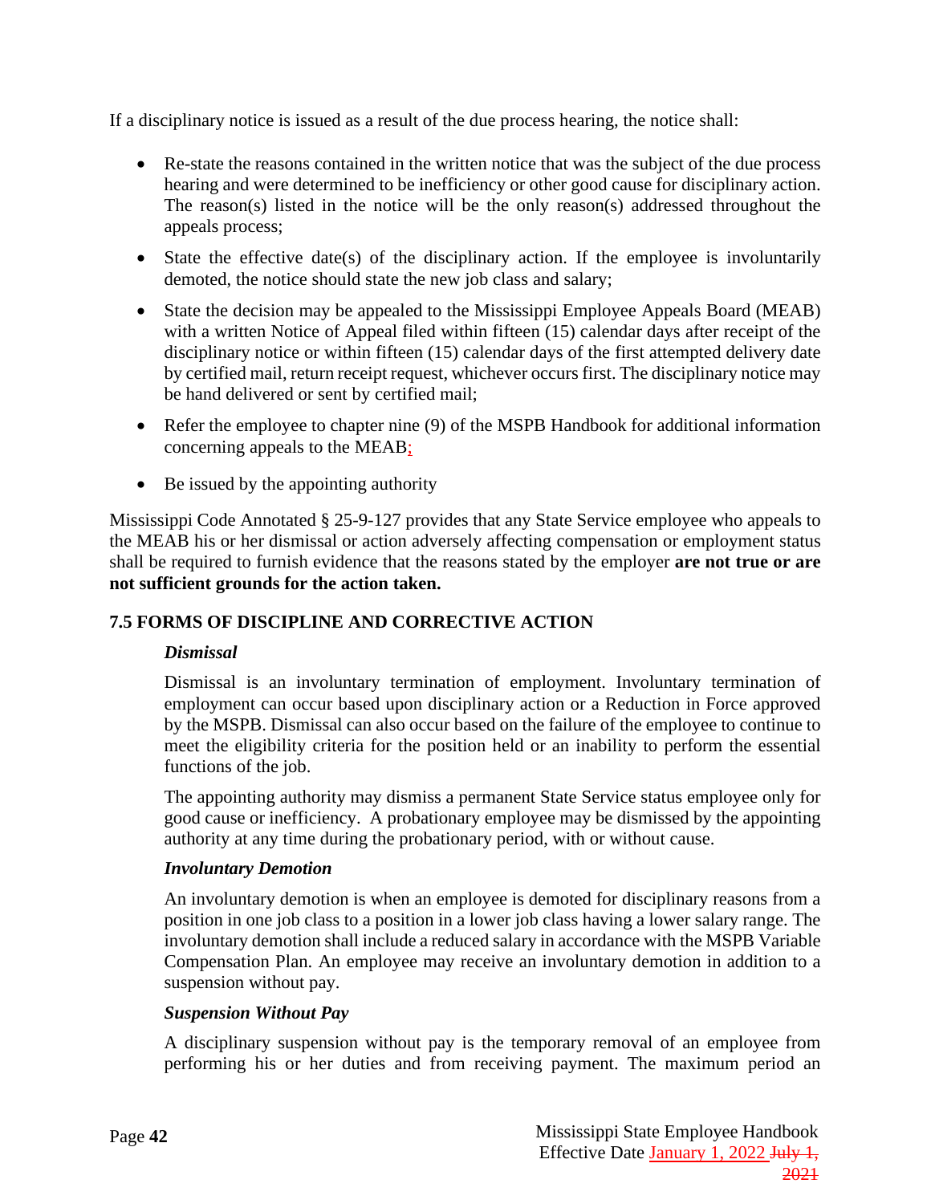If a disciplinary notice is issued as a result of the due process hearing, the notice shall:

- Re-state the reasons contained in the written notice that was the subject of the due process hearing and were determined to be inefficiency or other good cause for disciplinary action. The reason(s) listed in the notice will be the only reason(s) addressed throughout the appeals process;
- State the effective date(s) of the disciplinary action. If the employee is involuntarily demoted, the notice should state the new job class and salary;
- State the decision may be appealed to the Mississippi Employee Appeals Board (MEAB) with a written Notice of Appeal filed within fifteen (15) calendar days after receipt of the disciplinary notice or within fifteen (15) calendar days of the first attempted delivery date by certified mail, return receipt request, whichever occurs first. The disciplinary notice may be hand delivered or sent by certified mail;
- Refer the employee to chapter nine (9) of the MSPB Handbook for additional information concerning appeals to the MEAB;
- Be issued by the appointing authority

Mississippi Code Annotated § 25-9-127 provides that any State Service employee who appeals to the MEAB his or her dismissal or action adversely affecting compensation or employment status shall be required to furnish evidence that the reasons stated by the employer **are not true or are not sufficient grounds for the action taken.**

## 7.5 FORMS OF DISCIPLINE AND CORRECTIVE ACTION

***Dismissal***

Dismissal is an involuntary termination of employment. Involuntary termination of employment can occur based upon disciplinary action or a Reduction in Force approved by the MSPB. Dismissal can also occur based on the failure of the employee to continue to meet the eligibility criteria for the position held or an inability to perform the essential functions of the job.

The appointing authority may dismiss a permanent State Service status employee only for good cause or inefficiency. A probationary employee may be dismissed by the appointing authority at any time during the probationary period, with or without cause.

***Involuntary Demotion***

An involuntary demotion is when an employee is demoted for disciplinary reasons from a position in one job class to a position in a lower job class having a lower salary range. The involuntary demotion shall include a reduced salary in accordance with the MSPB Variable Compensation Plan. An employee may receive an involuntary demotion in addition to a suspension without pay.

***Suspension Without Pay***

A disciplinary suspension without pay is the temporary removal of an employee from performing his or her duties and from receiving payment. The maximum period an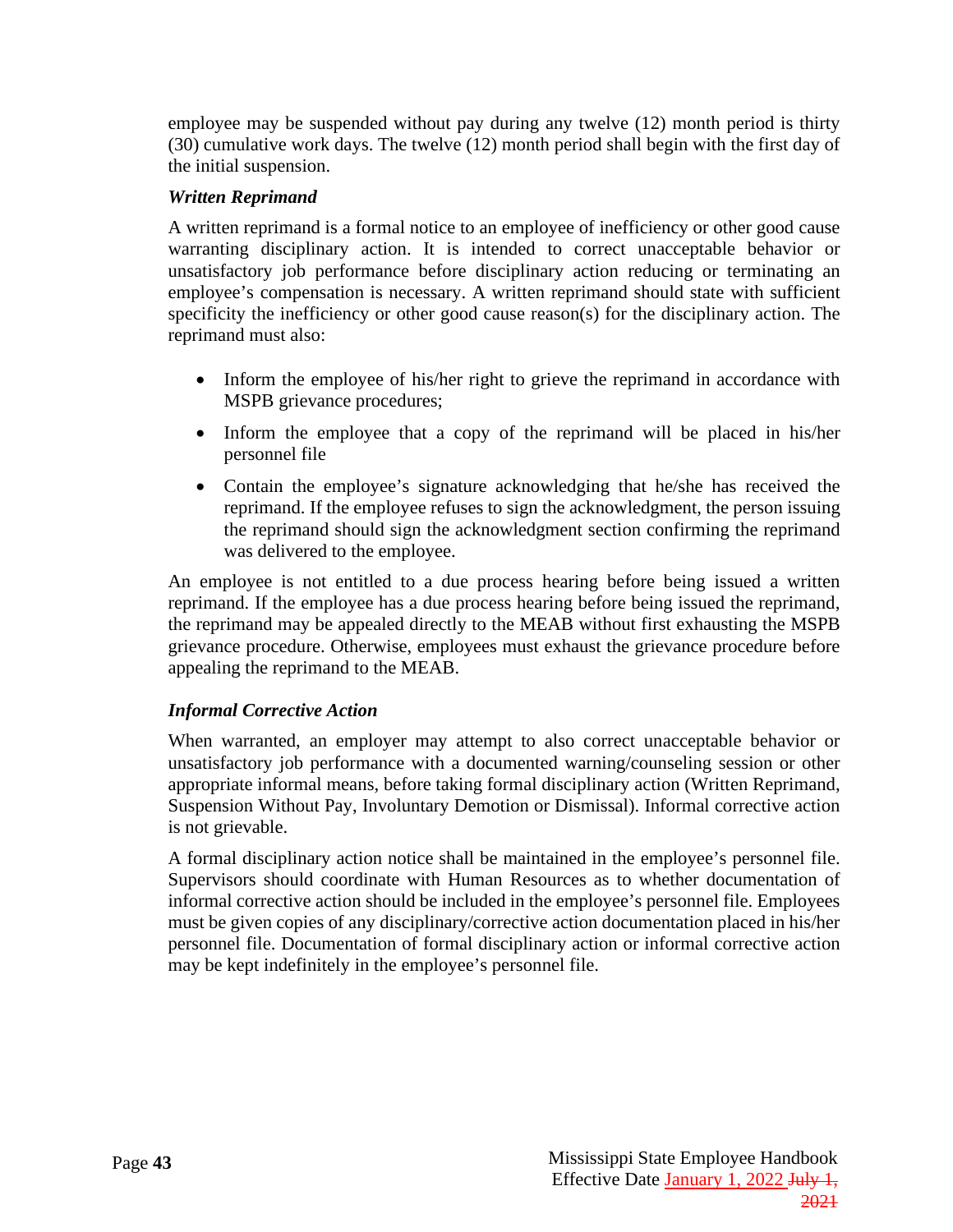employee may be suspended without pay during any twelve (12) month period is thirty (30) cumulative work days. The twelve (12) month period shall begin with the first day of the initial suspension.

***Written Reprimand***

A written reprimand is a formal notice to an employee of inefficiency or other good cause warranting disciplinary action. It is intended to correct unacceptable behavior or unsatisfactory job performance before disciplinary action reducing or terminating an employee's compensation is necessary. A written reprimand should state with sufficient specificity the inefficiency or other good cause reason(s) for the disciplinary action. The reprimand must also:

- Inform the employee of his/her right to grieve the reprimand in accordance with MSPB grievance procedures;
- Inform the employee that a copy of the reprimand will be placed in his/her personnel file
- Contain the employee's signature acknowledging that he/she has received the reprimand. If the employee refuses to sign the acknowledgment, the person issuing the reprimand should sign the acknowledgment section confirming the reprimand was delivered to the employee.

An employee is not entitled to a due process hearing before being issued a written reprimand. If the employee has a due process hearing before being issued the reprimand, the reprimand may be appealed directly to the MEAB without first exhausting the MSPB grievance procedure. Otherwise, employees must exhaust the grievance procedure before appealing the reprimand to the MEAB.

***Informal Corrective Action***

When warranted, an employer may attempt to also correct unacceptable behavior or unsatisfactory job performance with a documented warning/counseling session or other appropriate informal means, before taking formal disciplinary action (Written Reprimand, Suspension Without Pay, Involuntary Demotion or Dismissal). Informal corrective action is not grievable.

A formal disciplinary action notice shall be maintained in the employee's personnel file. Supervisors should coordinate with Human Resources as to whether documentation of informal corrective action should be included in the employee's personnel file. Employees must be given copies of any disciplinary/corrective action documentation placed in his/her personnel file. Documentation of formal disciplinary action or informal corrective action may be kept indefinitely in the employee's personnel file.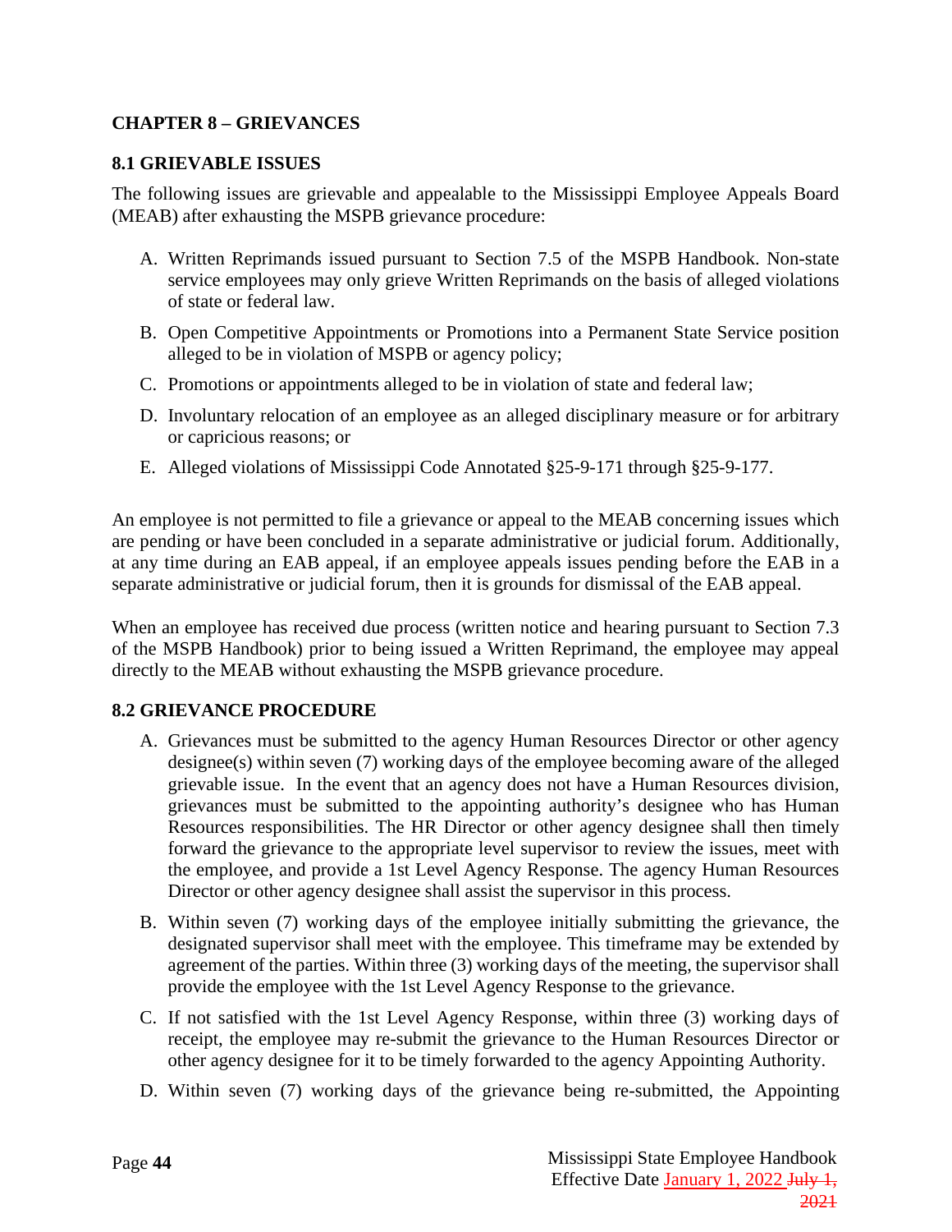# CHAPTER 8 – GRIEVANCES

## 8.1 GRIEVABLE ISSUES

The following issues are grievable and appealable to the Mississippi Employee Appeals Board (MEAB) after exhausting the MSPB grievance procedure:

A. Written Reprimands issued pursuant to Section 7.5 of the MSPB Handbook. Non-state service employees may only grieve Written Reprimands on the basis of alleged violations of state or federal law.

B. Open Competitive Appointments or Promotions into a Permanent State Service position alleged to be in violation of MSPB or agency policy;

C. Promotions or appointments alleged to be in violation of state and federal law;

D. Involuntary relocation of an employee as an alleged disciplinary measure or for arbitrary or capricious reasons; or

E. Alleged violations of Mississippi Code Annotated §25-9-171 through §25-9-177.

An employee is not permitted to file a grievance or appeal to the MEAB concerning issues which are pending or have been concluded in a separate administrative or judicial forum. Additionally, at any time during an EAB appeal, if an employee appeals issues pending before the EAB in a separate administrative or judicial forum, then it is grounds for dismissal of the EAB appeal.

When an employee has received due process (written notice and hearing pursuant to Section 7.3 of the MSPB Handbook) prior to being issued a Written Reprimand, the employee may appeal directly to the MEAB without exhausting the MSPB grievance procedure.

## 8.2 GRIEVANCE PROCEDURE

A. Grievances must be submitted to the agency Human Resources Director or other agency designee(s) within seven (7) working days of the employee becoming aware of the alleged grievable issue. In the event that an agency does not have a Human Resources division, grievances must be submitted to the appointing authority's designee who has Human Resources responsibilities. The HR Director or other agency designee shall then timely forward the grievance to the appropriate level supervisor to review the issues, meet with the employee, and provide a 1st Level Agency Response. The agency Human Resources Director or other agency designee shall assist the supervisor in this process.

B. Within seven (7) working days of the employee initially submitting the grievance, the designated supervisor shall meet with the employee. This timeframe may be extended by agreement of the parties. Within three (3) working days of the meeting, the supervisor shall provide the employee with the 1st Level Agency Response to the grievance.

C. If not satisfied with the 1st Level Agency Response, within three (3) working days of receipt, the employee may re-submit the grievance to the Human Resources Director or other agency designee for it to be timely forwarded to the agency Appointing Authority.

D. Within seven (7) working days of the grievance being re-submitted, the Appointing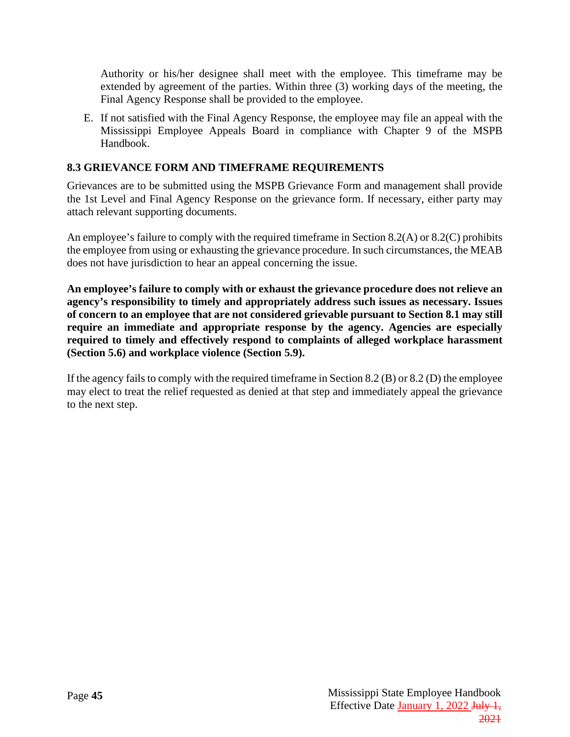Authority or his/her designee shall meet with the employee. This timeframe may be extended by agreement of the parties. Within three (3) working days of the meeting, the Final Agency Response shall be provided to the employee.

E. If not satisfied with the Final Agency Response, the employee may file an appeal with the Mississippi Employee Appeals Board in compliance with Chapter 9 of the MSPB Handbook.

### 8.3 GRIEVANCE FORM AND TIMEFRAME REQUIREMENTS

Grievances are to be submitted using the MSPB Grievance Form and management shall provide the 1st Level and Final Agency Response on the grievance form. If necessary, either party may attach relevant supporting documents.

An employee's failure to comply with the required timeframe in Section 8.2(A) or 8.2(C) prohibits the employee from using or exhausting the grievance procedure. In such circumstances, the MEAB does not have jurisdiction to hear an appeal concerning the issue.

**An employee's failure to comply with or exhaust the grievance procedure does not relieve an agency's responsibility to timely and appropriately address such issues as necessary. Issues of concern to an employee that are not considered grievable pursuant to Section 8.1 may still require an immediate and appropriate response by the agency. Agencies are especially required to timely and effectively respond to complaints of alleged workplace harassment (Section 5.6) and workplace violence (Section 5.9).**

If the agency fails to comply with the required timeframe in Section 8.2 (B) or 8.2 (D) the employee may elect to treat the relief requested as denied at that step and immediately appeal the grievance to the next step.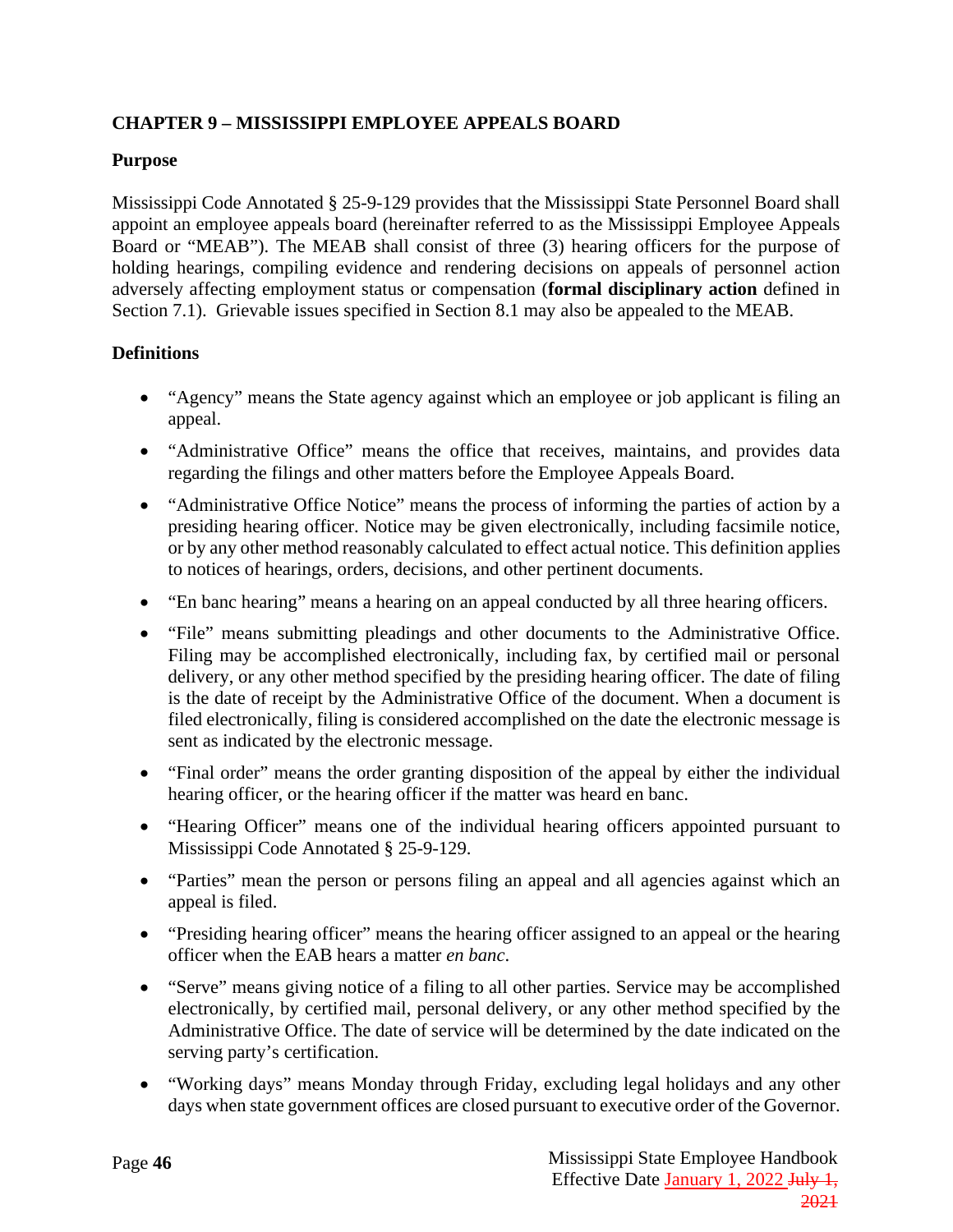## CHAPTER 9 – MISSISSIPPI EMPLOYEE APPEALS BOARD

### Purpose

Mississippi Code Annotated § 25-9-129 provides that the Mississippi State Personnel Board shall appoint an employee appeals board (hereinafter referred to as the Mississippi Employee Appeals Board or "MEAB"). The MEAB shall consist of three (3) hearing officers for the purpose of holding hearings, compiling evidence and rendering decisions on appeals of personnel action adversely affecting employment status or compensation (**formal disciplinary action** defined in Section 7.1). Grievable issues specified in Section 8.1 may also be appealed to the MEAB.

### Definitions

- "Agency" means the State agency against which an employee or job applicant is filing an appeal.
- "Administrative Office" means the office that receives, maintains, and provides data regarding the filings and other matters before the Employee Appeals Board.
- "Administrative Office Notice" means the process of informing the parties of action by a presiding hearing officer. Notice may be given electronically, including facsimile notice, or by any other method reasonably calculated to effect actual notice. This definition applies to notices of hearings, orders, decisions, and other pertinent documents.
- "En banc hearing" means a hearing on an appeal conducted by all three hearing officers.
- "File" means submitting pleadings and other documents to the Administrative Office. Filing may be accomplished electronically, including fax, by certified mail or personal delivery, or any other method specified by the presiding hearing officer. The date of filing is the date of receipt by the Administrative Office of the document. When a document is filed electronically, filing is considered accomplished on the date the electronic message is sent as indicated by the electronic message.
- "Final order" means the order granting disposition of the appeal by either the individual hearing officer, or the hearing officer if the matter was heard en banc.
- "Hearing Officer" means one of the individual hearing officers appointed pursuant to Mississippi Code Annotated § 25-9-129.
- "Parties" mean the person or persons filing an appeal and all agencies against which an appeal is filed.
- "Presiding hearing officer" means the hearing officer assigned to an appeal or the hearing officer when the EAB hears a matter *en banc*.
- "Serve" means giving notice of a filing to all other parties. Service may be accomplished electronically, by certified mail, personal delivery, or any other method specified by the Administrative Office. The date of service will be determined by the date indicated on the serving party's certification.
- "Working days" means Monday through Friday, excluding legal holidays and any other days when state government offices are closed pursuant to executive order of the Governor.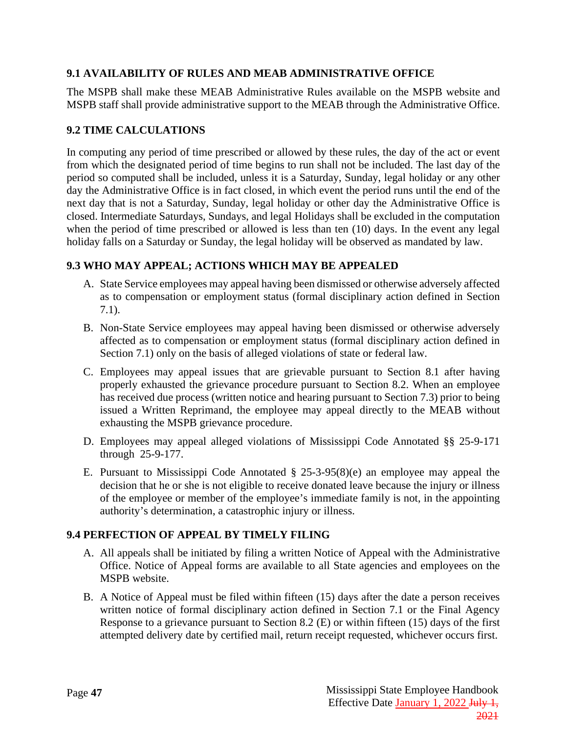### 9.1 AVAILABILITY OF RULES AND MEAB ADMINISTRATIVE OFFICE

The MSPB shall make these MEAB Administrative Rules available on the MSPB website and MSPB staff shall provide administrative support to the MEAB through the Administrative Office.

### 9.2 TIME CALCULATIONS

In computing any period of time prescribed or allowed by these rules, the day of the act or event from which the designated period of time begins to run shall not be included. The last day of the period so computed shall be included, unless it is a Saturday, Sunday, legal holiday or any other day the Administrative Office is in fact closed, in which event the period runs until the end of the next day that is not a Saturday, Sunday, legal holiday or other day the Administrative Office is closed. Intermediate Saturdays, Sundays, and legal Holidays shall be excluded in the computation when the period of time prescribed or allowed is less than ten (10) days. In the event any legal holiday falls on a Saturday or Sunday, the legal holiday will be observed as mandated by law.

### 9.3 WHO MAY APPEAL; ACTIONS WHICH MAY BE APPEALED

A. State Service employees may appeal having been dismissed or otherwise adversely affected as to compensation or employment status (formal disciplinary action defined in Section 7.1).

B. Non-State Service employees may appeal having been dismissed or otherwise adversely affected as to compensation or employment status (formal disciplinary action defined in Section 7.1) only on the basis of alleged violations of state or federal law.

C. Employees may appeal issues that are grievable pursuant to Section 8.1 after having properly exhausted the grievance procedure pursuant to Section 8.2. When an employee has received due process (written notice and hearing pursuant to Section 7.3) prior to being issued a Written Reprimand, the employee may appeal directly to the MEAB without exhausting the MSPB grievance procedure.

D. Employees may appeal alleged violations of Mississippi Code Annotated §§ 25-9-171 through 25-9-177.

E. Pursuant to Mississippi Code Annotated § 25-3-95(8)(e) an employee may appeal the decision that he or she is not eligible to receive donated leave because the injury or illness of the employee or member of the employee's immediate family is not, in the appointing authority's determination, a catastrophic injury or illness.

### 9.4 PERFECTION OF APPEAL BY TIMELY FILING

A. All appeals shall be initiated by filing a written Notice of Appeal with the Administrative Office. Notice of Appeal forms are available to all State agencies and employees on the MSPB website.

B. A Notice of Appeal must be filed within fifteen (15) days after the date a person receives written notice of formal disciplinary action defined in Section 7.1 or the Final Agency Response to a grievance pursuant to Section 8.2 (E) or within fifteen (15) days of the first attempted delivery date by certified mail, return receipt requested, whichever occurs first.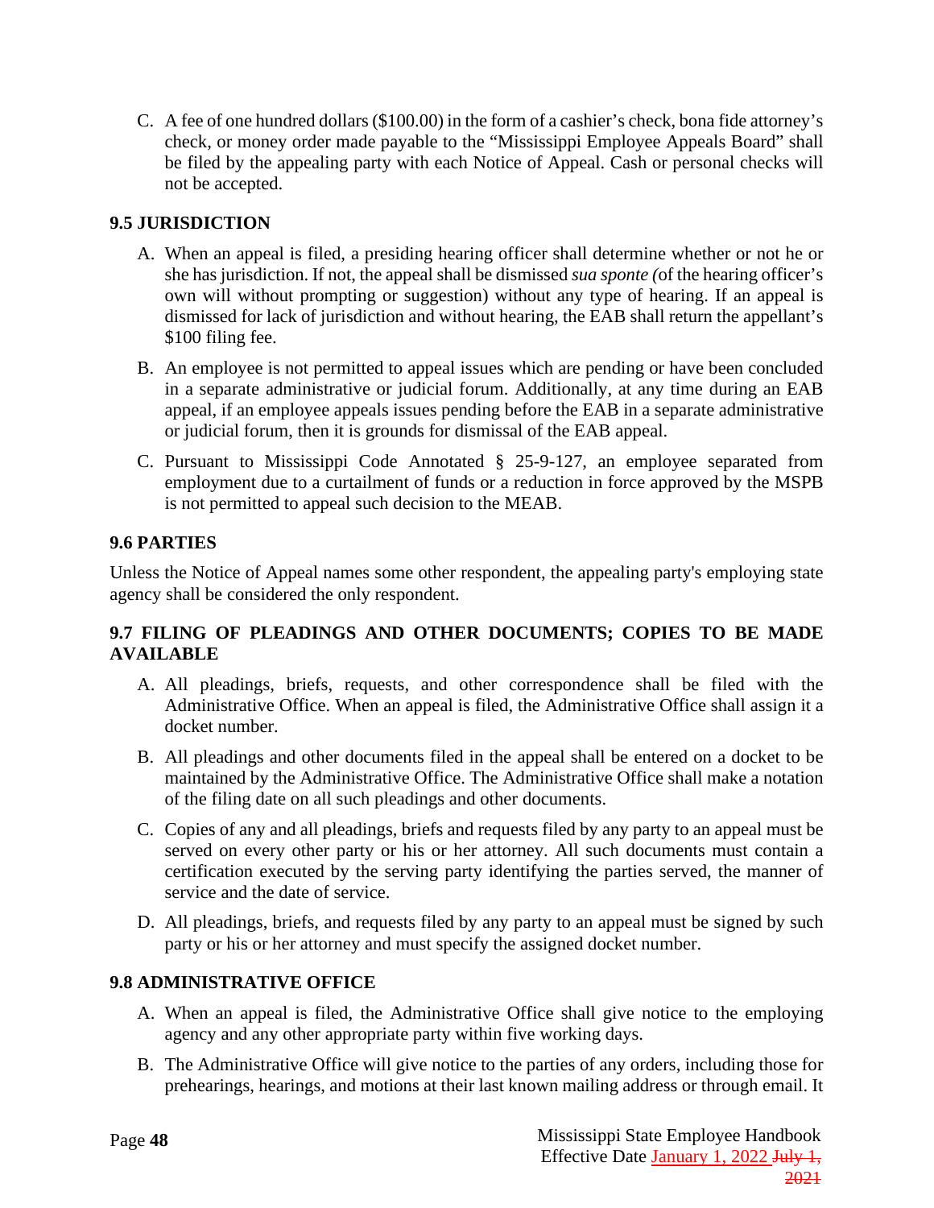C. A fee of one hundred dollars ($100.00) in the form of a cashier's check, bona fide attorney's check, or money order made payable to the "Mississippi Employee Appeals Board" shall be filed by the appealing party with each Notice of Appeal. Cash or personal checks will not be accepted.

### 9.5 JURISDICTION

A. When an appeal is filed, a presiding hearing officer shall determine whether or not he or she has jurisdiction. If not, the appeal shall be dismissed *sua sponte (*of the hearing officer's own will without prompting or suggestion) without any type of hearing. If an appeal is dismissed for lack of jurisdiction and without hearing, the EAB shall return the appellant's $100 filing fee.

B. An employee is not permitted to appeal issues which are pending or have been concluded in a separate administrative or judicial forum. Additionally, at any time during an EAB appeal, if an employee appeals issues pending before the EAB in a separate administrative or judicial forum, then it is grounds for dismissal of the EAB appeal.

C. Pursuant to Mississippi Code Annotated § 25-9-127, an employee separated from employment due to a curtailment of funds or a reduction in force approved by the MSPB is not permitted to appeal such decision to the MEAB.

### 9.6 PARTIES

Unless the Notice of Appeal names some other respondent, the appealing party's employing state agency shall be considered the only respondent.

### 9.7 FILING OF PLEADINGS AND OTHER DOCUMENTS; COPIES TO BE MADE AVAILABLE

A. All pleadings, briefs, requests, and other correspondence shall be filed with the Administrative Office. When an appeal is filed, the Administrative Office shall assign it a docket number.

B. All pleadings and other documents filed in the appeal shall be entered on a docket to be maintained by the Administrative Office. The Administrative Office shall make a notation of the filing date on all such pleadings and other documents.

C. Copies of any and all pleadings, briefs and requests filed by any party to an appeal must be served on every other party or his or her attorney. All such documents must contain a certification executed by the serving party identifying the parties served, the manner of service and the date of service.

D. All pleadings, briefs, and requests filed by any party to an appeal must be signed by such party or his or her attorney and must specify the assigned docket number.

### 9.8 ADMINISTRATIVE OFFICE

A. When an appeal is filed, the Administrative Office shall give notice to the employing agency and any other appropriate party within five working days.

B. The Administrative Office will give notice to the parties of any orders, including those for prehearings, hearings, and motions at their last known mailing address or through email. It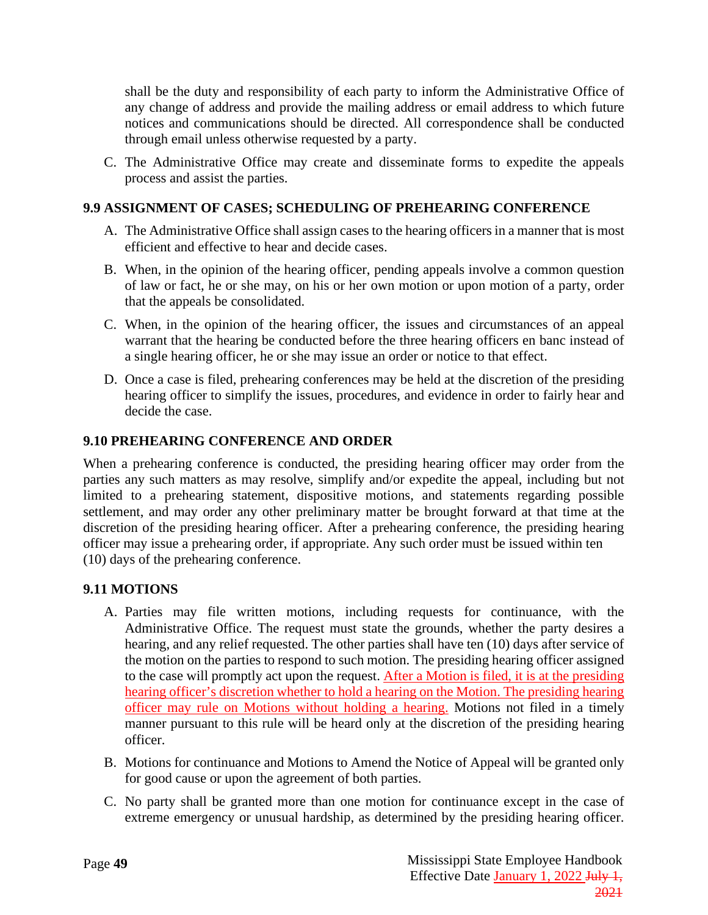shall be the duty and responsibility of each party to inform the Administrative Office of any change of address and provide the mailing address or email address to which future notices and communications should be directed. All correspondence shall be conducted through email unless otherwise requested by a party.

C. The Administrative Office may create and disseminate forms to expedite the appeals process and assist the parties.

### 9.9 ASSIGNMENT OF CASES; SCHEDULING OF PREHEARING CONFERENCE

A. The Administrative Office shall assign cases to the hearing officers in a manner that is most efficient and effective to hear and decide cases.

B. When, in the opinion of the hearing officer, pending appeals involve a common question of law or fact, he or she may, on his or her own motion or upon motion of a party, order that the appeals be consolidated.

C. When, in the opinion of the hearing officer, the issues and circumstances of an appeal warrant that the hearing be conducted before the three hearing officers en banc instead of a single hearing officer, he or she may issue an order or notice to that effect.

D. Once a case is filed, prehearing conferences may be held at the discretion of the presiding hearing officer to simplify the issues, procedures, and evidence in order to fairly hear and decide the case.

### 9.10 PREHEARING CONFERENCE AND ORDER

When a prehearing conference is conducted, the presiding hearing officer may order from the parties any such matters as may resolve, simplify and/or expedite the appeal, including but not limited to a prehearing statement, dispositive motions, and statements regarding possible settlement, and may order any other preliminary matter be brought forward at that time at the discretion of the presiding hearing officer. After a prehearing conference, the presiding hearing officer may issue a prehearing order, if appropriate. Any such order must be issued within ten (10) days of the prehearing conference.

### 9.11 MOTIONS

A. Parties may file written motions, including requests for continuance, with the Administrative Office. The request must state the grounds, whether the party desires a hearing, and any relief requested. The other parties shall have ten (10) days after service of the motion on the parties to respond to such motion. The presiding hearing officer assigned to the case will promptly act upon the request. After a Motion is filed, it is at the presiding hearing officer's discretion whether to hold a hearing on the Motion. The presiding hearing officer may rule on Motions without holding a hearing. Motions not filed in a timely manner pursuant to this rule will be heard only at the discretion of the presiding hearing officer.

B. Motions for continuance and Motions to Amend the Notice of Appeal will be granted only for good cause or upon the agreement of both parties.

C. No party shall be granted more than one motion for continuance except in the case of extreme emergency or unusual hardship, as determined by the presiding hearing officer.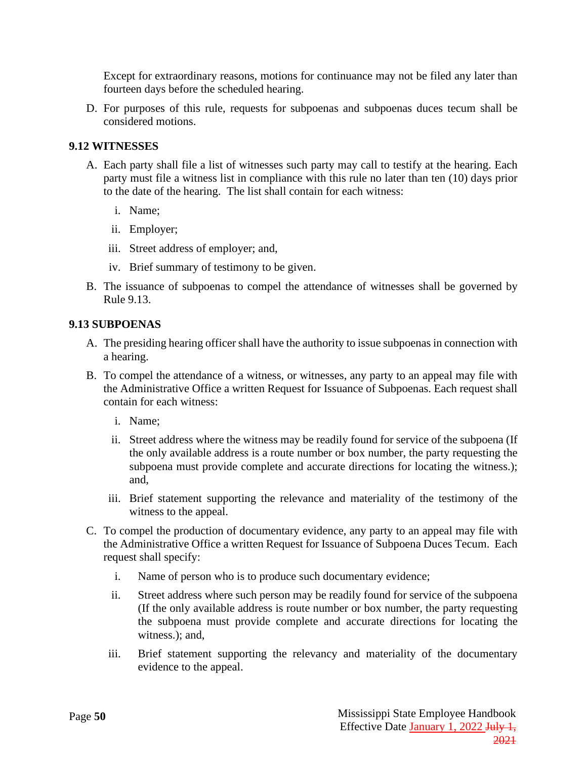Except for extraordinary reasons, motions for continuance may not be filed any later than fourteen days before the scheduled hearing.

D. For purposes of this rule, requests for subpoenas and subpoenas duces tecum shall be considered motions.

### 9.12 WITNESSES

A. Each party shall file a list of witnesses such party may call to testify at the hearing. Each party must file a witness list in compliance with this rule no later than ten (10) days prior to the date of the hearing. The list shall contain for each witness:

   i. Name;

   ii. Employer;

   iii. Street address of employer; and,

   iv. Brief summary of testimony to be given.

B. The issuance of subpoenas to compel the attendance of witnesses shall be governed by Rule 9.13.

### 9.13 SUBPOENAS

A. The presiding hearing officer shall have the authority to issue subpoenas in connection with a hearing.

B. To compel the attendance of a witness, or witnesses, any party to an appeal may file with the Administrative Office a written Request for Issuance of Subpoenas. Each request shall contain for each witness:

   i. Name;

   ii. Street address where the witness may be readily found for service of the subpoena (If the only available address is a route number or box number, the party requesting the subpoena must provide complete and accurate directions for locating the witness.); and,

   iii. Brief statement supporting the relevance and materiality of the testimony of the witness to the appeal.

C. To compel the production of documentary evidence, any party to an appeal may file with the Administrative Office a written Request for Issuance of Subpoena Duces Tecum. Each request shall specify:

   i. Name of person who is to produce such documentary evidence;

   ii. Street address where such person may be readily found for service of the subpoena (If the only available address is route number or box number, the party requesting the subpoena must provide complete and accurate directions for locating the witness.); and,

   iii. Brief statement supporting the relevancy and materiality of the documentary evidence to the appeal.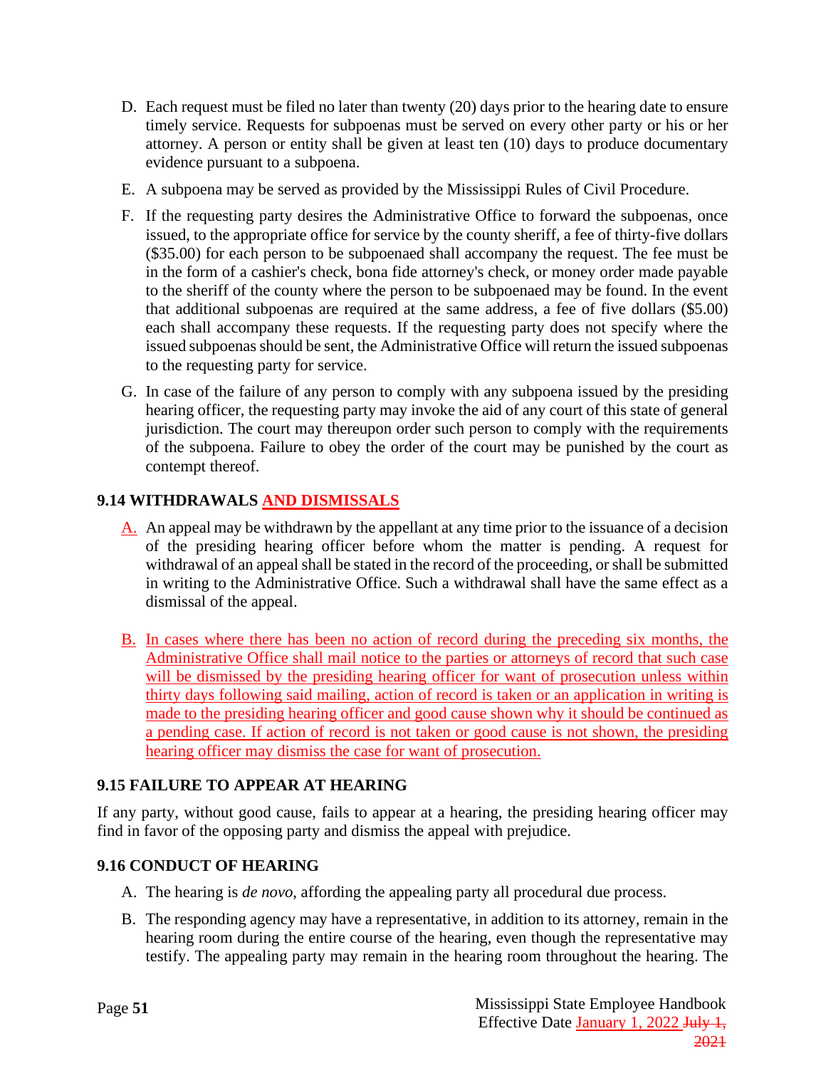D. Each request must be filed no later than twenty (20) days prior to the hearing date to ensure timely service. Requests for subpoenas must be served on every other party or his or her attorney. A person or entity shall be given at least ten (10) days to produce documentary evidence pursuant to a subpoena.

E. A subpoena may be served as provided by the Mississippi Rules of Civil Procedure.

F. If the requesting party desires the Administrative Office to forward the subpoenas, once issued, to the appropriate office for service by the county sheriff, a fee of thirty-five dollars ($35.00) for each person to be subpoenaed shall accompany the request. The fee must be in the form of a cashier's check, bona fide attorney's check, or money order made payable to the sheriff of the county where the person to be subpoenaed may be found. In the event that additional subpoenas are required at the same address, a fee of five dollars ($5.00) each shall accompany these requests. If the requesting party does not specify where the issued subpoenas should be sent, the Administrative Office will return the issued subpoenas to the requesting party for service.

G. In case of the failure of any person to comply with any subpoena issued by the presiding hearing officer, the requesting party may invoke the aid of any court of this state of general jurisdiction. The court may thereupon order such person to comply with the requirements of the subpoena. Failure to obey the order of the court may be punished by the court as contempt thereof.

### 9.14 WITHDRAWALS AND DISMISSALS

A. An appeal may be withdrawn by the appellant at any time prior to the issuance of a decision of the presiding hearing officer before whom the matter is pending. A request for withdrawal of an appeal shall be stated in the record of the proceeding, or shall be submitted in writing to the Administrative Office. Such a withdrawal shall have the same effect as a dismissal of the appeal.

B. In cases where there has been no action of record during the preceding six months, the Administrative Office shall mail notice to the parties or attorneys of record that such case will be dismissed by the presiding hearing officer for want of prosecution unless within thirty days following said mailing, action of record is taken or an application in writing is made to the presiding hearing officer and good cause shown why it should be continued as a pending case. If action of record is not taken or good cause is not shown, the presiding hearing officer may dismiss the case for want of prosecution.

### 9.15 FAILURE TO APPEAR AT HEARING

If any party, without good cause, fails to appear at a hearing, the presiding hearing officer may find in favor of the opposing party and dismiss the appeal with prejudice.

### 9.16 CONDUCT OF HEARING

A. The hearing is *de novo*, affording the appealing party all procedural due process.

B. The responding agency may have a representative, in addition to its attorney, remain in the hearing room during the entire course of the hearing, even though the representative may testify. The appealing party may remain in the hearing room throughout the hearing. The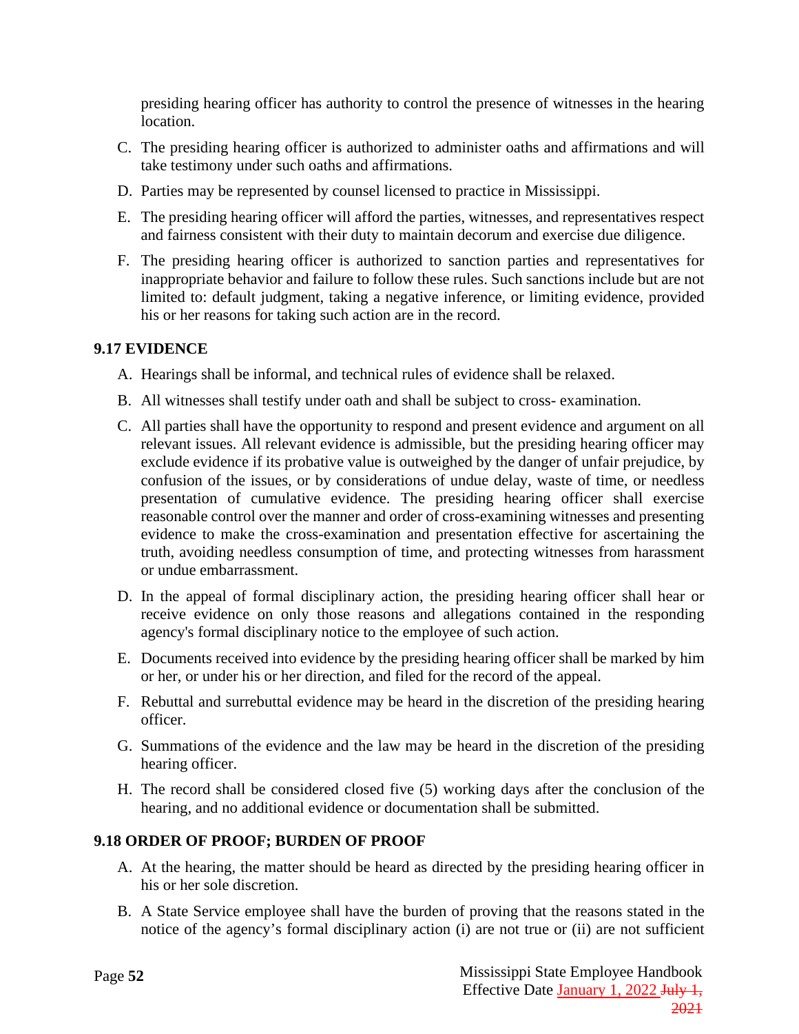presiding hearing officer has authority to control the presence of witnesses in the hearing location.

C. The presiding hearing officer is authorized to administer oaths and affirmations and will take testimony under such oaths and affirmations.

D. Parties may be represented by counsel licensed to practice in Mississippi.

E. The presiding hearing officer will afford the parties, witnesses, and representatives respect and fairness consistent with their duty to maintain decorum and exercise due diligence.

F. The presiding hearing officer is authorized to sanction parties and representatives for inappropriate behavior and failure to follow these rules. Such sanctions include but are not limited to: default judgment, taking a negative inference, or limiting evidence, provided his or her reasons for taking such action are in the record.

**9.17 EVIDENCE**

A. Hearings shall be informal, and technical rules of evidence shall be relaxed.

B. All witnesses shall testify under oath and shall be subject to cross- examination.

C. All parties shall have the opportunity to respond and present evidence and argument on all relevant issues. All relevant evidence is admissible, but the presiding hearing officer may exclude evidence if its probative value is outweighed by the danger of unfair prejudice, by confusion of the issues, or by considerations of undue delay, waste of time, or needless presentation of cumulative evidence. The presiding hearing officer shall exercise reasonable control over the manner and order of cross-examining witnesses and presenting evidence to make the cross-examination and presentation effective for ascertaining the truth, avoiding needless consumption of time, and protecting witnesses from harassment or undue embarrassment.

D. In the appeal of formal disciplinary action, the presiding hearing officer shall hear or receive evidence on only those reasons and allegations contained in the responding agency's formal disciplinary notice to the employee of such action.

E. Documents received into evidence by the presiding hearing officer shall be marked by him or her, or under his or her direction, and filed for the record of the appeal.

F. Rebuttal and surrebuttal evidence may be heard in the discretion of the presiding hearing officer.

G. Summations of the evidence and the law may be heard in the discretion of the presiding hearing officer.

H. The record shall be considered closed five (5) working days after the conclusion of the hearing, and no additional evidence or documentation shall be submitted.

**9.18 ORDER OF PROOF; BURDEN OF PROOF**

A. At the hearing, the matter should be heard as directed by the presiding hearing officer in his or her sole discretion.

B. A State Service employee shall have the burden of proving that the reasons stated in the notice of the agency's formal disciplinary action (i) are not true or (ii) are not sufficient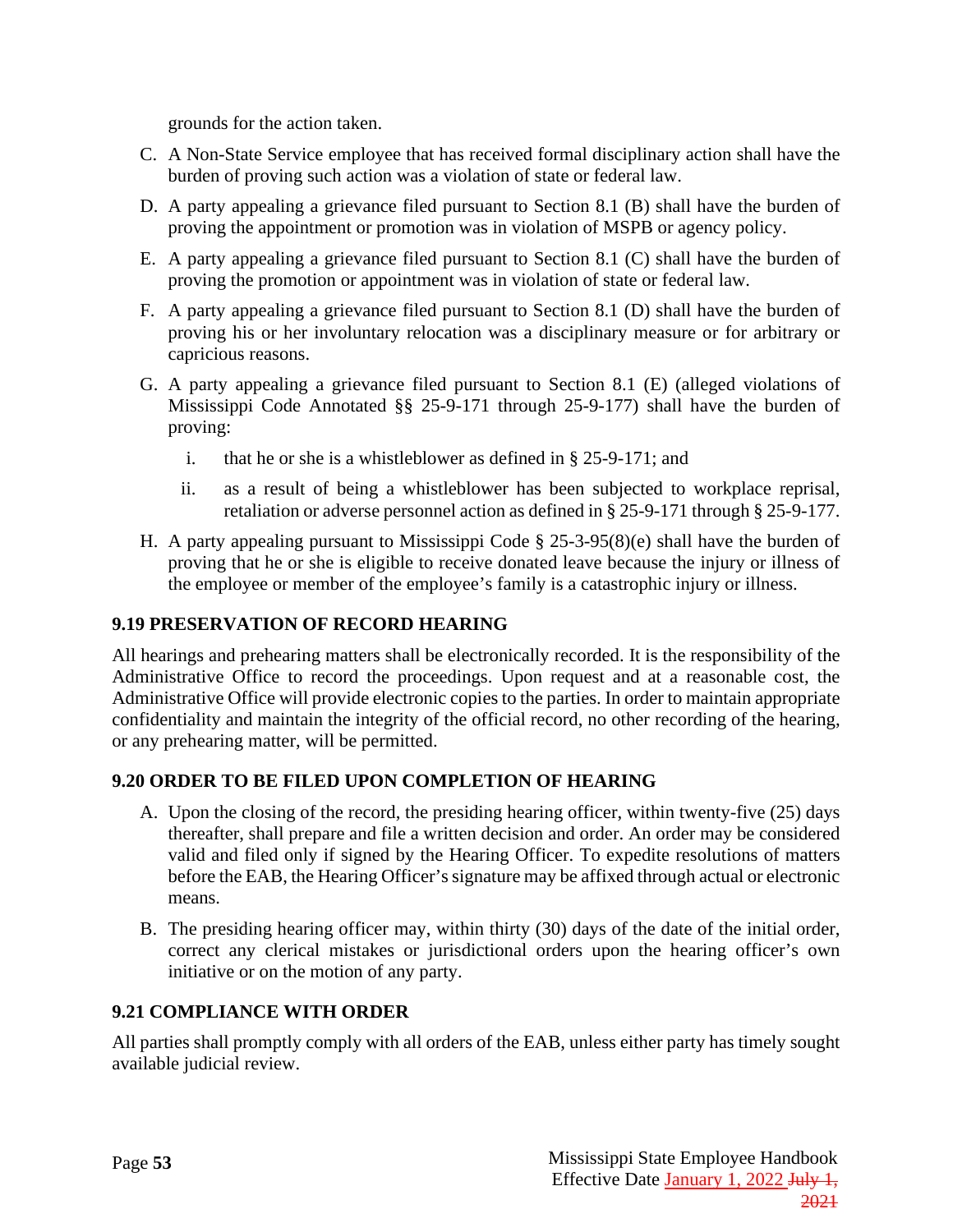grounds for the action taken.

C. A Non-State Service employee that has received formal disciplinary action shall have the burden of proving such action was a violation of state or federal law.

D. A party appealing a grievance filed pursuant to Section 8.1 (B) shall have the burden of proving the appointment or promotion was in violation of MSPB or agency policy.

E. A party appealing a grievance filed pursuant to Section 8.1 (C) shall have the burden of proving the promotion or appointment was in violation of state or federal law.

F. A party appealing a grievance filed pursuant to Section 8.1 (D) shall have the burden of proving his or her involuntary relocation was a disciplinary measure or for arbitrary or capricious reasons.

G. A party appealing a grievance filed pursuant to Section 8.1 (E) (alleged violations of Mississippi Code Annotated §§ 25-9-171 through 25-9-177) shall have the burden of proving:

   i. that he or she is a whistleblower as defined in § 25-9-171; and

   ii. as a result of being a whistleblower has been subjected to workplace reprisal, retaliation or adverse personnel action as defined in § 25-9-171 through § 25-9-177.

H. A party appealing pursuant to Mississippi Code § 25-3-95(8)(e) shall have the burden of proving that he or she is eligible to receive donated leave because the injury or illness of the employee or member of the employee's family is a catastrophic injury or illness.

### 9.19 PRESERVATION OF RECORD HEARING

All hearings and prehearing matters shall be electronically recorded. It is the responsibility of the Administrative Office to record the proceedings. Upon request and at a reasonable cost, the Administrative Office will provide electronic copies to the parties. In order to maintain appropriate confidentiality and maintain the integrity of the official record, no other recording of the hearing, or any prehearing matter, will be permitted.

### 9.20 ORDER TO BE FILED UPON COMPLETION OF HEARING

A. Upon the closing of the record, the presiding hearing officer, within twenty-five (25) days thereafter, shall prepare and file a written decision and order. An order may be considered valid and filed only if signed by the Hearing Officer. To expedite resolutions of matters before the EAB, the Hearing Officer's signature may be affixed through actual or electronic means.

B. The presiding hearing officer may, within thirty (30) days of the date of the initial order, correct any clerical mistakes or jurisdictional orders upon the hearing officer's own initiative or on the motion of any party.

### 9.21 COMPLIANCE WITH ORDER

All parties shall promptly comply with all orders of the EAB, unless either party has timely sought available judicial review.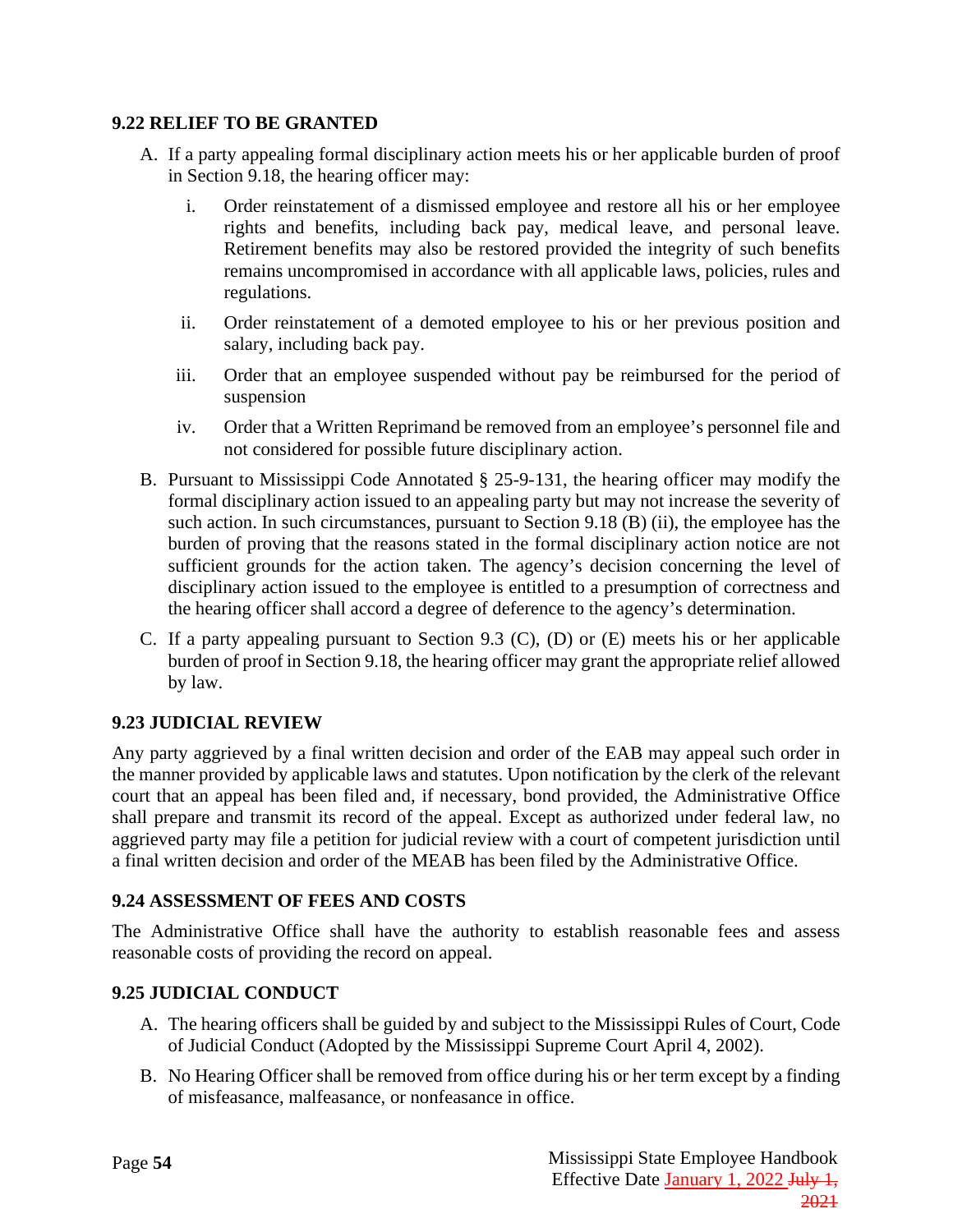### 9.22 RELIEF TO BE GRANTED

A. If a party appealing formal disciplinary action meets his or her applicable burden of proof in Section 9.18, the hearing officer may:

   i. Order reinstatement of a dismissed employee and restore all his or her employee rights and benefits, including back pay, medical leave, and personal leave. Retirement benefits may also be restored provided the integrity of such benefits remains uncompromised in accordance with all applicable laws, policies, rules and regulations.

   ii. Order reinstatement of a demoted employee to his or her previous position and salary, including back pay.

   iii. Order that an employee suspended without pay be reimbursed for the period of suspension

   iv. Order that a Written Reprimand be removed from an employee's personnel file and not considered for possible future disciplinary action.

B. Pursuant to Mississippi Code Annotated § 25-9-131, the hearing officer may modify the formal disciplinary action issued to an appealing party but may not increase the severity of such action. In such circumstances, pursuant to Section 9.18 (B) (ii), the employee has the burden of proving that the reasons stated in the formal disciplinary action notice are not sufficient grounds for the action taken. The agency's decision concerning the level of disciplinary action issued to the employee is entitled to a presumption of correctness and the hearing officer shall accord a degree of deference to the agency's determination.

C. If a party appealing pursuant to Section 9.3 (C), (D) or (E) meets his or her applicable burden of proof in Section 9.18, the hearing officer may grant the appropriate relief allowed by law.

### 9.23 JUDICIAL REVIEW

Any party aggrieved by a final written decision and order of the EAB may appeal such order in the manner provided by applicable laws and statutes. Upon notification by the clerk of the relevant court that an appeal has been filed and, if necessary, bond provided, the Administrative Office shall prepare and transmit its record of the appeal. Except as authorized under federal law, no aggrieved party may file a petition for judicial review with a court of competent jurisdiction until a final written decision and order of the MEAB has been filed by the Administrative Office.

### 9.24 ASSESSMENT OF FEES AND COSTS

The Administrative Office shall have the authority to establish reasonable fees and assess reasonable costs of providing the record on appeal.

### 9.25 JUDICIAL CONDUCT

A. The hearing officers shall be guided by and subject to the Mississippi Rules of Court, Code of Judicial Conduct (Adopted by the Mississippi Supreme Court April 4, 2002).

B. No Hearing Officer shall be removed from office during his or her term except by a finding of misfeasance, malfeasance, or nonfeasance in office.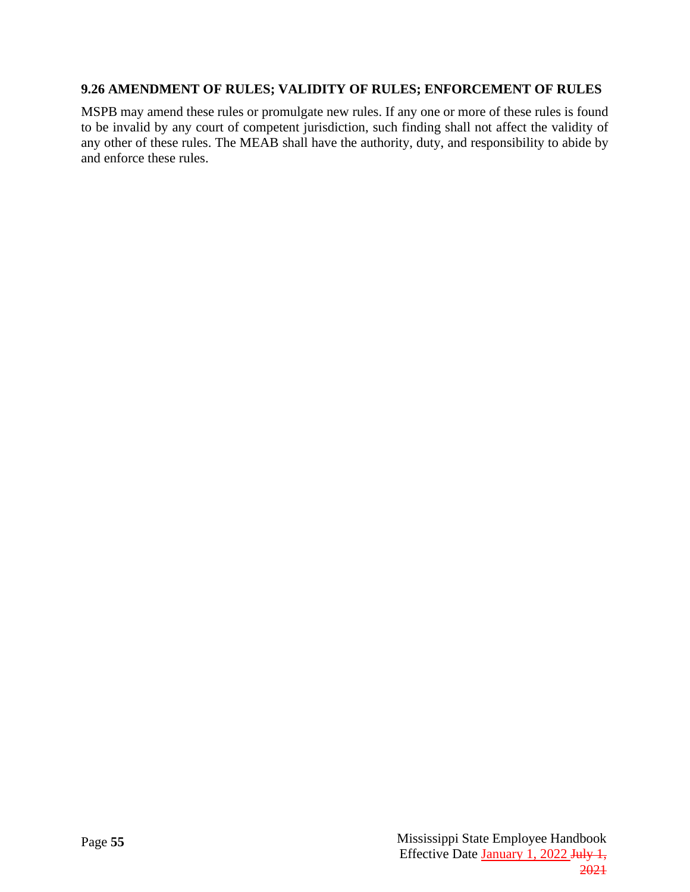### 9.26 AMENDMENT OF RULES; VALIDITY OF RULES; ENFORCEMENT OF RULES

MSPB may amend these rules or promulgate new rules. If any one or more of these rules is found to be invalid by any court of competent jurisdiction, such finding shall not affect the validity of any other of these rules. The MEAB shall have the authority, duty, and responsibility to abide by and enforce these rules.